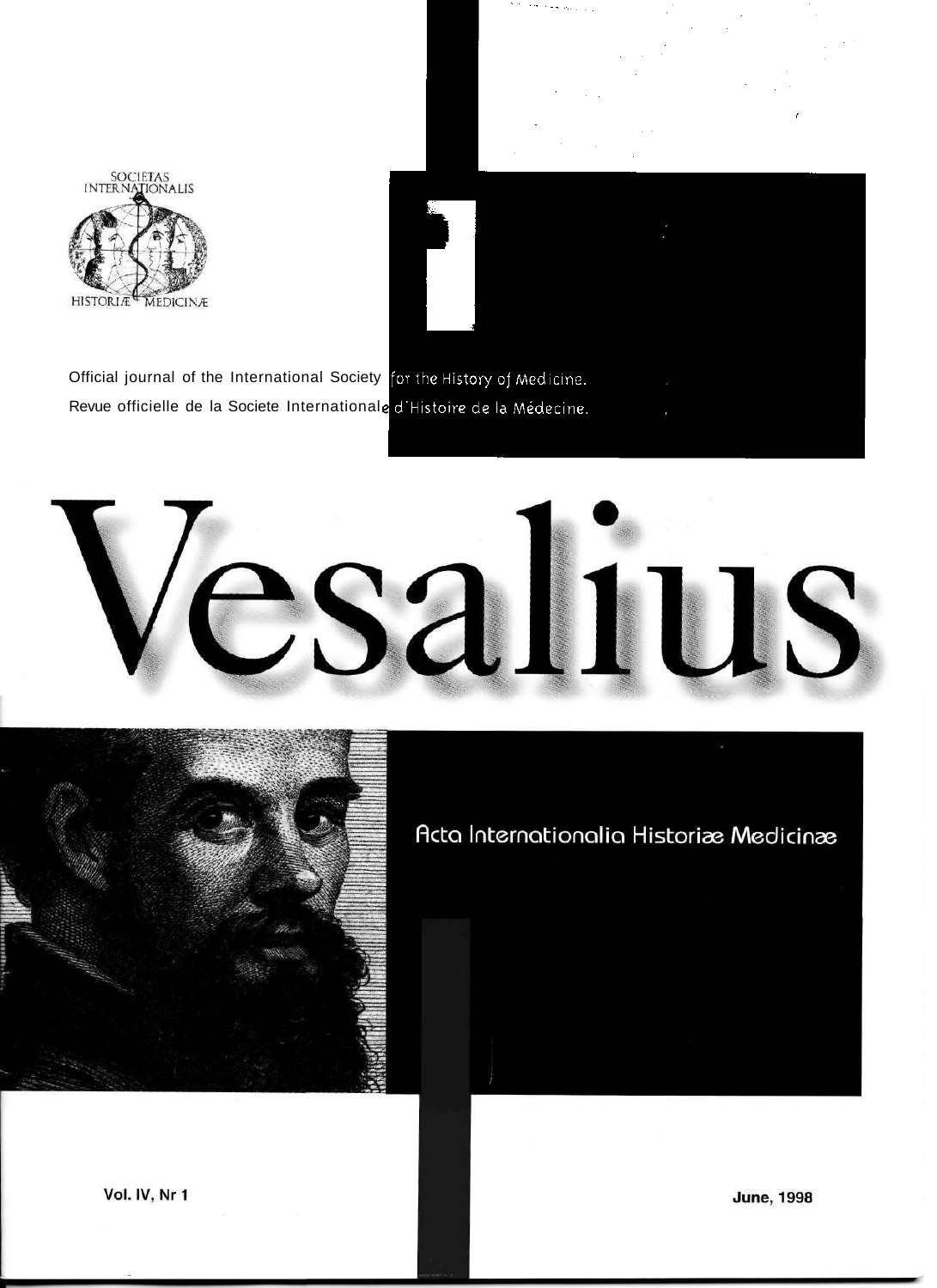SOCIETAS INTERNATIONALIS

HISTORIÆ MEDICINÆ

Official journal of the International Society for the History of Medicine.

Revue officielle de la Societe Internationale d'Histoire de la Médecine.

# Vesalius

Acta Internationalia Historiæ Medicinæ

**Vol. IV, Nr 1**

**June, 1998**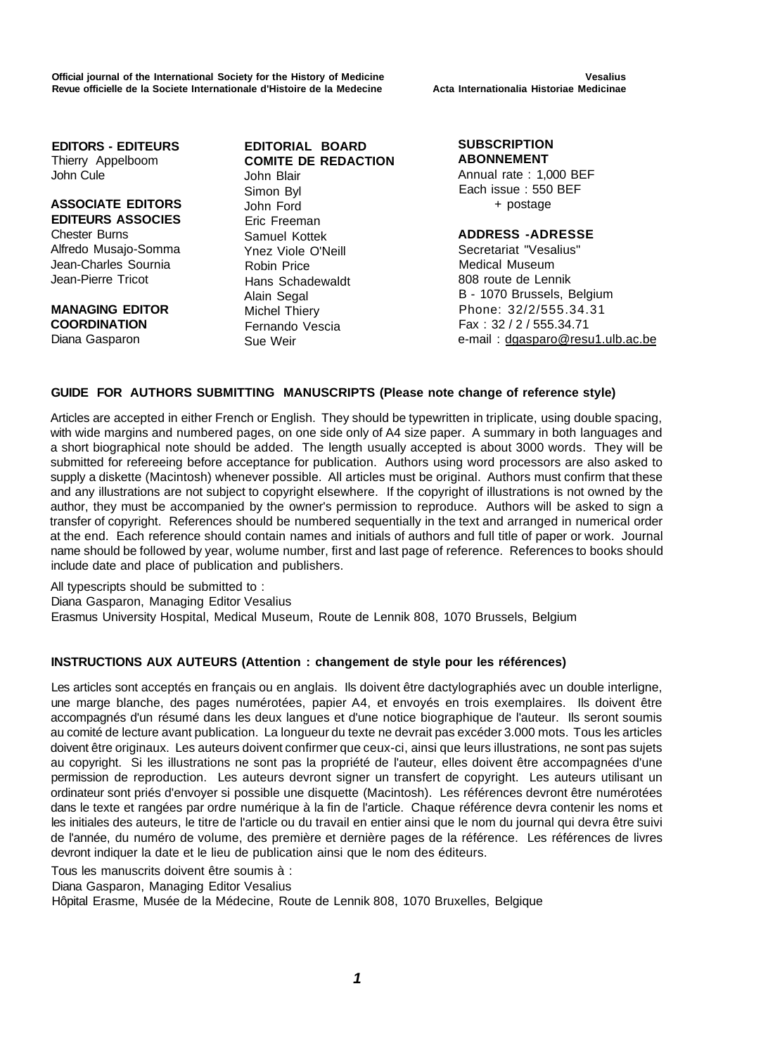**Official journal of the International Society for the History of Medicine**
**Revue officielle de la Societe Internationale d'Histoire de la Medecine**

**Vesalius**
**Acta Internationalia Historiae Medicinae**

**EDITORS - EDITEURS**
Thierry Appelboom
John Cule

**ASSOCIATE EDITORS**
**EDITEURS ASSOCIES**
Chester Burns
Alfredo Musajo-Somma
Jean-Charles Sournia
Jean-Pierre Tricot

**MANAGING EDITOR**
**COORDINATION**
Diana Gasparon

**EDITORIAL BOARD**
**COMITE DE REDACTION**
John Blair
Simon Byl
John Ford
Eric Freeman
Samuel Kottek
Ynez Viole O'Neill
Robin Price
Hans Schadewaldt
Alain Segal
Michel Thiery
Fernando Vescia
Sue Weir

**SUBSCRIPTION**
**ABONNEMENT**
Annual rate : 1,000 BEF
Each issue : 550 BEF
+ postage

**ADDRESS -ADRESSE**
Secretariat "Vesalius"
Medical Museum
808 route de Lennik
B - 1070 Brussels, Belgium
Phone: 32/2/555.34.31
Fax : 32 / 2 / 555.34.71
e-mail : dgasparo@resu1.ulb.ac.be

## GUIDE FOR AUTHORS SUBMITTING MANUSCRIPTS (Please note change of reference style)

Articles are accepted in either French or English. They should be typewritten in triplicate, using double spacing, with wide margins and numbered pages, on one side only of A4 size paper. A summary in both languages and a short biographical note should be added. The length usually accepted is about 3000 words. They will be submitted for refereeing before acceptance for publication. Authors using word processors are also asked to supply a diskette (Macintosh) whenever possible. All articles must be original. Authors must confirm that these and any illustrations are not subject to copyright elsewhere. If the copyright of illustrations is not owned by the author, they must be accompanied by the owner's permission to reproduce. Authors will be asked to sign a transfer of copyright. References should be numbered sequentially in the text and arranged in numerical order at the end. Each reference should contain names and initials of authors and full title of paper or work. Journal name should be followed by year, wolume number, first and last page of reference. References to books should include date and place of publication and publishers.

All typescripts should be submitted to :
Diana Gasparon, Managing Editor Vesalius
Erasmus University Hospital, Medical Museum, Route de Lennik 808, 1070 Brussels, Belgium

## INSTRUCTIONS AUX AUTEURS (Attention : changement de style pour les références)

Les articles sont acceptés en français ou en anglais. Ils doivent être dactylographiés avec un double interligne, une marge blanche, des pages numérotées, papier A4, et envoyés en trois exemplaires. Ils doivent être accompagnés d'un résumé dans les deux langues et d'une notice biographique de l'auteur. Ils seront soumis au comité de lecture avant publication. La longueur du texte ne devrait pas excéder 3.000 mots. Tous les articles doivent être originaux. Les auteurs doivent confirmer que ceux-ci, ainsi que leurs illustrations, ne sont pas sujets au copyright. Si les illustrations ne sont pas la propriété de l'auteur, elles doivent être accompagnées d'une permission de reproduction. Les auteurs devront signer un transfert de copyright. Les auteurs utilisant un ordinateur sont priés d'envoyer si possible une disquette (Macintosh). Les références devront être numérotées dans le texte et rangées par ordre numérique à la fin de l'article. Chaque référence devra contenir les noms et les initiales des auteurs, le titre de l'article ou du travail en entier ainsi que le nom du journal qui devra être suivi de l'année, du numéro de volume, des première et dernière pages de la référence. Les références de livres devront indiquer la date et le lieu de publication ainsi que le nom des éditeurs.

Tous les manuscrits doivent être soumis à :
Diana Gasparon, Managing Editor Vesalius
Hôpital Erasme, Musée de la Médecine, Route de Lennik 808, 1070 Bruxelles, Belgique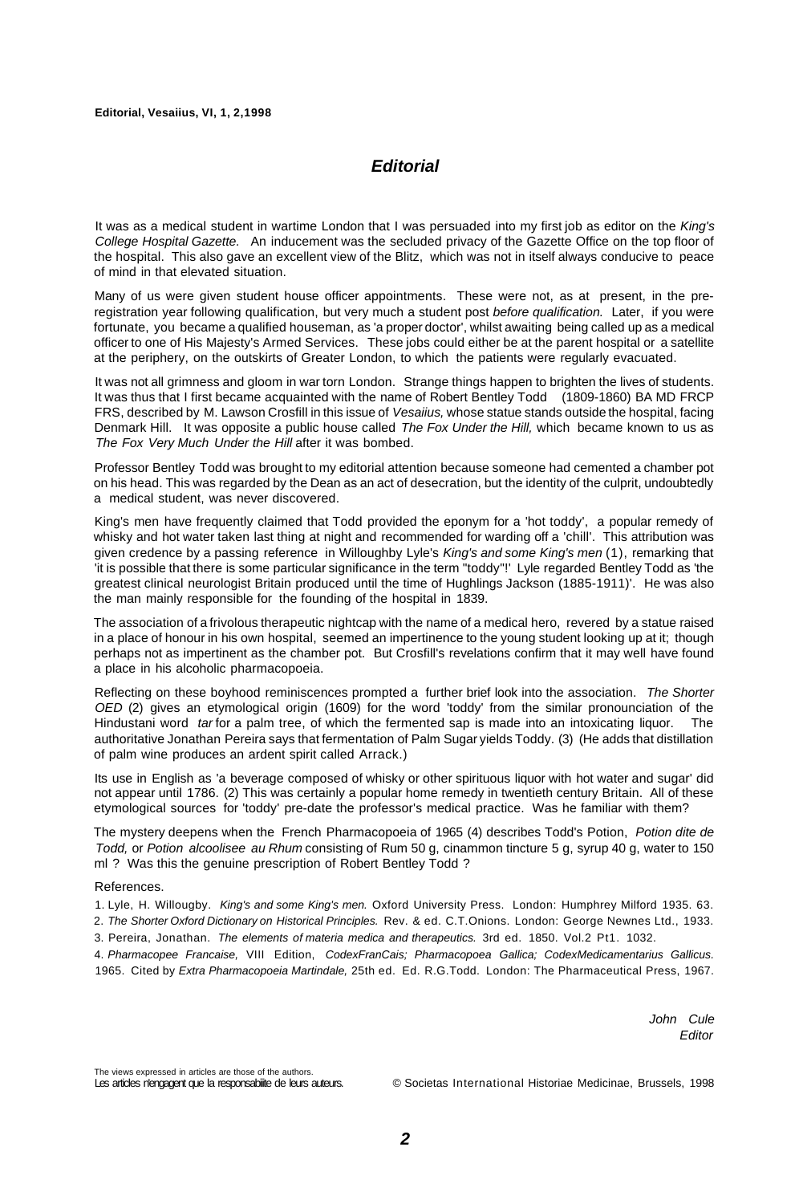# Editorial

It was as a medical student in wartime London that I was persuaded into my first job as editor on the *King's College Hospital Gazette.* An inducement was the secluded privacy of the Gazette Office on the top floor of the hospital. This also gave an excellent view of the Blitz, which was not in itself always conducive to peace of mind in that elevated situation.

Many of us were given student house officer appointments. These were not, as at present, in the pre-registration year following qualification, but very much a student post *before qualification.* Later, if you were fortunate, you became a qualified houseman, as 'a proper doctor', whilst awaiting being called up as a medical officer to one of His Majesty's Armed Services. These jobs could either be at the parent hospital or a satellite at the periphery, on the outskirts of Greater London, to which the patients were regularly evacuated.

It was not all grimness and gloom in war torn London. Strange things happen to brighten the lives of students. It was thus that I first became acquainted with the name of Robert Bentley Todd (1809-1860) BA MD FRCP FRS, described by M. Lawson Crosfill in this issue of *Vesaiius,* whose statue stands outside the hospital, facing Denmark Hill. It was opposite a public house called *The Fox Under the Hill,* which became known to us as *The Fox Very Much Under the Hill* after it was bombed.

Professor Bentley Todd was brought to my editorial attention because someone had cemented a chamber pot on his head. This was regarded by the Dean as an act of desecration, but the identity of the culprit, undoubtedly a medical student, was never discovered.

King's men have frequently claimed that Todd provided the eponym for a 'hot toddy', a popular remedy of whisky and hot water taken last thing at night and recommended for warding off a 'chill'. This attribution was given credence by a passing reference in Willoughby Lyle's *King's and some King's men* (1), remarking that 'it is possible that there is some particular significance in the term "toddy"!' Lyle regarded Bentley Todd as 'the greatest clinical neurologist Britain produced until the time of Hughlings Jackson (1885-1911)'. He was also the man mainly responsible for the founding of the hospital in 1839.

The association of a frivolous therapeutic nightcap with the name of a medical hero, revered by a statue raised in a place of honour in his own hospital, seemed an impertinence to the young student looking up at it; though perhaps not as impertinent as the chamber pot. But Crosfill's revelations confirm that it may well have found a place in his alcoholic pharmacopoeia.

Reflecting on these boyhood reminiscences prompted a further brief look into the association. *The Shorter OED* (2) gives an etymological origin (1609) for the word 'toddy' from the similar pronounciation of the Hindustani word *tar* for a palm tree, of which the fermented sap is made into an intoxicating liquor. The authoritative Jonathan Pereira says that fermentation of Palm Sugar yields Toddy. (3) (He adds that distillation of palm wine produces an ardent spirit called Arrack.)

Its use in English as 'a beverage composed of whisky or other spirituous liquor with hot water and sugar' did not appear until 1786. (2) This was certainly a popular home remedy in twentieth century Britain. All of these etymological sources for 'toddy' pre-date the professor's medical practice. Was he familiar with them?

The mystery deepens when the French Pharmacopoeia of 1965 (4) describes Todd's Potion, *Potion dite de Todd,* or *Potion alcoolisee au Rhum* consisting of Rum 50 g, cinammon tincture 5 g, syrup 40 g, water to 150 ml ? Was this the genuine prescription of Robert Bentley Todd ?

References.

1. Lyle, H. Willougby. *King's and some King's men.* Oxford University Press. London: Humphrey Milford 1935. 63.
2. *The Shorter Oxford Dictionary on Historical Principles.* Rev. & ed. C.T.Onions. London: George Newnes Ltd., 1933.
3. Pereira, Jonathan. *The elements of materia medica and therapeutics.* 3rd ed. 1850. Vol.2 Pt1. 1032.
4. *Pharmacopee Francaise,* VIII Edition, *CodexFranCais; Pharmacopoea Gallica; CodexMedicamentarius Gallicus.* 1965. Cited by *Extra Pharmacopoeia Martindale,* 25th ed. Ed. R.G.Todd. London: The Pharmaceutical Press, 1967.

*John Cule*
*Editor*

The views expressed in articles are those of the authors.
Les articles n'engagent que la responsabiite de leurs auteurs.

© Societas International Historiae Medicinae, Brussels, 1998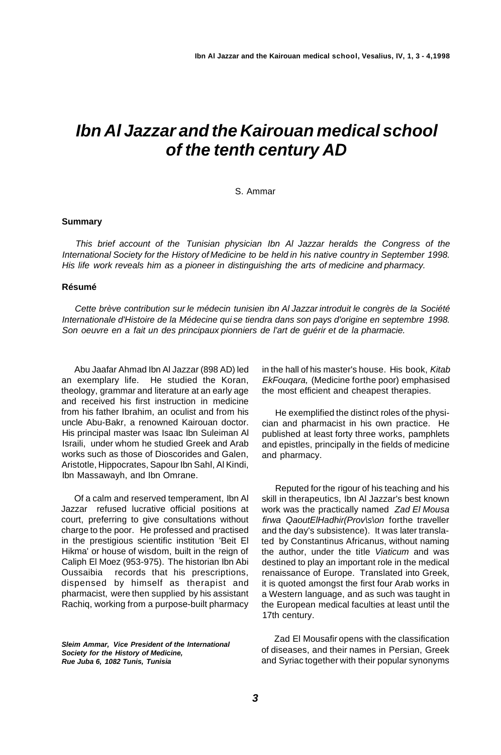# *Ibn Al Jazzar and the Kairouan medical school of the tenth century AD*

S. Ammar

### Summary

*This brief account of the Tunisian physician Ibn Al Jazzar heralds the Congress of the International Society for the History of Medicine to be held in his native country in September 1998. His life work reveals him as a pioneer in distinguishing the arts of medicine and pharmacy.*

### Résumé

*Cette brève contribution sur le médecin tunisien ibn Al Jazzar introduit le congrès de la Société Internationale d'Histoire de la Médecine qui se tiendra dans son pays d'origine en septembre 1998. Son oeuvre en a fait un des principaux pionniers de l'art de guérir et de la pharmacie.*

Abu Jaafar Ahmad Ibn Al Jazzar (898 AD) led an exemplary life. He studied the Koran, theology, grammar and literature at an early age and received his first instruction in medicine from his father Ibrahim, an oculist and from his uncle Abu-Bakr, a renowned Kairouan doctor. His principal master was Isaac Ibn Suleiman Al Israili, under whom he studied Greek and Arab works such as those of Dioscorides and Galen, Aristotle, Hippocrates, Sapour Ibn Sahl, Al Kindi, Ibn Massawayh, and Ibn Omrane.

Of a calm and reserved temperament, Ibn Al Jazzar refused lucrative official positions at court, preferring to give consultations without charge to the poor. He professed and practised in the prestigious scientific institution 'Beit El Hikma' or house of wisdom, built in the reign of Caliph El Moez (953-975). The historian Ibn Abi Oussaibia records that his prescriptions, dispensed by himself as therapist and pharmacist, were then supplied by his assistant Rachiq, working from a purpose-built pharmacy in the hall of his master's house. His book, *Kitab EkFouqara,* (Medicine forthe poor) emphasised the most efficient and cheapest therapies.

He exemplified the distinct roles of the physician and pharmacist in his own practice. He published at least forty three works, pamphlets and epistles, principally in the fields of medicine and pharmacy.

Reputed for the rigour of his teaching and his skill in therapeutics, Ibn Al Jazzar's best known work was the practically named *Zad El Mousa firwa QaoutElHadhir(Prov\s\on* forthe traveller and the day's subsistence). It was later translated by Constantinus Africanus, without naming the author, under the title *Viaticum* and was destined to play an important role in the medical renaissance of Europe. Translated into Greek, it is quoted amongst the first four Arab works in a Western language, and as such was taught in the European medical faculties at least until the 17th century.

Zad El Mousafir opens with the classification of diseases, and their names in Persian, Greek and Syriac together with their popular synonyms

***Sleim Ammar, Vice President of the International Society for the History of Medicine, Rue Juba 6, 1082 Tunis, Tunisia***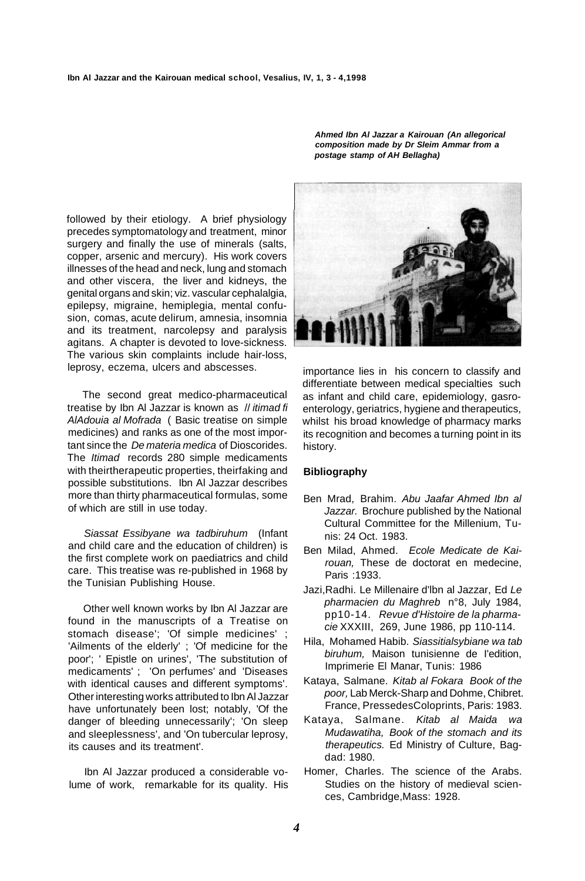*Ahmed Ibn Al Jazzar a Kairouan (An allegorical composition made by Dr Sleim Ammar from a postage stamp of AH Bellagha)*

followed by their etiology. A brief physiology precedes symptomatology and treatment, minor surgery and finally the use of minerals (salts, copper, arsenic and mercury). His work covers illnesses of the head and neck, lung and stomach and other viscera, the liver and kidneys, the genital organs and skin; viz. vascular cephalalgia, epilepsy, migraine, hemiplegia, mental confusion, comas, acute delirum, amnesia, insomnia and its treatment, narcolepsy and paralysis agitans. A chapter is devoted to love-sickness. The various skin complaints include hair-loss, leprosy, eczema, ulcers and abscesses.

The second great medico-pharmaceutical treatise by Ibn Al Jazzar is known as *// itimad fi AlAdouia al Mofrada* ( Basic treatise on simple medicines) and ranks as one of the most important since the *De materia medica* of Dioscorides. The *Itimad* records 280 simple medicaments with theirtherapeutic properties, theirfaking and possible substitutions. Ibn Al Jazzar describes more than thirty pharmaceutical formulas, some of which are still in use today.

*Siassat Essibyane wa tadbiruhum* (Infant and child care and the education of children) is the first complete work on paediatrics and child care. This treatise was re-published in 1968 by the Tunisian Publishing House.

Other well known works by Ibn Al Jazzar are found in the manuscripts of a Treatise on stomach disease'; 'Of simple medicines' ; 'Ailments of the elderly' ; 'Of medicine for the poor'; ' Epistle on urines', 'The substitution of medicaments' ; 'On perfumes' and 'Diseases with identical causes and different symptoms'. Other interesting works attributed to Ibn Al Jazzar have unfortunately been lost; notably, 'Of the danger of bleeding unnecessarily'; 'On sleep and sleeplessness', and 'On tubercular leprosy, its causes and its treatment'.

Ibn Al Jazzar produced a considerable volume of work, remarkable for its quality. His importance lies in his concern to classify and differentiate between medical specialties such as infant and child care, epidemiology, gasroenterology, geriatrics, hygiene and therapeutics, whilst his broad knowledge of pharmacy marks its recognition and becomes a turning point in its history.

## Bibliography

- Ben Mrad, Brahim. *Abu Jaafar Ahmed Ibn al Jazzar.* Brochure published by the National Cultural Committee for the Millenium, Tunis: 24 Oct. 1983.
- Ben Milad, Ahmed. *Ecole Medicate de Kairouan,* These de doctorat en medecine, Paris :1933.
- Jazi,Radhi. Le Millenaire d'Ibn al Jazzar, Ed *Le pharmacien du Maghreb* n°8, July 1984, pp10-14. *Revue d'Histoire de la pharmacie* XXXIII, 269, June 1986, pp 110-114.
- Hila, Mohamed Habib. *Siassitialsybiane wa tab biruhum,* Maison tunisienne de l'edition, Imprimerie El Manar, Tunis: 1986
- Kataya, Salmane. *Kitab al Fokara Book of the poor,* Lab Merck-Sharp and Dohme, Chibret. France, PressedesColoprints, Paris: 1983.
- Kataya, Salmane. *Kitab al Maida wa Mudawatiha, Book of the stomach and its therapeutics.* Ed Ministry of Culture, Bagdad: 1980.
- Homer, Charles. The science of the Arabs. Studies on the history of medieval sciences, Cambridge,Mass: 1928.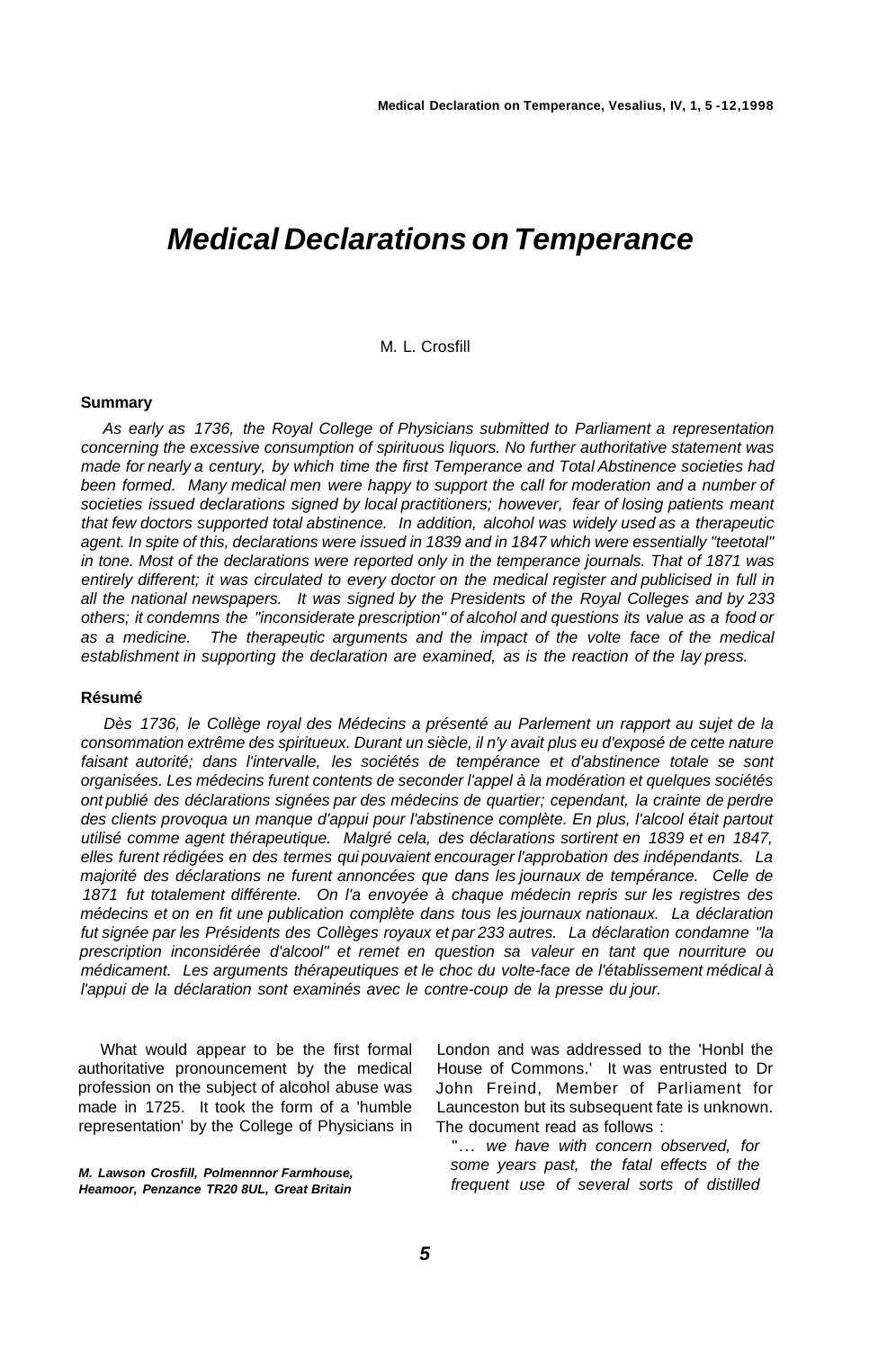# *Medical Declarations on Temperance*

M. L. Crosfill

### Summary

*As early as 1736, the Royal College of Physicians submitted to Parliament a representation concerning the excessive consumption of spirituous liquors. No further authoritative statement was made for nearly a century, by which time the first Temperance and Total Abstinence societies had been formed. Many medical men were happy to support the call for moderation and a number of societies issued declarations signed by local practitioners; however, fear of losing patients meant that few doctors supported total abstinence. In addition, alcohol was widely used as a therapeutic agent. In spite of this, declarations were issued in 1839 and in 1847 which were essentially "teetotal" in tone. Most of the declarations were reported only in the temperance journals. That of 1871 was entirely different; it was circulated to every doctor on the medical register and publicised in full in all the national newspapers. It was signed by the Presidents of the Royal Colleges and by 233 others; it condemns the "inconsiderate prescription" of alcohol and questions its value as a food or as a medicine. The therapeutic arguments and the impact of the volte face of the medical establishment in supporting the declaration are examined, as is the reaction of the lay press.*

### Résumé

*Dès 1736, le Collège royal des Médecins a présenté au Parlement un rapport au sujet de la consommation extrême des spiritueux. Durant un siècle, il n'y avait plus eu d'exposé de cette nature faisant autorité; dans l'intervalle, les sociétés de tempérance et d'abstinence totale se sont organisées. Les médecins furent contents de seconder l'appel à la modération et quelques sociétés ont publié des déclarations signées par des médecins de quartier; cependant, la crainte de perdre des clients provoqua un manque d'appui pour l'abstinence complète. En plus, l'alcool était partout utilisé comme agent thérapeutique. Malgré cela, des déclarations sortirent en 1839 et en 1847, elles furent rédigées en des termes qui pouvaient encourager l'approbation des indépendants. La majorité des déclarations ne furent annoncées que dans les journaux de tempérance. Celle de 1871 fut totalement différente. On l'a envoyée à chaque médecin repris sur les registres des médecins et on en fit une publication complète dans tous les journaux nationaux. La déclaration fut signée par les Présidents des Collèges royaux et par 233 autres. La déclaration condamne "la prescription inconsidérée d'alcool" et remet en question sa valeur en tant que nourriture ou médicament. Les arguments thérapeutiques et le choc du volte-face de l'établissement médical à l'appui de la déclaration sont examinés avec le contre-coup de la presse du jour.*

What would appear to be the first formal authoritative pronouncement by the medical profession on the subject of alcohol abuse was made in 1725. It took the form of a 'humble representation' by the College of Physicians in London and was addressed to the 'Honbl the House of Commons.' It was entrusted to Dr John Freind, Member of Parliament for Launceston but its subsequent fate is unknown. The document read as follows :

> "… *we have with concern observed, for some years past, the fatal effects of the frequent use of several sorts of distilled*

*M. Lawson Crosfill, Polmennnor Farmhouse, Heamoor, Penzance TR20 8UL, Great Britain*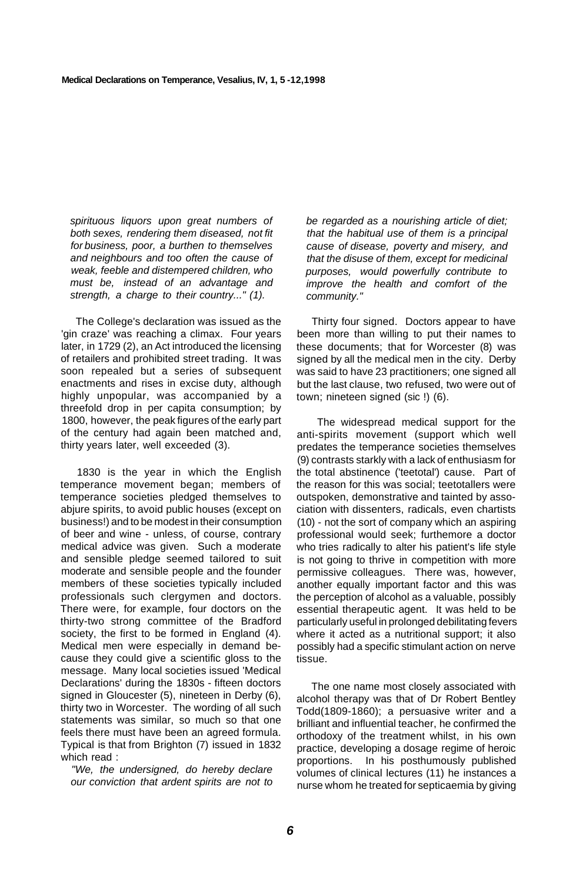*spirituous liquors upon great numbers of both sexes, rendering them diseased, not fit for business, poor, a burthen to themselves and neighbours and too often the cause of weak, feeble and distempered children, who must be, instead of an advantage and strength, a charge to their country..." (1).*

The College's declaration was issued as the 'gin craze' was reaching a climax. Four years later, in 1729 (2), an Act introduced the licensing of retailers and prohibited street trading. It was soon repealed but a series of subsequent enactments and rises in excise duty, although highly unpopular, was accompanied by a threefold drop in per capita consumption; by 1800, however, the peak figures of the early part of the century had again been matched and, thirty years later, well exceeded (3).

1830 is the year in which the English temperance movement began; members of temperance societies pledged themselves to abjure spirits, to avoid public houses (except on business!) and to be modest in their consumption of beer and wine - unless, of course, contrary medical advice was given. Such a moderate and sensible pledge seemed tailored to suit moderate and sensible people and the founder members of these societies typically included professionals such clergymen and doctors. There were, for example, four doctors on the thirty-two strong committee of the Bradford society, the first to be formed in England (4). Medical men were especially in demand because they could give a scientific gloss to the message. Many local societies issued 'Medical Declarations' during the 1830s - fifteen doctors signed in Gloucester (5), nineteen in Derby (6), thirty two in Worcester. The wording of all such statements was similar, so much so that one feels there must have been an agreed formula. Typical is that from Brighton (7) issued in 1832 which read :

*"We, the undersigned, do hereby declare our conviction that ardent spirits are not to be regarded as a nourishing article of diet; that the habitual use of them is a principal cause of disease, poverty and misery, and that the disuse of them, except for medicinal purposes, would powerfully contribute to improve the health and comfort of the community."*

Thirty four signed. Doctors appear to have been more than willing to put their names to these documents; that for Worcester (8) was signed by all the medical men in the city. Derby was said to have 23 practitioners; one signed all but the last clause, two refused, two were out of town; nineteen signed (sic !) (6).

The widespread medical support for the anti-spirits movement (support which well predates the temperance societies themselves (9) contrasts starkly with a lack of enthusiasm for the total abstinence ('teetotal') cause. Part of the reason for this was social; teetotallers were outspoken, demonstrative and tainted by association with dissenters, radicals, even chartists (10) - not the sort of company which an aspiring professional would seek; furthemore a doctor who tries radically to alter his patient's life style is not going to thrive in competition with more permissive colleagues. There was, however, another equally important factor and this was the perception of alcohol as a valuable, possibly essential therapeutic agent. It was held to be particularly useful in prolonged debilitating fevers where it acted as a nutritional support; it also possibly had a specific stimulant action on nerve tissue.

The one name most closely associated with alcohol therapy was that of Dr Robert Bentley Todd(1809-1860); a persuasive writer and a brilliant and influential teacher, he confirmed the orthodoxy of the treatment whilst, in his own practice, developing a dosage regime of heroic proportions. In his posthumously published volumes of clinical lectures (11) he instances a nurse whom he treated for septicaemia by giving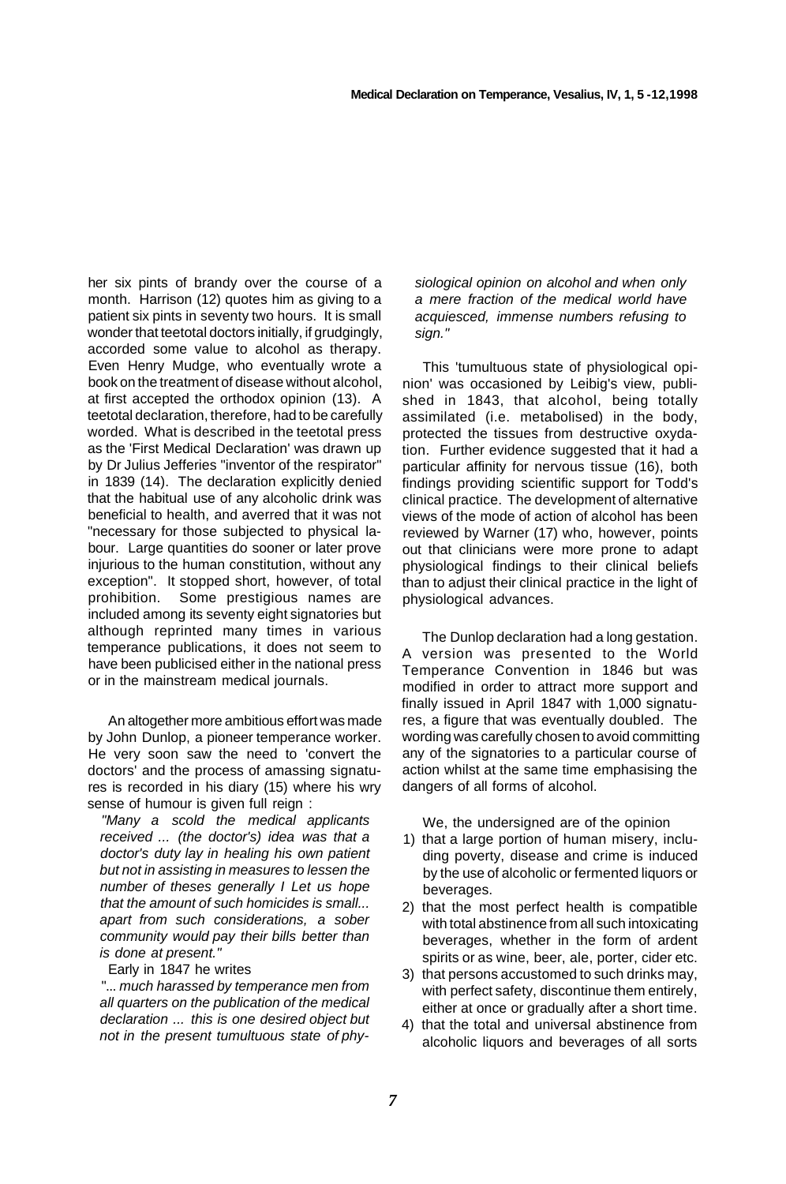her six pints of brandy over the course of a month. Harrison (12) quotes him as giving to a patient six pints in seventy two hours. It is small wonder that teetotal doctors initially, if grudgingly, accorded some value to alcohol as therapy. Even Henry Mudge, who eventually wrote a book on the treatment of disease without alcohol, at first accepted the orthodox opinion (13). A teetotal declaration, therefore, had to be carefully worded. What is described in the teetotal press as the 'First Medical Declaration' was drawn up by Dr Julius Jefferies "inventor of the respirator" in 1839 (14). The declaration explicitly denied that the habitual use of any alcoholic drink was beneficial to health, and averred that it was not "necessary for those subjected to physical labour. Large quantities do sooner or later prove injurious to the human constitution, without any exception". It stopped short, however, of total prohibition. Some prestigious names are included among its seventy eight signatories but although reprinted many times in various temperance publications, it does not seem to have been publicised either in the national press or in the mainstream medical journals.

An altogether more ambitious effort was made by John Dunlop, a pioneer temperance worker. He very soon saw the need to 'convert the doctors' and the process of amassing signatures is recorded in his diary (15) where his wry sense of humour is given full reign :

*"Many a scold the medical applicants received ... (the doctor's) idea was that a doctor's duty lay in healing his own patient but not in assisting in measures to lessen the number of theses generally I Let us hope that the amount of such homicides is small... apart from such considerations, a sober community would pay their bills better than is done at present."*

Early in 1847 he writes

*"... much harassed by temperance men from all quarters on the publication of the medical declaration ... this is one desired object but not in the present tumultuous state of physiological opinion on alcohol and when only a mere fraction of the medical world have acquiesced, immense numbers refusing to sign."*

This 'tumultuous state of physiological opinion' was occasioned by Leibig's view, published in 1843, that alcohol, being totally assimilated (i.e. metabolised) in the body, protected the tissues from destructive oxydation. Further evidence suggested that it had a particular affinity for nervous tissue (16), both findings providing scientific support for Todd's clinical practice. The development of alternative views of the mode of action of alcohol has been reviewed by Warner (17) who, however, points out that clinicians were more prone to adapt physiological findings to their clinical beliefs than to adjust their clinical practice in the light of physiological advances.

The Dunlop declaration had a long gestation. A version was presented to the World Temperance Convention in 1846 but was modified in order to attract more support and finally issued in April 1847 with 1,000 signatures, a figure that was eventually doubled. The wording was carefully chosen to avoid committing any of the signatories to a particular course of action whilst at the same time emphasising the dangers of all forms of alcohol.

We, the undersigned are of the opinion

1) that a large portion of human misery, including poverty, disease and crime is induced by the use of alcoholic or fermented liquors or beverages.
2) that the most perfect health is compatible with total abstinence from all such intoxicating beverages, whether in the form of ardent spirits or as wine, beer, ale, porter, cider etc.
3) that persons accustomed to such drinks may, with perfect safety, discontinue them entirely, either at once or gradually after a short time.
4) that the total and universal abstinence from alcoholic liquors and beverages of all sorts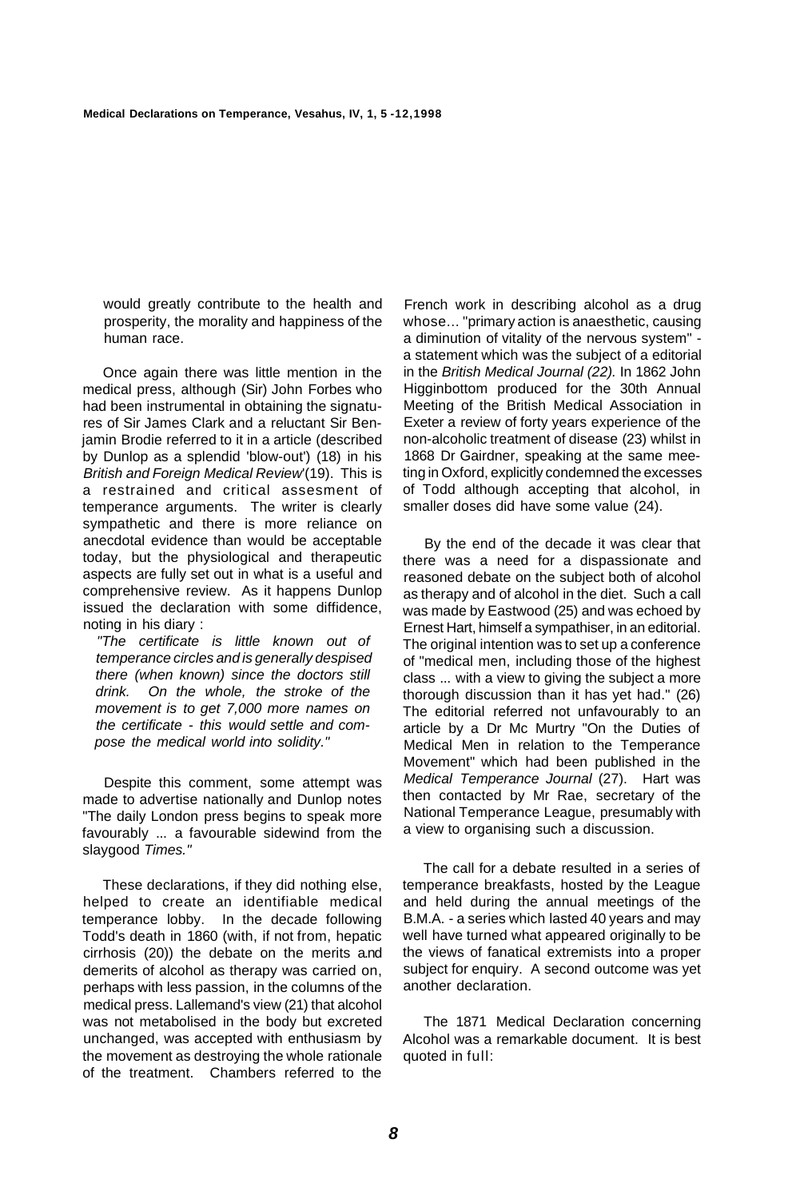would greatly contribute to the health and prosperity, the morality and happiness of the human race.

Once again there was little mention in the medical press, although (Sir) John Forbes who had been instrumental in obtaining the signatures of Sir James Clark and a reluctant Sir Benjamin Brodie referred to it in a article (described by Dunlop as a splendid 'blow-out') (18) in his *British and Foreign Medical Review*'(19). This is a restrained and critical assesment of temperance arguments. The writer is clearly sympathetic and there is more reliance on anecdotal evidence than would be acceptable today, but the physiological and therapeutic aspects are fully set out in what is a useful and comprehensive review. As it happens Dunlop issued the declaration with some diffidence, noting in his diary :

> *"The certificate is little known out of temperance circles and is generally despised there (when known) since the doctors still drink. On the whole, the stroke of the movement is to get 7,000 more names on the certificate - this would settle and compose the medical world into solidity."*

Despite this comment, some attempt was made to advertise nationally and Dunlop notes "The daily London press begins to speak more favourably ... a favourable sidewind from the slaygood *Times."*

These declarations, if they did nothing else, helped to create an identifiable medical temperance lobby. In the decade following Todd's death in 1860 (with, if not from, hepatic cirrhosis (20)) the debate on the merits and demerits of alcohol as therapy was carried on, perhaps with less passion, in the columns of the medical press. Lallemand's view (21) that alcohol was not metabolised in the body but excreted unchanged, was accepted with enthusiasm by the movement as destroying the whole rationale of the treatment. Chambers referred to the French work in describing alcohol as a drug whose... "primary action is anaesthetic, causing a diminution of vitality of the nervous system" - a statement which was the subject of a editorial in the *British Medical Journal (22).* In 1862 John Higginbottom produced for the 30th Annual Meeting of the British Medical Association in Exeter a review of forty years experience of the non-alcoholic treatment of disease (23) whilst in 1868 Dr Gairdner, speaking at the same meeting in Oxford, explicitly condemned the excesses of Todd although accepting that alcohol, in smaller doses did have some value (24).

By the end of the decade it was clear that there was a need for a dispassionate and reasoned debate on the subject both of alcohol as therapy and of alcohol in the diet. Such a call was made by Eastwood (25) and was echoed by Ernest Hart, himself a sympathiser, in an editorial. The original intention was to set up a conference of "medical men, including those of the highest class ... with a view to giving the subject a more thorough discussion than it has yet had." (26) The editorial referred not unfavourably to an article by a Dr Mc Murtry "On the Duties of Medical Men in relation to the Temperance Movement" which had been published in the *Medical Temperance Journal* (27). Hart was then contacted by Mr Rae, secretary of the National Temperance League, presumably with a view to organising such a discussion.

The call for a debate resulted in a series of temperance breakfasts, hosted by the League and held during the annual meetings of the B.M.A. - a series which lasted 40 years and may well have turned what appeared originally to be the views of fanatical extremists into a proper subject for enquiry. A second outcome was yet another declaration.

The 1871 Medical Declaration concerning Alcohol was a remarkable document. It is best quoted in full: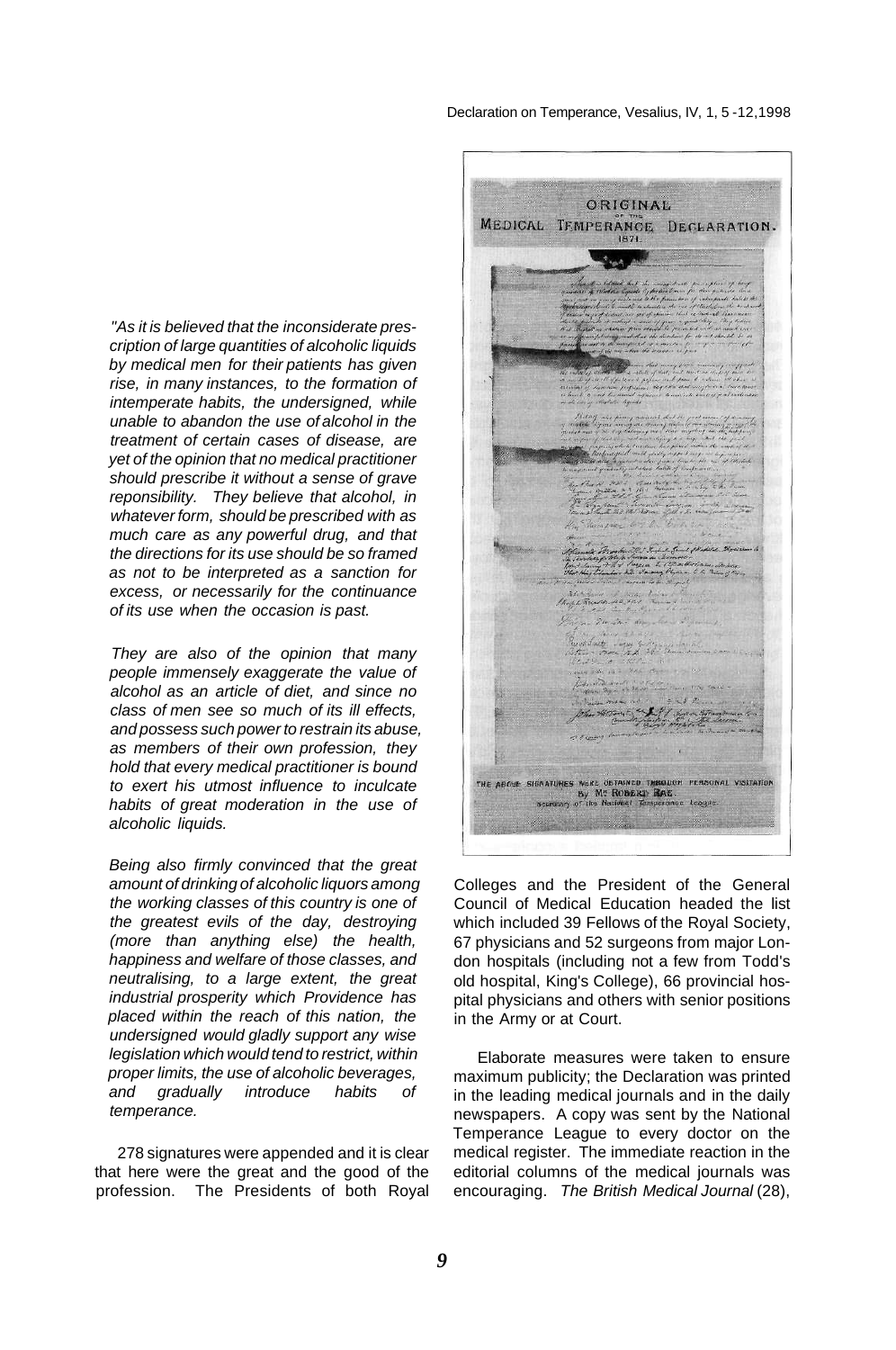*"As it is believed that the inconsiderate prescription of large quantities of alcoholic liquids by medical men for their patients has given rise, in many instances, to the formation of intemperate habits, the undersigned, while unable to abandon the use of alcohol in the treatment of certain cases of disease, are yet of the opinion that no medical practitioner should prescribe it without a sense of grave reponsibility. They believe that alcohol, in whatever form, should be prescribed with as much care as any powerful drug, and that the directions for its use should be so framed as not to be interpreted as a sanction for excess, or necessarily for the continuance of its use when the occasion is past.*

*They are also of the opinion that many people immensely exaggerate the value of alcohol as an article of diet, and since no class of men see so much of its ill effects, and possess such power to restrain its abuse, as members of their own profession, they hold that every medical practitioner is bound to exert his utmost influence to inculcate habits of great moderation in the use of alcoholic liquids.*

*Being also firmly convinced that the great amount of drinking of alcoholic liquors among the working classes of this country is one of the greatest evils of the day, destroying (more than anything else) the health, happiness and welfare of those classes, and neutralising, to a large extent, the great industrial prosperity which Providence has placed within the reach of this nation, the undersigned would gladly support any wise legislation which would tend to restrict, within proper limits, the use of alcoholic beverages, and gradually introduce habits of temperance.*

278 signatures were appended and it is clear that here were the great and the good of the profession. The Presidents of both Royal Colleges and the President of the General Council of Medical Education headed the list which included 39 Fellows of the Royal Society, 67 physicians and 52 surgeons from major London hospitals (including not a few from Todd's old hospital, King's College), 66 provincial hospital physicians and others with senior positions in the Army or at Court.

ORIGINAL OF THE MEDICAL TEMPERANCE DECLARATION. 1871.

THE ABOVE SIGNATURES WERE OBTAINED THROUGH PERSONAL VISITATION By Mr ROBERT RAE. Secretary of the National Temperance League.

Elaborate measures were taken to ensure maximum publicity; the Declaration was printed in the leading medical journals and in the daily newspapers. A copy was sent by the National Temperance League to every doctor on the medical register. The immediate reaction in the editorial columns of the medical journals was encouraging. *The British Medical Journal* (28),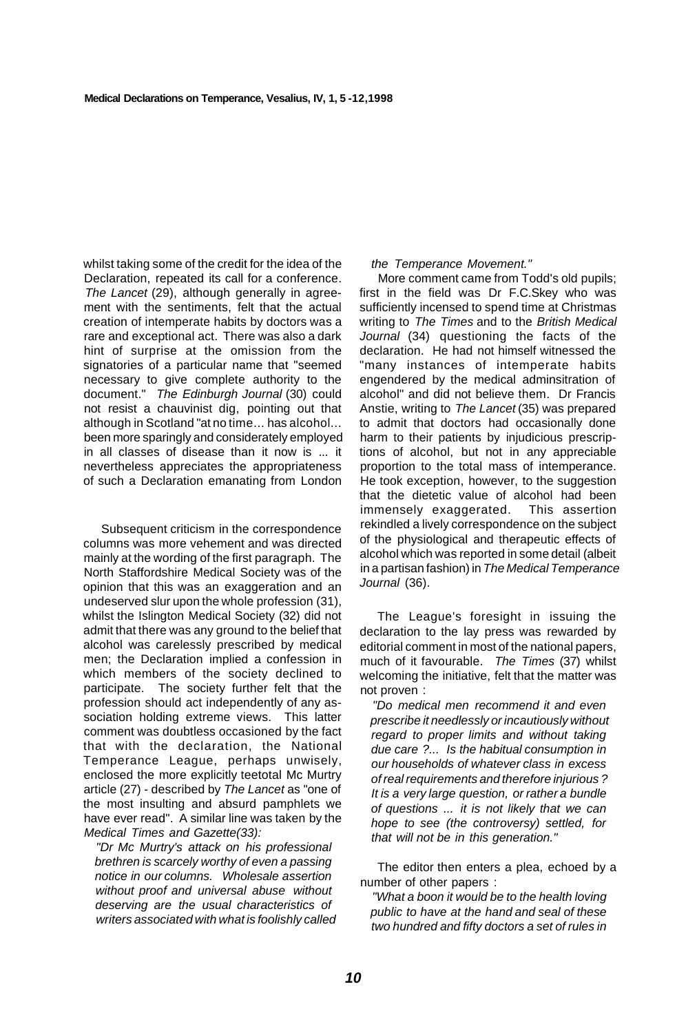whilst taking some of the credit for the idea of the Declaration, repeated its call for a conference. *The Lancet* (29), although generally in agreement with the sentiments, felt that the actual creation of intemperate habits by doctors was a rare and exceptional act. There was also a dark hint of surprise at the omission from the signatories of a particular name that "seemed necessary to give complete authority to the document." *The Edinburgh Journal* (30) could not resist a chauvinist dig, pointing out that although in Scotland "at no time... has alcohol... been more sparingly and considerately employed in all classes of disease than it now is ... it nevertheless appreciates the appropriateness of such a Declaration emanating from London

Subsequent criticism in the correspondence columns was more vehement and was directed mainly at the wording of the first paragraph. The North Staffordshire Medical Society was of the opinion that this was an exaggeration and an undeserved slur upon the whole profession (31), whilst the Islington Medical Society (32) did not admit that there was any ground to the belief that alcohol was carelessly prescribed by medical men; the Declaration implied a confession in which members of the society declined to participate. The society further felt that the profession should act independently of any association holding extreme views. This latter comment was doubtless occasioned by the fact that with the declaration, the National Temperance League, perhaps unwisely, enclosed the more explicitly teetotal Mc Murtry article (27) - described by *The Lancet* as "one of the most insulting and absurd pamphlets we have ever read". A similar line was taken by the *Medical Times and Gazette(33):*

> *"Dr Mc Murtry's attack on his professional brethren is scarcely worthy of even a passing notice in our columns. Wholesale assertion without proof and universal abuse without deserving are the usual characteristics of writers associated with what is foolishly called the Temperance Movement."*

More comment came from Todd's old pupils; first in the field was Dr F.C.Skey who was sufficiently incensed to spend time at Christmas writing to *The Times* and to the *British Medical Journal* (34) questioning the facts of the declaration. He had not himself witnessed the "many instances of intemperate habits engendered by the medical adminsitration of alcohol" and did not believe them. Dr Francis Anstie, writing to *The Lancet* (35) was prepared to admit that doctors had occasionally done harm to their patients by injudicious prescriptions of alcohol, but not in any appreciable proportion to the total mass of intemperance. He took exception, however, to the suggestion that the dietetic value of alcohol had been immensely exaggerated. This assertion rekindled a lively correspondence on the subject of the physiological and therapeutic effects of alcohol which was reported in some detail (albeit in a partisan fashion) in *The Medical Temperance Journal* (36).

The League's foresight in issuing the declaration to the lay press was rewarded by editorial comment in most of the national papers, much of it favourable. *The Times* (37) whilst welcoming the initiative, felt that the matter was not proven :

> *"Do medical men recommend it and even prescribe it needlessly or incautiously without regard to proper limits and without taking due care ?... Is the habitual consumption in our households of whatever class in excess of real requirements and therefore injurious ? It is a very large question, or rather a bundle of questions ... it is not likely that we can hope to see (the controversy) settled, for that will not be in this generation."*

The editor then enters a plea, echoed by a number of other papers :

> *"What a boon it would be to the health loving public to have at the hand and seal of these two hundred and fifty doctors a set of rules in*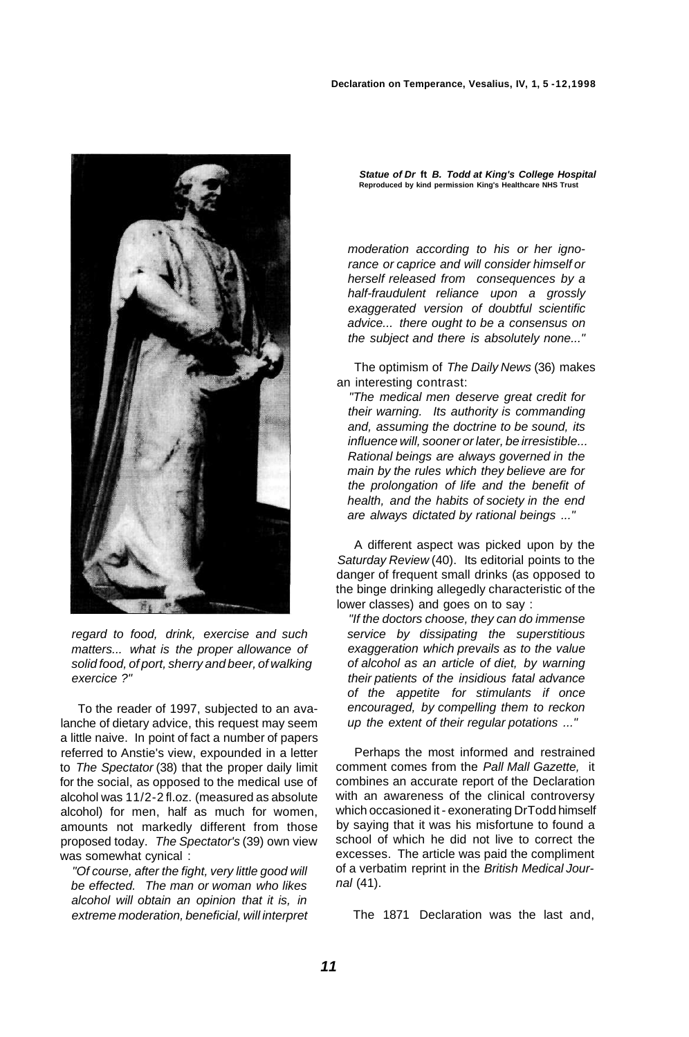*Statue of Dr ft B. Todd at King's College Hospital*
**Reproduced by kind permission King's Healthcare NHS Trust**

*regard to food, drink, exercise and such matters... what is the proper allowance of solid food, of port, sherry and beer, of walking exercice ?"*

To the reader of 1997, subjected to an avalanche of dietary advice, this request may seem a little naive. In point of fact a number of papers referred to Anstie's view, expounded in a letter to *The Spectator* (38) that the proper daily limit for the social, as opposed to the medical use of alcohol was 11/2-2 fl.oz. (measured as absolute alcohol) for men, half as much for women, amounts not markedly different from those proposed today. *The Spectator's* (39) own view was somewhat cynical :

*"Of course, after the fight, very little good will be effected. The man or woman who likes alcohol will obtain an opinion that it is, in extreme moderation, beneficial, will interpret moderation according to his or her ignorance or caprice and will consider himself or herself released from consequences by a half-fraudulent reliance upon a grossly exaggerated version of doubtful scientific advice... there ought to be a consensus on the subject and there is absolutely none..."*

The optimism of *The Daily News* (36) makes an interesting contrast:

*"The medical men deserve great credit for their warning. Its authority is commanding and, assuming the doctrine to be sound, its influence will, sooner or later, be irresistible... Rational beings are always governed in the main by the rules which they believe are for the prolongation of life and the benefit of health, and the habits of society in the end are always dictated by rational beings ..."*

A different aspect was picked upon by the *Saturday Review* (40). Its editorial points to the danger of frequent small drinks (as opposed to the binge drinking allegedly characteristic of the lower classes) and goes on to say :

*"If the doctors choose, they can do immense service by dissipating the superstitious exaggeration which prevails as to the value of alcohol as an article of diet, by warning their patients of the insidious fatal advance of the appetite for stimulants if once encouraged, by compelling them to reckon up the extent of their regular potations ..."*

Perhaps the most informed and restrained comment comes from the *Pall Mall Gazette,* it combines an accurate report of the Declaration with an awareness of the clinical controversy which occasioned it - exonerating Dr Todd himself by saying that it was his misfortune to found a school of which he did not live to correct the excesses. The article was paid the compliment of a verbatim reprint in the *British Medical Journal* (41).

The 1871 Declaration was the last and,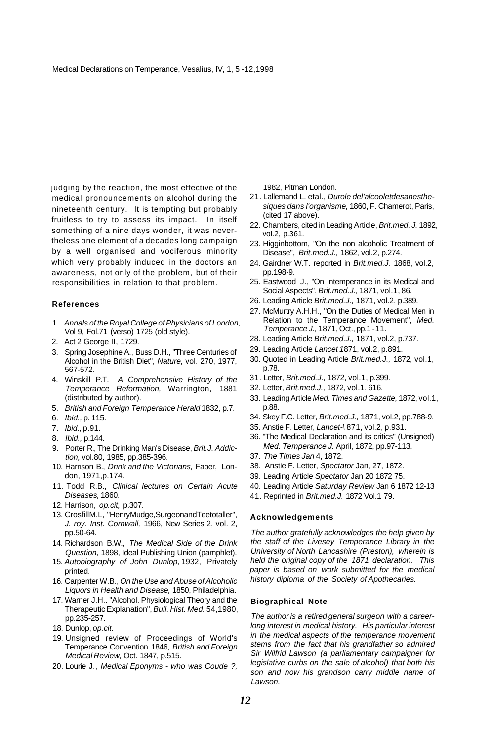judging by the reaction, the most effective of the medical pronouncements on alcohol during the nineteenth century. It is tempting but probably fruitless to try to assess its impact. In itself something of a nine days wonder, it was nevertheless one element of a decades long campaign by a well organised and vociferous minority which very probably induced in the doctors an awareness, not only of the problem, but of their responsibilities in relation to that problem.

#### References

1. *Annals of the Royal College of Physicians of London,* Vol 9, Fol.71 (verso) 1725 (old style).
2. Act 2 George II, 1729.
3. Spring Josephine A., Buss D.H., "Three Centuries of Alcohol in the British Diet", *Nature,* vol. 270, 1977, 567-572.
4. Winskill P.T. *A Comprehensive History of the Temperance Reformation,* Warrington, 1881 (distributed by author).
5. *British and Foreign Temperance Herald* 1832, p.7.
6. *Ibid.,* p. 115.
7. *Ibid.,* p.91.
8. *Ibid.,* p.144.
9. Porter R., The Drinking Man's Disease, *Brit.J. Addiction,* vol.80, 1985, pp.385-396.
10. Harrison B., *Drink and the Victorians,* Faber, London, 1971,p.174.
11. Todd R.B., *Clinical lectures on Certain Acute Diseases,* 1860.
12. Harrison, *op.cit,* p.307.
13. CrosfillM.L, "HenryMudge,SurgeonandTeetotaller", *J. roy. Inst. Cornwall,* 1966, New Series 2, vol. 2, pp.50-64.
14. Richardson B.W., *The Medical Side of the Drink Question,* 1898, Ideal Publishing Union (pamphlet).
15. *Autobiography of John Dunlop,* 1932, Privately printed.
16. Carpenter W.B., *On the Use and Abuse of Alcoholic Liquors in Health and Disease,* 1850, Philadelphia.
17. Warner J.H., "Alcohol, Physiological Theory and the Therapeutic Explanation", *Bull. Hist. Med.* 54,1980, pp.235-257.
18. Dunlop, *op.cit.*
19. Unsigned review of Proceedings of World's Temperance Convention 1846, *British and Foreign Medical Review,* Oct. 1847, p.515.
20. Lourie J., *Medical Eponyms - who was Coude ?,* 1982, Pitman London.
21. Lallemand L. etal., *Durole del'alcooletdesanesthesiques dans l'organisme,* 1860, F. Chamerot, Paris, (cited 17 above).
22. Chambers, cited in Leading Article, *Brit.med. J.* 1892, vol.2, p.361.
23. Higginbottom, "On the non alcoholic Treatment of Disease", *Brit.med.J.,* 1862, vol.2, p.274.
24. Gairdner W.T. reported in *Brit.med.J.* 1868, vol.2, pp.198-9.
25. Eastwood J., "On Intemperance in its Medical and Social Aspects", *Brit.med.J.,* 1871, vol.1, 86.
26. Leading Article *Brit.med.J.,* 1871, vol.2, p.389.
27. McMurtry A.H.H., "On the Duties of Medical Men in Relation to the Temperance Movement", *Med. Temperance J.,* 1871, Oct., pp.1 -11.
28. Leading Article *Brit.med.J.,* 1871, vol.2, p.737.
29. Leading Article *Lancet 1*871, vol.2, p.891.
30. Quoted in Leading Article *Brit.med.J.,* 1872, vol.1, p.78.
31. Letter, *Brit.med.J.,* 1872, vol.1, p.399.
32. Letter, *Brit.med.J.,* 1872, vol.1, 616.
33. Leading Article *Med. Times and Gazette,* 1872, vol.1, p.88.
34. Skey F.C. Letter, *Brit.med.J.,* 1871, vol.2, pp.788-9.
35. Anstie F. Letter, *Lancet-\ 8*71, vol.2, p.931.
36. "The Medical Declaration and its critics" (Unsigned) *Med. Temperance J.* April, 1872, pp.97-113.
37. *The Times Jan* 4, 1872.
38. Anstie F. Letter, *Spectator* Jan, 27, 1872.
39. Leading Article *Spectator* Jan 20 1872 75.
40. Leading Article *Saturday Review* Jan 6 1872 12-13
41. Reprinted in *Brit.med.J.* 1872 Vol.1 79.

#### Acknowledgements

*The author gratefully acknowledges the help given by the staff of the Livesey Temperance Library in the University of North Lancashire (Preston), wherein is held the original copy of the 1871 declaration. This paper is based on work submitted for the medical history diploma of the Society of Apothecaries.*

#### Biographical Note

*The author is a retired general surgeon with a career-long interest in medical history. His particular interest in the medical aspects of the temperance movement stems from the fact that his grandfather so admired Sir Wilfrid Lawson (a parliamentary campaigner for legislative curbs on the sale of alcohol) that both his son and now his grandson carry middle name of Lawson.*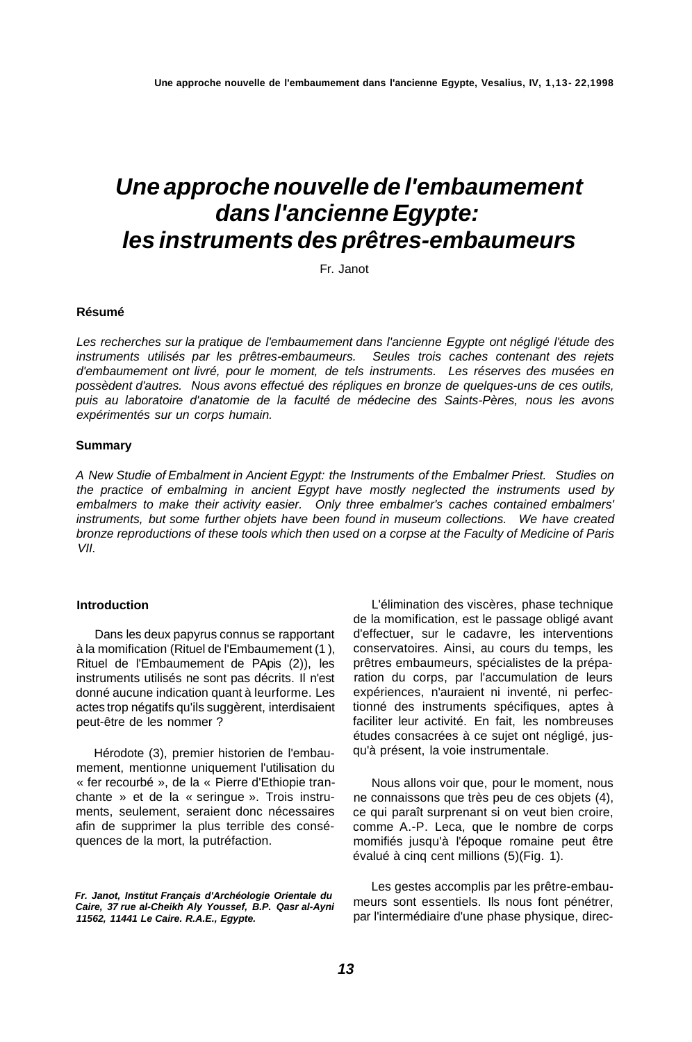# Une approche nouvelle de l'embaumement dans l'ancienne Egypte: les instruments des prêtres-embaumeurs

Fr. Janot

#### Résumé

*Les recherches sur la pratique de l'embaumement dans l'ancienne Egypte ont négligé l'étude des instruments utilisés par les prêtres-embaumeurs. Seules trois caches contenant des rejets d'embaumement ont livré, pour le moment, de tels instruments. Les réserves des musées en possèdent d'autres. Nous avons effectué des répliques en bronze de quelques-uns de ces outils, puis au laboratoire d'anatomie de la faculté de médecine des Saints-Pères, nous les avons expérimentés sur un corps humain.*

#### Summary

*A New Studie of Embalment in Ancient Egypt: the Instruments of the Embalmer Priest. Studies on the practice of embalming in ancient Egypt have mostly neglected the instruments used by embalmers to make their activity easier. Only three embalmer's caches contained embalmers' instruments, but some further objets have been found in museum collections. We have created bronze reproductions of these tools which then used on a corpse at the Faculty of Medicine of Paris VII.*

#### Introduction

Dans les deux papyrus connus se rapportant à la momification (Rituel de l'Embaumement (1 ), Rituel de l'Embaumement de PApis (2)), les instruments utilisés ne sont pas décrits. Il n'est donné aucune indication quant à leurforme. Les actes trop négatifs qu'ils suggèrent, interdisaient peut-être de les nommer ?

Hérodote (3), premier historien de l'embaumement, mentionne uniquement l'utilisation du « fer recourbé », de la « Pierre d'Ethiopie tranchante » et de la « seringue ». Trois instruments, seulement, seraient donc nécessaires afin de supprimer la plus terrible des conséquences de la mort, la putréfaction.

*Fr. Janot, Institut Français d'Archéologie Orientale du Caire, 37 rue al-Cheikh Aly Youssef, B.P. Qasr al-Ayni 11562, 11441 Le Caire. R.A.E., Egypte.*

L'élimination des viscères, phase technique de la momification, est le passage obligé avant d'effectuer, sur le cadavre, les interventions conservatoires. Ainsi, au cours du temps, les prêtres embaumeurs, spécialistes de la préparation du corps, par l'accumulation de leurs expériences, n'auraient ni inventé, ni perfectionné des instruments spécifiques, aptes à faciliter leur activité. En fait, les nombreuses études consacrées à ce sujet ont négligé, jusqu'à présent, la voie instrumentale.

Nous allons voir que, pour le moment, nous ne connaissons que très peu de ces objets (4), ce qui paraît surprenant si on veut bien croire, comme A.-P. Leca, que le nombre de corps momifiés jusqu'à l'époque romaine peut être évalué à cinq cent millions (5)(Fig. 1).

Les gestes accomplis par les prêtre-embaumeurs sont essentiels. Ils nous font pénétrer, par l'intermédiaire d'une phase physique, direc-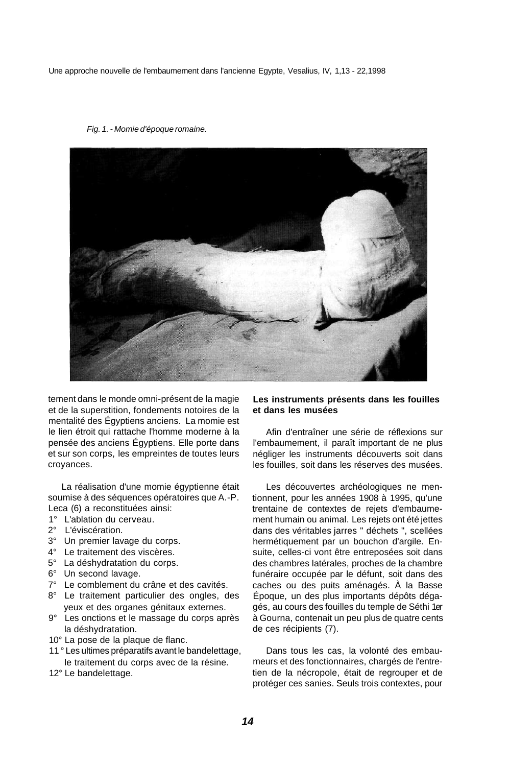*Fig. 1. - Momie d'époque romaine.*

tement dans le monde omni-présent de la magie et de la superstition, fondements notoires de la mentalité des Égyptiens anciens. La momie est le lien étroit qui rattache l'homme moderne à la pensée des anciens Égyptiens. Elle porte dans et sur son corps, les empreintes de toutes leurs croyances.

La réalisation d'une momie égyptienne était soumise à des séquences opératoires que A.-P. Leca (6) a reconstituées ainsi:

1° L'ablation du cerveau.
2° L'éviscération.
3° Un premier lavage du corps.
4° Le traitement des viscères.
5° La déshydratation du corps.
6° Un second lavage.
7° Le comblement du crâne et des cavités.
8° Le traitement particulier des ongles, des yeux et des organes génitaux externes.
9° Les onctions et le massage du corps après la déshydratation.
10° La pose de la plaque de flanc.
11° Les ultimes préparatifs avant le bandelettage, le traitement du corps avec de la résine.
12° Le bandelettage.

**Les instruments présents dans les fouilles et dans les musées**

Afin d'entraîner une série de réflexions sur l'embaumement, il paraît important de ne plus négliger les instruments découverts soit dans les fouilles, soit dans les réserves des musées.

Les découvertes archéologiques ne mentionnent, pour les années 1908 à 1995, qu'une trentaine de contextes de rejets d'embaumement humain ou animal. Les rejets ont été jettes dans des véritables jarres " déchets ", scellées hermétiquement par un bouchon d'argile. Ensuite, celles-ci vont être entreposées soit dans des chambres latérales, proches de la chambre funéraire occupée par le défunt, soit dans des caches ou des puits aménagés. À la Basse Époque, un des plus importants dépôts dégagés, au cours des fouilles du temple de Séthi 1er à Gourna, contenait un peu plus de quatre cents de ces récipients (7).

Dans tous les cas, la volonté des embaumeurs et des fonctionnaires, chargés de l'entretien de la nécropole, était de regrouper et de protéger ces sanies. Seuls trois contextes, pour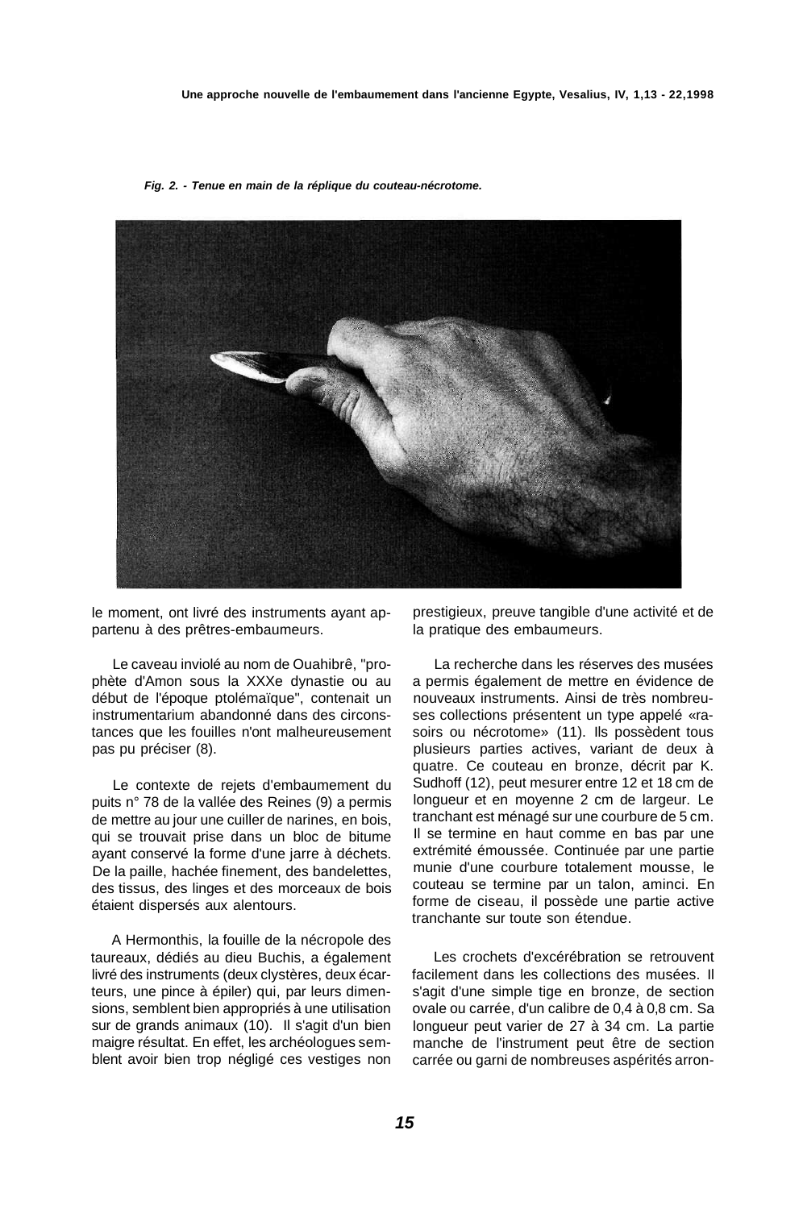*Fig. 2. - Tenue en main de la réplique du couteau-nécrotome.*

le moment, ont livré des instruments ayant appartenu à des prêtres-embaumeurs.

Le caveau inviolé au nom de Ouahibrê, "prophète d'Amon sous la XXXe dynastie ou au début de l'époque ptolémaïque", contenait un instrumentarium abandonné dans des circonstances que les fouilles n'ont malheureusement pas pu préciser (8).

Le contexte de rejets d'embaumement du puits n° 78 de la vallée des Reines (9) a permis de mettre au jour une cuiller de narines, en bois, qui se trouvait prise dans un bloc de bitume ayant conservé la forme d'une jarre à déchets. De la paille, hachée finement, des bandelettes, des tissus, des linges et des morceaux de bois étaient dispersés aux alentours.

A Hermonthis, la fouille de la nécropole des taureaux, dédiés au dieu Buchis, a également livré des instruments (deux clystères, deux écarteurs, une pince à épiler) qui, par leurs dimensions, semblent bien appropriés à une utilisation sur de grands animaux (10). Il s'agit d'un bien maigre résultat. En effet, les archéologues semblent avoir bien trop négligé ces vestiges non prestigieux, preuve tangible d'une activité et de la pratique des embaumeurs.

La recherche dans les réserves des musées a permis également de mettre en évidence de nouveaux instruments. Ainsi de très nombreuses collections présentent un type appelé «rasoirs ou nécrotome» (11). Ils possèdent tous plusieurs parties actives, variant de deux à quatre. Ce couteau en bronze, décrit par K. Sudhoff (12), peut mesurer entre 12 et 18 cm de longueur et en moyenne 2 cm de largeur. Le tranchant est ménagé sur une courbure de 5 cm. Il se termine en haut comme en bas par une extrémité émoussée. Continuée par une partie munie d'une courbure totalement mousse, le couteau se termine par un talon, aminci. En forme de ciseau, il possède une partie active tranchante sur toute son étendue.

Les crochets d'excérébration se retrouvent facilement dans les collections des musées. Il s'agit d'une simple tige en bronze, de section ovale ou carrée, d'un calibre de 0,4 à 0,8 cm. Sa longueur peut varier de 27 à 34 cm. La partie manche de l'instrument peut être de section carrée ou garni de nombreuses aspérités arron-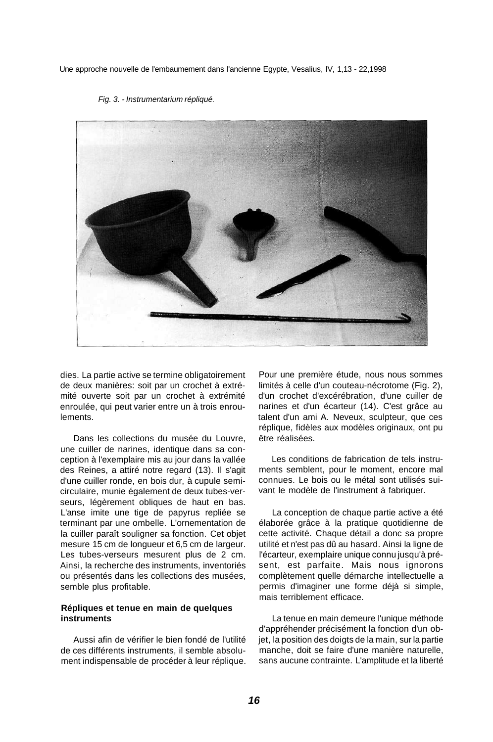*Fig. 3. - Instrumentarium répliqué.*

dies. La partie active se termine obligatoirement de deux manières: soit par un crochet à extrémité ouverte soit par un crochet à extrémité enroulée, qui peut varier entre un à trois enroulements.

Dans les collections du musée du Louvre, une cuiller de narines, identique dans sa conception à l'exemplaire mis au jour dans la vallée des Reines, a attiré notre regard (13). Il s'agit d'une cuiller ronde, en bois dur, à cupule semi-circulaire, munie également de deux tubes-verseurs, légèrement obliques de haut en bas. L'anse imite une tige de papyrus repliée se terminant par une ombelle. L'ornementation de la cuiller paraît souligner sa fonction. Cet objet mesure 15 cm de longueur et 6,5 cm de largeur. Les tubes-verseurs mesurent plus de 2 cm. Ainsi, la recherche des instruments, inventoriés ou présentés dans les collections des musées, semble plus profitable.

### Répliques et tenue en main de quelques instruments

Aussi afin de vérifier le bien fondé de l'utilité de ces différents instruments, il semble absolument indispensable de procéder à leur réplique. Pour une première étude, nous nous sommes limités à celle d'un couteau-nécrotome (Fig. 2), d'un crochet d'excérébration, d'une cuiller de narines et d'un écarteur (14). C'est grâce au talent d'un ami A. Neveux, sculpteur, que ces réplique, fidèles aux modèles originaux, ont pu être réalisées.

Les conditions de fabrication de tels instruments semblent, pour le moment, encore mal connues. Le bois ou le métal sont utilisés suivant le modèle de l'instrument à fabriquer.

La conception de chaque partie active a été élaborée grâce à la pratique quotidienne de cette activité. Chaque détail a donc sa propre utilité et n'est pas dû au hasard. Ainsi la ligne de l'écarteur, exemplaire unique connu jusqu'à présent, est parfaite. Mais nous ignorons complètement quelle démarche intellectuelle a permis d'imaginer une forme déjà si simple, mais terriblement efficace.

La tenue en main demeure l'unique méthode d'appréhender précisément la fonction d'un objet, la position des doigts de la main, sur la partie manche, doit se faire d'une manière naturelle, sans aucune contrainte. L'amplitude et la liberté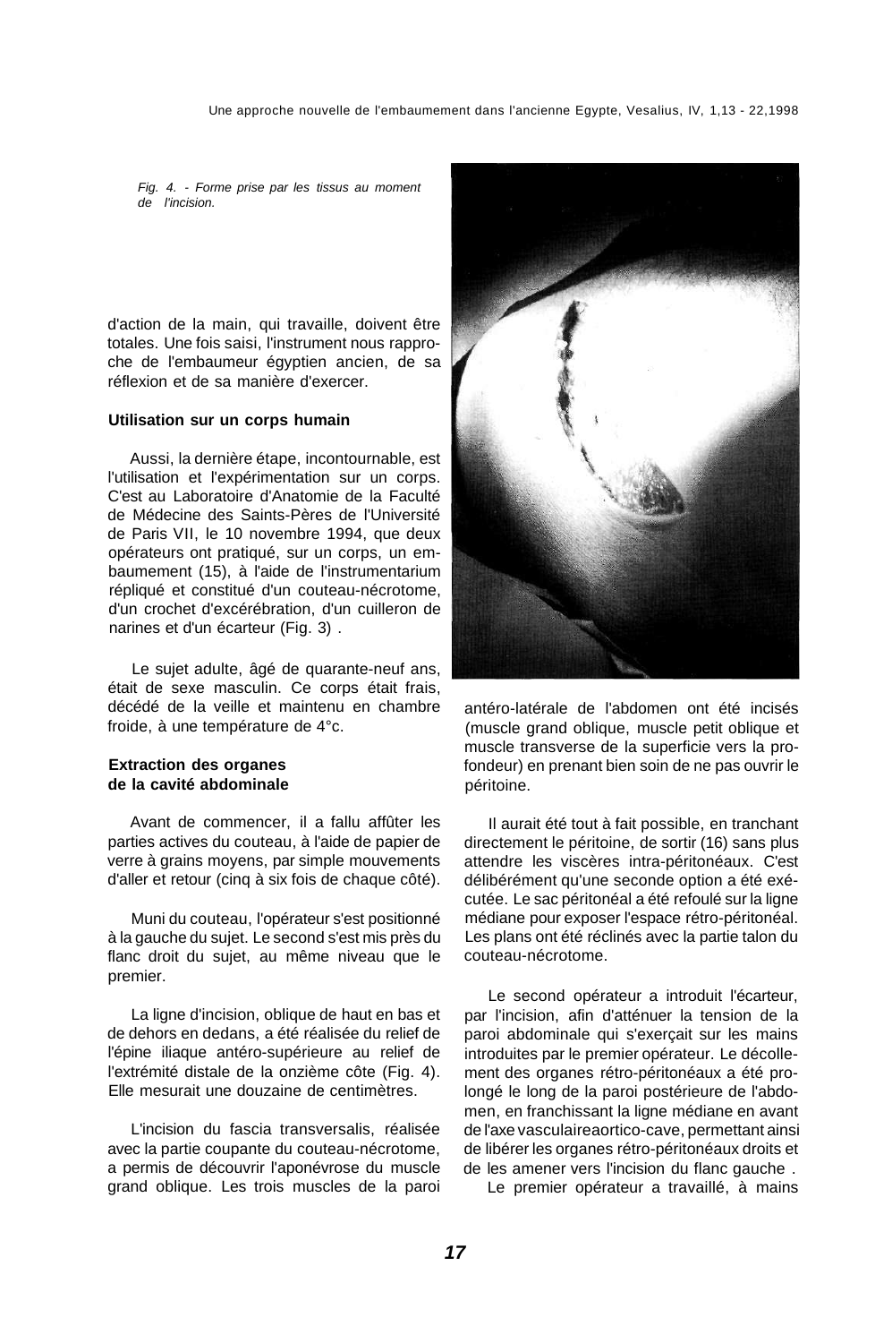*Fig. 4. - Forme prise par les tissus au moment de l'incision.*

d'action de la main, qui travaille, doivent être totales. Une fois saisi, l'instrument nous rapproche de l'embaumeur égyptien ancien, de sa réflexion et de sa manière d'exercer.

#### Utilisation sur un corps humain

Aussi, la dernière étape, incontournable, est l'utilisation et l'expérimentation sur un corps. C'est au Laboratoire d'Anatomie de la Faculté de Médecine des Saints-Pères de l'Université de Paris VII, le 10 novembre 1994, que deux opérateurs ont pratiqué, sur un corps, un embaumement (15), à l'aide de l'instrumentarium répliqué et constitué d'un couteau-nécrotome, d'un crochet d'excérébration, d'un cuilleron de narines et d'un écarteur (Fig. 3) .

Le sujet adulte, âgé de quarante-neuf ans, était de sexe masculin. Ce corps était frais, décédé de la veille et maintenu en chambre froide, à une température de 4°c.

#### Extraction des organes de la cavité abdominale

Avant de commencer, il a fallu affûter les parties actives du couteau, à l'aide de papier de verre à grains moyens, par simple mouvements d'aller et retour (cinq à six fois de chaque côté).

Muni du couteau, l'opérateur s'est positionné à la gauche du sujet. Le second s'est mis près du flanc droit du sujet, au même niveau que le premier.

La ligne d'incision, oblique de haut en bas et de dehors en dedans, a été réalisée du relief de l'épine iliaque antéro-supérieure au relief de l'extrémité distale de la onzième côte (Fig. 4). Elle mesurait une douzaine de centimètres.

L'incision du fascia transversalis, réalisée avec la partie coupante du couteau-nécrotome, a permis de découvrir l'aponévrose du muscle grand oblique. Les trois muscles de la paroi antéro-latérale de l'abdomen ont été incisés (muscle grand oblique, muscle petit oblique et muscle transverse de la superficie vers la profondeur) en prenant bien soin de ne pas ouvrir le péritoine.

Il aurait été tout à fait possible, en tranchant directement le péritoine, de sortir (16) sans plus attendre les viscères intra-péritonéaux. C'est délibérément qu'une seconde option a été exécutée. Le sac péritonéal a été refoulé sur la ligne médiane pour exposer l'espace rétro-péritonéal. Les plans ont été réclinés avec la partie talon du couteau-nécrotome.

Le second opérateur a introduit l'écarteur, par l'incision, afin d'atténuer la tension de la paroi abdominale qui s'exerçait sur les mains introduites par le premier opérateur. Le décollement des organes rétro-péritonéaux a été prolongé le long de la paroi postérieure de l'abdomen, en franchissant la ligne médiane en avant de l'axe vasculaireaortico-cave, permettant ainsi de libérer les organes rétro-péritonéaux droits et de les amener vers l'incision du flanc gauche .

Le premier opérateur a travaillé, à mains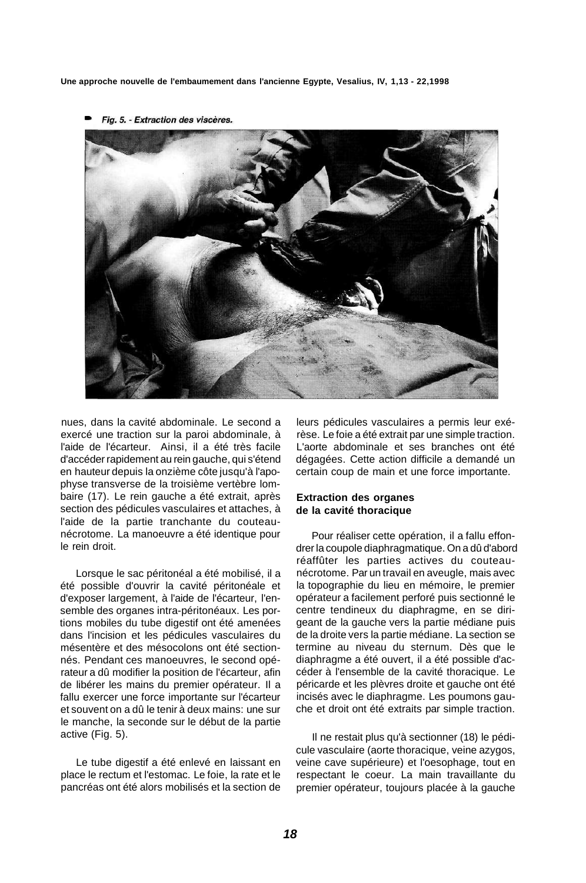Fig. 5. - Extraction des viscères.

nues, dans la cavité abdominale. Le second a exercé une traction sur la paroi abdominale, à l'aide de l'écarteur. Ainsi, il a été très facile d'accéder rapidement au rein gauche, qui s'étend en hauteur depuis la onzième côte jusqu'à l'apophyse transverse de la troisième vertèbre lombaire (17). Le rein gauche a été extrait, après section des pédicules vasculaires et attaches, à l'aide de la partie tranchante du couteau-nécrotome. La manoeuvre a été identique pour le rein droit.

Lorsque le sac péritonéal a été mobilisé, il a été possible d'ouvrir la cavité péritonéale et d'exposer largement, à l'aide de l'écarteur, l'ensemble des organes intra-péritonéaux. Les portions mobiles du tube digestif ont été amenées dans l'incision et les pédicules vasculaires du mésentère et des mésocolons ont été sectionnés. Pendant ces manoeuvres, le second opérateur a dû modifier la position de l'écarteur, afin de libérer les mains du premier opérateur. Il a fallu exercer une force importante sur l'écarteur et souvent on a dû le tenir à deux mains: une sur le manche, la seconde sur le début de la partie active (Fig. 5).

Le tube digestif a été enlevé en laissant en place le rectum et l'estomac. Le foie, la rate et le pancréas ont été alors mobilisés et la section de leurs pédicules vasculaires a permis leur exérèse. Le foie a été extrait par une simple traction. L'aorte abdominale et ses branches ont été dégagées. Cette action difficile a demandé un certain coup de main et une force importante.

### Extraction des organes de la cavité thoracique

Pour réaliser cette opération, il a fallu effondrer la coupole diaphragmatique. On a dû d'abord réaffûter les parties actives du couteau-nécrotome. Par un travail en aveugle, mais avec la topographie du lieu en mémoire, le premier opérateur a facilement perforé puis sectionné le centre tendineux du diaphragme, en se dirigeant de la gauche vers la partie médiane puis de la droite vers la partie médiane. La section se termine au niveau du sternum. Dès que le diaphragme a été ouvert, il a été possible d'accéder à l'ensemble de la cavité thoracique. Le péricarde et les plèvres droite et gauche ont été incisés avec le diaphragme. Les poumons gauche et droit ont été extraits par simple traction.

Il ne restait plus qu'à sectionner (18) le pédicule vasculaire (aorte thoracique, veine azygos, veine cave supérieure) et l'oesophage, tout en respectant le coeur. La main travaillante du premier opérateur, toujours placée à la gauche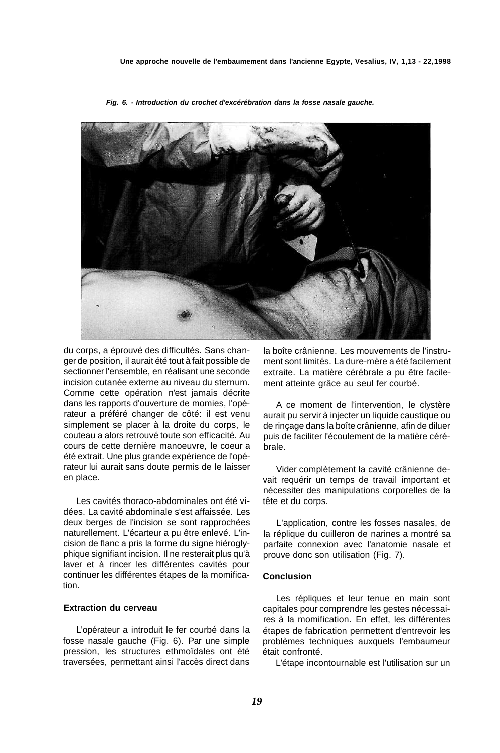*Fig. 6. - Introduction du crochet d'excérébration dans la fosse nasale gauche.*

du corps, a éprouvé des difficultés. Sans changer de position, il aurait été tout à fait possible de sectionner l'ensemble, en réalisant une seconde incision cutanée externe au niveau du sternum. Comme cette opération n'est jamais décrite dans les rapports d'ouverture de momies, l'opérateur a préféré changer de côté: il est venu simplement se placer à la droite du corps, le couteau a alors retrouvé toute son efficacité. Au cours de cette dernière manoeuvre, le coeur a été extrait. Une plus grande expérience de l'opérateur lui aurait sans doute permis de le laisser en place.

Les cavités thoraco-abdominales ont été vidées. La cavité abdominale s'est affaissée. Les deux berges de l'incision se sont rapprochées naturellement. L'écarteur a pu être enlevé. L'incision de flanc a pris la forme du signe hiéroglyphique signifiant incision. Il ne resterait plus qu'à laver et à rincer les différentes cavités pour continuer les différentes étapes de la momification.

### Extraction du cerveau

L'opérateur a introduit le fer courbé dans la fosse nasale gauche (Fig. 6). Par une simple pression, les structures ethmoïdales ont été traversées, permettant ainsi l'accès direct dans la boîte crânienne. Les mouvements de l'instrument sont limités. La dure-mère a été facilement extraite. La matière cérébrale a pu être facilement atteinte grâce au seul fer courbé.

A ce moment de l'intervention, le clystère aurait pu servir à injecter un liquide caustique ou de rinçage dans la boîte crânienne, afin de diluer puis de faciliter l'écoulement de la matière cérébrale.

Vider complètement la cavité crânienne devait requérir un temps de travail important et nécessiter des manipulations corporelles de la tête et du corps.

L'application, contre les fosses nasales, de la réplique du cuilleron de narines a montré sa parfaite connexion avec l'anatomie nasale et prouve donc son utilisation (Fig. 7).

### Conclusion

Les répliques et leur tenue en main sont capitales pour comprendre les gestes nécessaires à la momification. En effet, les différentes étapes de fabrication permettent d'entrevoir les problèmes techniques auxquels l'embaumeur était confronté.

L'étape incontournable est l'utilisation sur un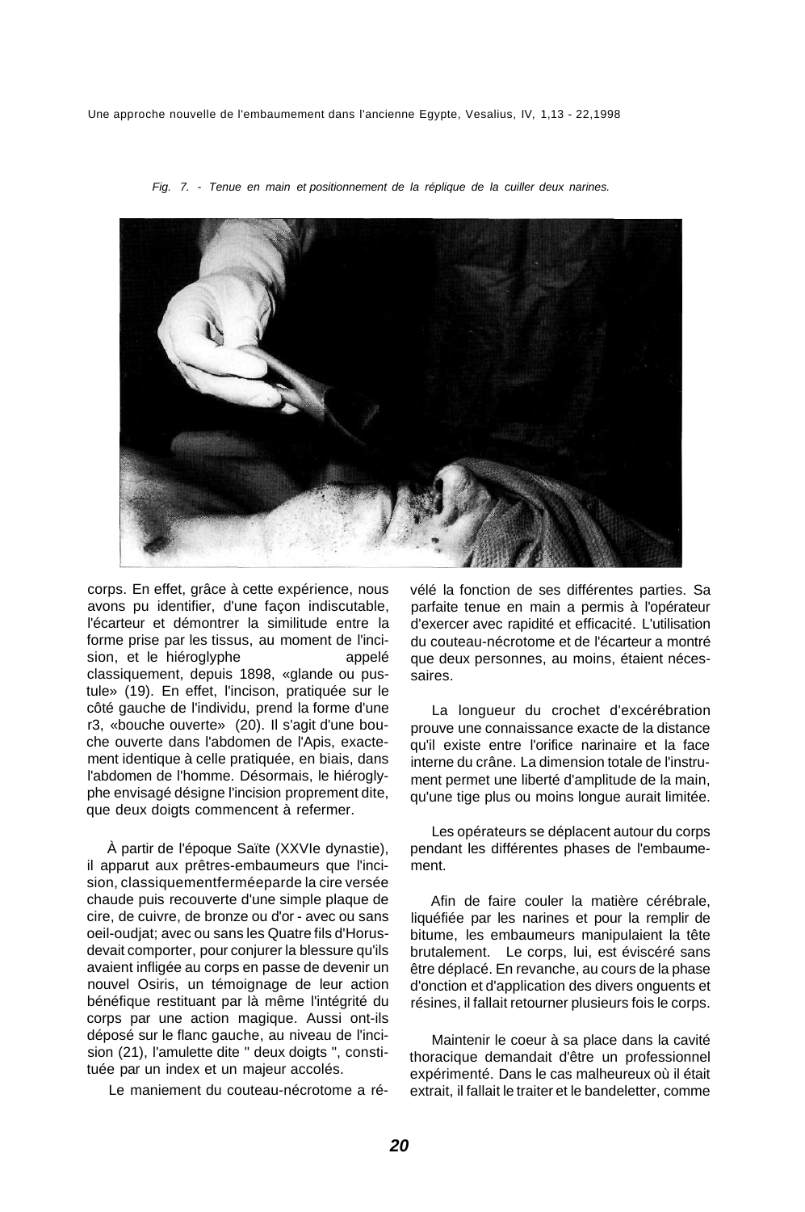*Fig. 7. - Tenue en main et positionnement de la réplique de la cuiller deux narines.*

corps. En effet, grâce à cette expérience, nous avons pu identifier, d'une façon indiscutable, l'écarteur et démontrer la similitude entre la forme prise par les tissus, au moment de l'incision, et le hiéroglyphe appelé classiquement, depuis 1898, «glande ou pustule» (19). En effet, l'incison, pratiquée sur le côté gauche de l'individu, prend la forme d'une r3, «bouche ouverte» (20). Il s'agit d'une bouche ouverte dans l'abdomen de l'Apis, exactement identique à celle pratiquée, en biais, dans l'abdomen de l'homme. Désormais, le hiéroglyphe envisagé désigne l'incision proprement dite, que deux doigts commencent à refermer.

À partir de l'époque Saïte (XXVIe dynastie), il apparut aux prêtres-embaumeurs que l'incision, classiquementferméeparde la cire versée chaude puis recouverte d'une simple plaque de cire, de cuivre, de bronze ou d'or - avec ou sans oeil-oudjat; avec ou sans les Quatre fils d'Horus-devait comporter, pour conjurer la blessure qu'ils avaient infligée au corps en passe de devenir un nouvel Osiris, un témoignage de leur action bénéfique restituant par là même l'intégrité du corps par une action magique. Aussi ont-ils déposé sur le flanc gauche, au niveau de l'incision (21), l'amulette dite " deux doigts ", constituée par un index et un majeur accolés.

Le maniement du couteau-nécrotome a révélé la fonction de ses différentes parties. Sa parfaite tenue en main a permis à l'opérateur d'exercer avec rapidité et efficacité. L'utilisation du couteau-nécrotome et de l'écarteur a montré que deux personnes, au moins, étaient nécessaires.

La longueur du crochet d'excérébration prouve une connaissance exacte de la distance qu'il existe entre l'orifice narinaire et la face interne du crâne. La dimension totale de l'instrument permet une liberté d'amplitude de la main, qu'une tige plus ou moins longue aurait limitée.

Les opérateurs se déplacent autour du corps pendant les différentes phases de l'embaumement.

Afin de faire couler la matière cérébrale, liquéfiée par les narines et pour la remplir de bitume, les embaumeurs manipulaient la tête brutalement. Le corps, lui, est éviscéré sans être déplacé. En revanche, au cours de la phase d'onction et d'application des divers onguents et résines, il fallait retourner plusieurs fois le corps.

Maintenir le coeur à sa place dans la cavité thoracique demandait d'être un professionnel expérimenté. Dans le cas malheureux où il était extrait, il fallait le traiter et le bandeletter, comme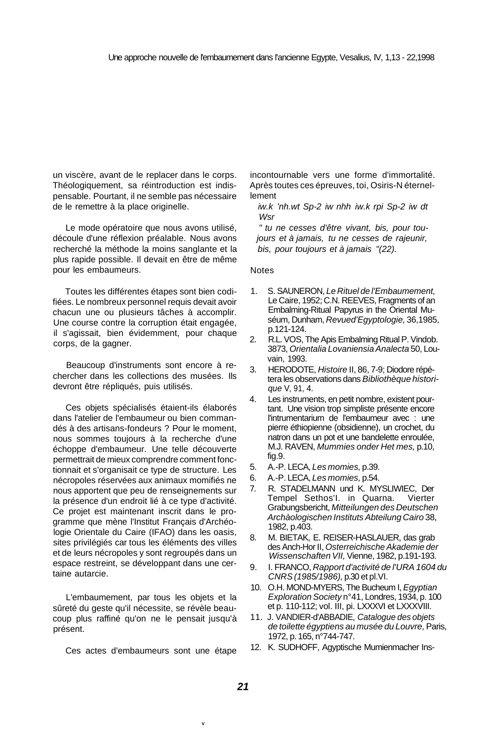un viscère, avant de le replacer dans le corps. Théologiquement, sa réintroduction est indispensable. Pourtant, il ne semble pas nécessaire de le remettre à la place originelle.

Le mode opératoire que nous avons utilisé, découle d'une réflexion préalable. Nous avons recherché la méthode la moins sanglante et la plus rapide possible. Il devait en être de même pour les embaumeurs.

Toutes les différentes étapes sont bien codifiées. Le nombreux personnel requis devait avoir chacun une ou plusieurs tâches à accomplir. Une course contre la corruption était engagée, il s'agissait, bien évidemment, pour chaque corps, de la gagner.

Beaucoup d'instruments sont encore à rechercher dans les collections des musées. Ils devront être répliqués, puis utilisés.

Ces objets spécialisés étaient-ils élaborés dans l'atelier de l'embaumeur ou bien commandés à des artisans-fondeurs ? Pour le moment, nous sommes toujours à la recherche d'une échoppe d'embaumeur. Une telle découverte permettrait de mieux comprendre comment fonctionnait et s'organisait ce type de structure. Les nécropoles réservées aux animaux momifiés ne nous apportent que peu de renseignements sur la présence d'un endroit lié à ce type d'activité. Ce projet est maintenant inscrit dans le programme que mène l'Institut Français d'Archéologie Orientale du Caire (IFAO) dans les oasis, sites privilégiés car tous les éléments des villes et de leurs nécropoles y sont regroupés dans un espace restreint, se développant dans une certaine autarcie.

L'embaumement, par tous les objets et la sûreté du geste qu'il nécessite, se révèle beaucoup plus raffiné qu'on ne le pensait jusqu'à présent.

Ces actes d'embaumeurs sont une étape incontournable vers une forme d'immortalité. Après toutes ces épreuves, toi, Osiris-N éternellement

*iw.k 'nh.wt Sp-2 iw nhh iw.k rpi Sp-2 iw dt Wsr*

*" tu ne cesses d'être vivant, bis, pour toujours et à jamais, tu ne cesses de rajeunir, bis, pour toujours et à jamais "(22).*

Notes

1. S. SAUNERON, *Le Rituel de l'Embaumement,* Le Caire, 1952; C.N. REEVES, Fragments of an Embalming-Ritual Papyrus in the Oriental Muséum, Dunham, *Revued'Egyptologie,* 36,1985, p.121-124.
2. R.L. VOS, The Apis Embalming Ritual P. Vindob. 3873, *Orientalia Lovaniensia Analecta* 50, Louvain, 1993.
3. HERODOTE, *Histoire* II, 86, 7-9; Diodore répétera les observations dans *Bibliothèque historique* V, 91, 4.
4. Les instruments, en petit nombre, existent pourtant. Une vision trop simpliste présente encore l'intrumentarium de l'embaumeur avec : une pierre éthiopienne (obsidienne), un crochet, du natron dans un pot et une bandelette enroulée, M.J. RAVEN, *Mummies onder Het mes,* p.10, fig.9.
5. A.-P. LECA, *Les momies,* p.39.
6. A.-P. LECA, *Les momies,* p.54.
7. R. STADELMANN und K. MYSLIWIEC, Der Tempel Sethos'I. in Quarna. Vierter Grabungsbericht, *Mitteilungen des Deutschen Archàologischen Instituts Abteilung Cairo* 38, 1982, p.403.
8. M. BIETAK, E. REISER-HASLAUER, das grab des Anch-Hor II, *Osterreichische Akademie der Wissenschaften VII,* Vienne, 1982, p.191-193.
9. I. FRANCO, *Rapport d'activité de l'URA 1604 du CNRS (1985/1986),* p.30 et pl.VI.
10. O.H. MOND-MYERS, The Bucheum I, *Egyptian Exploration Society* n°41, Londres, 1934, p. 100 et p. 110-112; vol. III, pi. LXXXVI et LXXXVIII.
11. J. VANDIER-d'ABBADIE, *Catalogue des objets de toilette égyptiens au musée du Louvre,* Paris, 1972, p. 165, n°744-747.
12. K. SUDHOFF, Agyptische Mumienmacher Ins-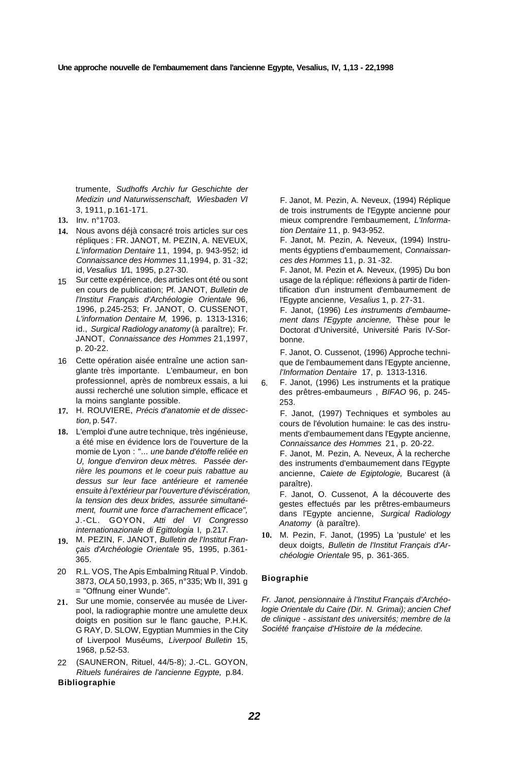trumente, *Sudhoffs Archiv fur Geschichte der Medizin und Naturwissenschaft, Wiesbaden VI* 3, 1911, p.161-171.

13. Inv. n°1703.

14. Nous avons déjà consacré trois articles sur ces répliques : FR. JANOT, M. PEZIN, A. NEVEUX, *L'information Dentaire* 11, 1994, p. 943-952; id *Connaissance des Hommes* 11,1994, p. 31 -32; id, *Vesalius* 1/1, 1995, p.27-30.

15 Sur cette expérience, des articles ont été ou sont en cours de publication; Pf. JANOT, *Bulletin de l'Institut Français d'Archéologie Orientale* 96, 1996, p.245-253; Fr. JANOT, O. CUSSENOT, *L'information Dentaire M,* 1996, p. 1313-1316; id., *Surgical Radiology anatomy* (à paraître); Fr. JANOT, *Connaissance des Hommes* 21,1997, p. 20-22.

16 Cette opération aisée entraîne une action sanglante très importante. L'embaumeur, en bon professionnel, après de nombreux essais, a lui aussi recherché une solution simple, efficace et la moins sanglante possible.

17. H. ROUVIERE, *Précis d'anatomie et de dissection,* p. 547.

18. L'emploi d'une autre technique, très ingénieuse, a été mise en évidence lors de l'ouverture de la momie de Lyon : "... *une bande d'étoffe reliée en U, longue d'environ deux mètres. Passée derrière les poumons et le coeur puis rabattue au dessus sur leur face antérieure et ramenée ensuite à l'extérieur par l'ouverture d'éviscération, la tension des deux brides, assurée simultanément, fournit une force d'arrachement efficace",* J.-CL. GOYON, *Atti del VI Congresso internationazionale di Egittologia* I, p.217.

19. M. PEZIN, F. JANOT, *Bulletin de l'Institut Français d'Archéologie Orientale* 95, 1995, p.361-365.

20 R.L. VOS, The Apis Embalming Ritual P. Vindob. 3873, *OLA* 50,1993, p. 365, n°335; Wb II, 391 g = "Offnung einer Wunde".

21. Sur une momie, conservée au musée de Liverpool, la radiographie montre une amulette deux doigts en position sur le flanc gauche, P.H.K. G RAY, D. SLOW, Egyptian Mummies in the City of Liverpool Muséums, *Liverpool Bulletin* 15, 1968, p.52-53.

22 (SAUNERON, Rituel, 44/5-8); J.-CL. GOYON, *Rituels funéraires de l'ancienne Egypte,* p.84.

**Bibliographie**

F. Janot, M. Pezin, A. Neveux, (1994) Réplique de trois instruments de l'Egypte ancienne pour mieux comprendre l'embaumement, *L'Information Dentaire* 11, p. 943-952.

F. Janot, M. Pezin, A. Neveux, (1994) Instruments égyptiens d'embaumement, *Connaissances des Hommes* 11, p. 31 -32.

F. Janot, M. Pezin et A. Neveux, (1995) Du bon usage de la réplique: réflexions à partir de l'identification d'un instrument d'embaumement de l'Egypte ancienne, *Vesalius* 1, p. 27-31.

F. Janot, (1996) *Les instruments d'embaumement dans l'Egypte ancienne,* Thèse pour le Doctorat d'Université, Université Paris IV-Sorbonne.

F. Janot, O. Cussenot, (1996) Approche technique de l'embaumement dans l'Egypte ancienne, *l'Information Dentaire* 17, p. 1313-1316.

6. F. Janot, (1996) Les instruments et la pratique des prêtres-embaumeurs , *BIFAO* 96, p. 245-253.

F. Janot, (1997) Techniques et symboles au cours de l'évolution humaine: le cas des instruments d'embaumement dans l'Egypte ancienne, *Connaissance des Hommes* 21, p. 20-22.

F. Janot, M. Pezin, A. Neveux, À la recherche des instruments d'embaumement dans l'Egypte ancienne, *Caiete de Egiptologie,* Bucarest (à paraître).

F. Janot, O. Cussenot, A la découverte des gestes effectués par les prêtres-embaumeurs dans l'Egypte ancienne, *Surgical Radiology Anatomy* (à paraître).

10. M. Pezin, F. Janot, (1995) La 'pustule' et les deux doigts, *Bulletin de l'Institut Français d'Archéologie Orientale* 95, p. 361-365.

**Biographie**

*Fr. Janot, pensionnaire à l'Institut Français d'Archéologie Orientale du Caire (Dir. N. Grimai); ancien Chef de clinique - assistant des universités; membre de la Société française d'Histoire de la médecine.*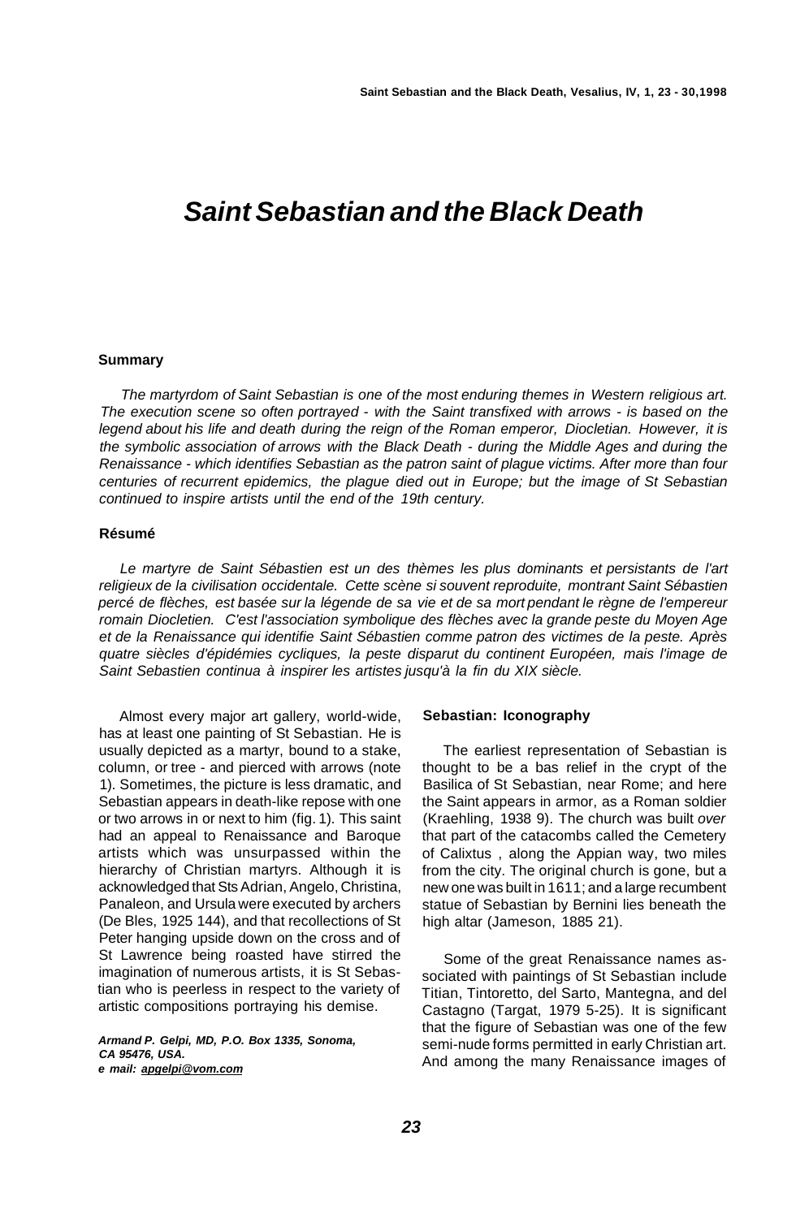# *Saint Sebastian and the Black Death*

### Summary

*The martyrdom of Saint Sebastian is one of the most enduring themes in Western religious art. The execution scene so often portrayed - with the Saint transfixed with arrows - is based on the legend about his life and death during the reign of the Roman emperor, Diocletian. However, it is the symbolic association of arrows with the Black Death - during the Middle Ages and during the Renaissance - which identifies Sebastian as the patron saint of plague victims. After more than four centuries of recurrent epidemics, the plague died out in Europe; but the image of St Sebastian continued to inspire artists until the end of the 19th century.*

### Résumé

*Le martyre de Saint Sébastien est un des thèmes les plus dominants et persistants de l'art religieux de la civilisation occidentale. Cette scène si souvent reproduite, montrant Saint Sébastien percé de flèches, est basée sur la légende de sa vie et de sa mort pendant le règne de l'empereur romain Diocletien. C'est l'association symbolique des flèches avec la grande peste du Moyen Age et de la Renaissance qui identifie Saint Sébastien comme patron des victimes de la peste. Après quatre siècles d'épidémies cycliques, la peste disparut du continent Européen, mais l'image de Saint Sebastien continua à inspirer les artistes jusqu'à la fin du XIX siècle.*

Almost every major art gallery, world-wide, has at least one painting of St Sebastian. He is usually depicted as a martyr, bound to a stake, column, or tree - and pierced with arrows (note 1). Sometimes, the picture is less dramatic, and Sebastian appears in death-like repose with one or two arrows in or next to him (fig. 1). This saint had an appeal to Renaissance and Baroque artists which was unsurpassed within the hierarchy of Christian martyrs. Although it is acknowledged that Sts Adrian, Angelo, Christina, Panaleon, and Ursula were executed by archers (De Bles, 1925 144), and that recollections of St Peter hanging upside down on the cross and of St Lawrence being roasted have stirred the imagination of numerous artists, it is St Sebastian who is peerless in respect to the variety of artistic compositions portraying his demise.

***Armand P. Gelpi, MD, P.O. Box 1335, Sonoma, CA 95476, USA.***
***e mail: apgelpi@vom.com***

### Sebastian: Iconography

The earliest representation of Sebastian is thought to be a bas relief in the crypt of the Basilica of St Sebastian, near Rome; and here the Saint appears in armor, as a Roman soldier (Kraehling, 1938 9). The church was built *over* that part of the catacombs called the Cemetery of Calixtus , along the Appian way, two miles from the city. The original church is gone, but a new one was built in 1611; and a large recumbent statue of Sebastian by Bernini lies beneath the high altar (Jameson, 1885 21).

Some of the great Renaissance names associated with paintings of St Sebastian include Titian, Tintoretto, del Sarto, Mantegna, and del Castagno (Targat, 1979 5-25). It is significant that the figure of Sebastian was one of the few semi-nude forms permitted in early Christian art. And among the many Renaissance images of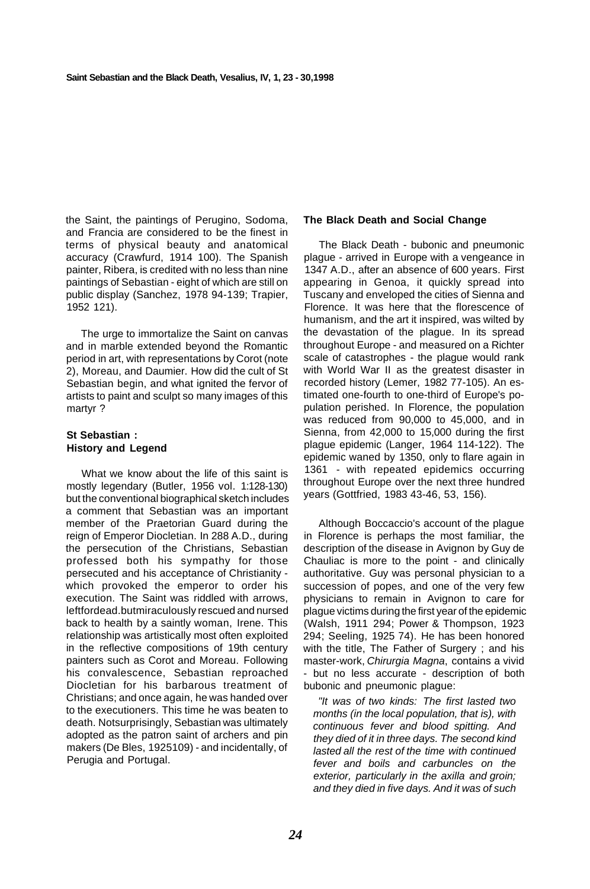the Saint, the paintings of Perugino, Sodoma, and Francia are considered to be the finest in terms of physical beauty and anatomical accuracy (Crawfurd, 1914 100). The Spanish painter, Ribera, is credited with no less than nine paintings of Sebastian - eight of which are still on public display (Sanchez, 1978 94-139; Trapier, 1952 121).

The urge to immortalize the Saint on canvas and in marble extended beyond the Romantic period in art, with representations by Corot (note 2), Moreau, and Daumier. How did the cult of St Sebastian begin, and what ignited the fervor of artists to paint and sculpt so many images of this martyr ?

### St Sebastian : History and Legend

What we know about the life of this saint is mostly legendary (Butler, 1956 vol. 1:128-130) but the conventional biographical sketch includes a comment that Sebastian was an important member of the Praetorian Guard during the reign of Emperor Diocletian. In 288 A.D., during the persecution of the Christians, Sebastian professed both his sympathy for those persecuted and his acceptance of Christianity - which provoked the emperor to order his execution. The Saint was riddled with arrows, leftfordead.butmiraculously rescued and nursed back to health by a saintly woman, Irene. This relationship was artistically most often exploited in the reflective compositions of 19th century painters such as Corot and Moreau. Following his convalescence, Sebastian reproached Diocletian for his barbarous treatment of Christians; and once again, he was handed over to the executioners. This time he was beaten to death. Notsurprisingly, Sebastian was ultimately adopted as the patron saint of archers and pin makers (De Bles, 1925109) - and incidentally, of Perugia and Portugal.

### The Black Death and Social Change

The Black Death - bubonic and pneumonic plague - arrived in Europe with a vengeance in 1347 A.D., after an absence of 600 years. First appearing in Genoa, it quickly spread into Tuscany and enveloped the cities of Sienna and Florence. It was here that the florescence of humanism, and the art it inspired, was wilted by the devastation of the plague. In its spread throughout Europe - and measured on a Richter scale of catastrophes - the plague would rank with World War II as the greatest disaster in recorded history (Lemer, 1982 77-105). An estimated one-fourth to one-third of Europe's population perished. In Florence, the population was reduced from 90,000 to 45,000, and in Sienna, from 42,000 to 15,000 during the first plague epidemic (Langer, 1964 114-122). The epidemic waned by 1350, only to flare again in 1361 - with repeated epidemics occurring throughout Europe over the next three hundred years (Gottfried, 1983 43-46, 53, 156).

Although Boccaccio's account of the plague in Florence is perhaps the most familiar, the description of the disease in Avignon by Guy de Chauliac is more to the point - and clinically authoritative. Guy was personal physician to a succession of popes, and one of the very few physicians to remain in Avignon to care for plague victims during the first year of the epidemic (Walsh, 1911 294; Power & Thompson, 1923 294; Seeling, 1925 74). He has been honored with the title, The Father of Surgery ; and his master-work, *Chirurgia Magna*, contains a vivid - but no less accurate - description of both bubonic and pneumonic plague:

> *"It was of two kinds: The first lasted two months (in the local population, that is), with continuous fever and blood spitting. And they died of it in three days. The second kind lasted all the rest of the time with continued fever and boils and carbuncles on the exterior, particularly in the axilla and groin; and they died in five days. And it was of such*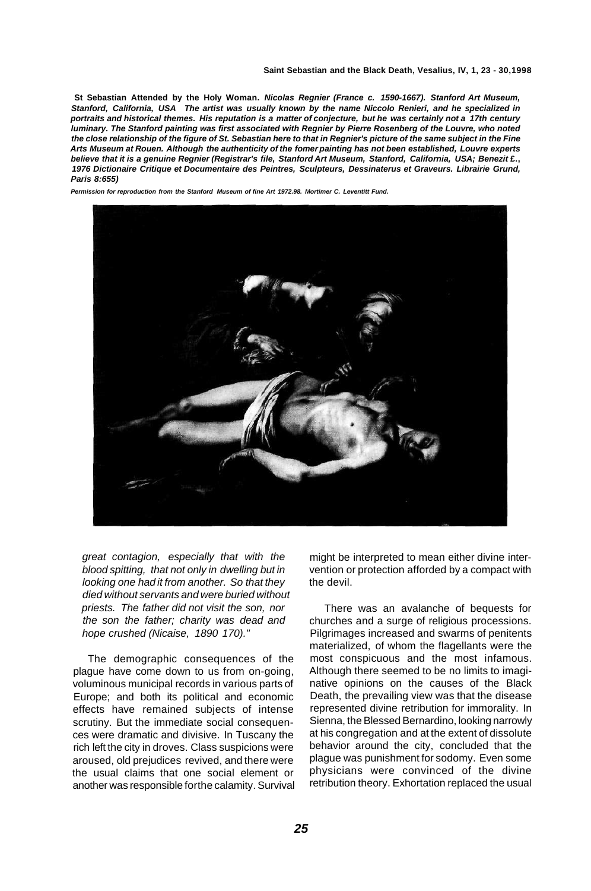**St Sebastian Attended by the Holy Woman.** ***Nicolas Regnier (France c. 1590-1667). Stanford Art Museum, Stanford, California, USA The artist was usually known by the name Niccolo Renieri, and he specialized in portraits and historical themes. His reputation is a matter of conjecture, but he was certainly not a 17th century luminary. The Stanford painting was first associated with Regnier by Pierre Rosenberg of the Louvre, who noted the close relationship of the figure of St. Sebastian here to that in Regnier's picture of the same subject in the Fine Arts Museum at Rouen. Although the authenticity of the fomer painting has not been established, Louvre experts believe that it is a genuine Regnier (Registrar's file, Stanford Art Museum, Stanford, California, USA; Benezit E., 1976 Dictionaire Critique et Documentaire des Peintres, Sculpteurs, Dessinaterus et Graveurs. Librairie Grund, Paris 8:655)***

***Permission for reproduction from the Stanford Museum of fine Art 1972.98. Mortimer C. Leventitt Fund.***

*great contagion, especially that with the blood spitting, that not only in dwelling but in looking one had it from another. So that they died without servants and were buried without priests. The father did not visit the son, nor the son the father; charity was dead and hope crushed (Nicaise, 1890 170)."*

The demographic consequences of the plague have come down to us from on-going, voluminous municipal records in various parts of Europe; and both its political and economic effects have remained subjects of intense scrutiny. But the immediate social consequences were dramatic and divisive. In Tuscany the rich left the city in droves. Class suspicions were aroused, old prejudices revived, and there were the usual claims that one social element or another was responsible forthe calamity. Survival might be interpreted to mean either divine intervention or protection afforded by a compact with the devil.

There was an avalanche of bequests for churches and a surge of religious processions. Pilgrimages increased and swarms of penitents materialized, of whom the flagellants were the most conspicuous and the most infamous. Although there seemed to be no limits to imaginative opinions on the causes of the Black Death, the prevailing view was that the disease represented divine retribution for immorality. In Sienna, the Blessed Bernardino, looking narrowly at his congregation and at the extent of dissolute behavior around the city, concluded that the plague was punishment for sodomy. Even some physicians were convinced of the divine retribution theory. Exhortation replaced the usual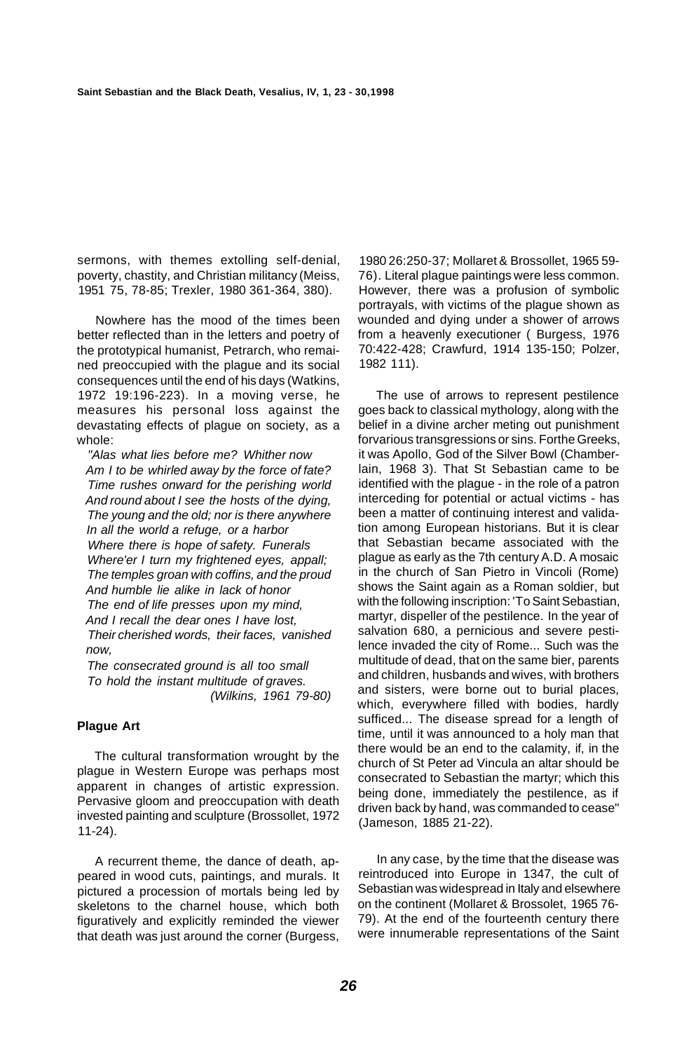sermons, with themes extolling self-denial, poverty, chastity, and Christian militancy (Meiss, 1951 75, 78-85; Trexler, 1980 361-364, 380).

Nowhere has the mood of the times been better reflected than in the letters and poetry of the prototypical humanist, Petrarch, who remained preoccupied with the plague and its social consequences until the end of his days (Watkins, 1972 19:196-223). In a moving verse, he measures his personal loss against the devastating effects of plague on society, as a whole:

*"Alas what lies before me? Whither now*
*Am I to be whirled away by the force of fate?*
*Time rushes onward for the perishing world*
*And round about I see the hosts of the dying,*
*The young and the old; nor is there anywhere*
*In all the world a refuge, or a harbor*
*Where there is hope of safety. Funerals*
*Where'er I turn my frightened eyes, appall;*
*The temples groan with coffins, and the proud*
*And humble lie alike in lack of honor*
*The end of life presses upon my mind,*
*And I recall the dear ones I have lost,*
*Their cherished words, their faces, vanished now,*
*The consecrated ground is all too small*
*To hold the instant multitude of graves.*
*(Wilkins, 1961 79-80)*

**Plague Art**

The cultural transformation wrought by the plague in Western Europe was perhaps most apparent in changes of artistic expression. Pervasive gloom and preoccupation with death invested painting and sculpture (Brossollet, 1972 11-24).

A recurrent theme, the dance of death, appeared in wood cuts, paintings, and murals. It pictured a procession of mortals being led by skeletons to the charnel house, which both figuratively and explicitly reminded the viewer that death was just around the corner (Burgess, 1980 26:250-37; Mollaret & Brossollet, 1965 59-76). Literal plague paintings were less common. However, there was a profusion of symbolic portrayals, with victims of the plague shown as wounded and dying under a shower of arrows from a heavenly executioner ( Burgess, 1976 70:422-428; Crawfurd, 1914 135-150; Polzer, 1982 111).

The use of arrows to represent pestilence goes back to classical mythology, along with the belief in a divine archer meting out punishment forvarious transgressions or sins. Forthe Greeks, it was Apollo, God of the Silver Bowl (Chamberlain, 1968 3). That St Sebastian came to be identified with the plague - in the role of a patron interceding for potential or actual victims - has been a matter of continuing interest and validation among European historians. But it is clear that Sebastian became associated with the plague as early as the 7th century A.D. A mosaic in the church of San Pietro in Vincoli (Rome) shows the Saint again as a Roman soldier, but with the following inscription: 'To Saint Sebastian, martyr, dispeller of the pestilence. In the year of salvation 680, a pernicious and severe pestilence invaded the city of Rome... Such was the multitude of dead, that on the same bier, parents and children, husbands and wives, with brothers and sisters, were borne out to burial places, which, everywhere filled with bodies, hardly sufficed... The disease spread for a length of time, until it was announced to a holy man that there would be an end to the calamity, if, in the church of St Peter ad Vincula an altar should be consecrated to Sebastian the martyr; which this being done, immediately the pestilence, as if driven back by hand, was commanded to cease" (Jameson, 1885 21-22).

In any case, by the time that the disease was reintroduced into Europe in 1347, the cult of Sebastian was widespread in Italy and elsewhere on the continent (Mollaret & Brossolet, 1965 76-79). At the end of the fourteenth century there were innumerable representations of the Saint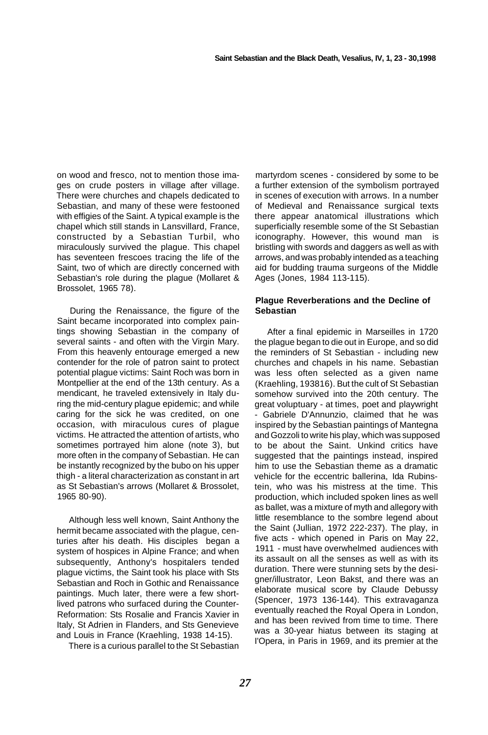on wood and fresco, not to mention those images on crude posters in village after village. There were churches and chapels dedicated to Sebastian, and many of these were festooned with effigies of the Saint. A typical example is the chapel which still stands in Lansvillard, France, constructed by a Sebastian Turbil, who miraculously survived the plague. This chapel has seventeen frescoes tracing the life of the Saint, two of which are directly concerned with Sebastian's role during the plague (Mollaret & Brossolet, 1965 78).

During the Renaissance, the figure of the Saint became incorporated into complex paintings showing Sebastian in the company of several saints - and often with the Virgin Mary. From this heavenly entourage emerged a new contender for the role of patron saint to protect potential plague victims: Saint Roch was born in Montpellier at the end of the 13th century. As a mendicant, he traveled extensively in Italy during the mid-century plague epidemic; and while caring for the sick he was credited, on one occasion, with miraculous cures of plague victims. He attracted the attention of artists, who sometimes portrayed him alone (note 3), but more often in the company of Sebastian. He can be instantly recognized by the bubo on his upper thigh - a literal characterization as constant in art as St Sebastian's arrows (Mollaret & Brossolet, 1965 80-90).

Although less well known, Saint Anthony the hermit became associated with the plague, centuries after his death. His disciples began a system of hospices in Alpine France; and when subsequently, Anthony's hospitalers tended plague victims, the Saint took his place with Sts Sebastian and Roch in Gothic and Renaissance paintings. Much later, there were a few short-lived patrons who surfaced during the Counter-Reformation: Sts Rosalie and Francis Xavier in Italy, St Adrien in Flanders, and Sts Genevieve and Louis in France (Kraehling, 1938 14-15).

There is a curious parallel to the St Sebastian martyrdom scenes - considered by some to be a further extension of the symbolism portrayed in scenes of execution with arrows. In a number of Medieval and Renaissance surgical texts there appear anatomical illustrations which superficially resemble some of the St Sebastian iconography. However, this wound man is bristling with swords and daggers as well as with arrows, and was probably intended as a teaching aid for budding trauma surgeons of the Middle Ages (Jones, 1984 113-115).

## Plague Reverberations and the Decline of Sebastian

After a final epidemic in Marseilles in 1720 the plague began to die out in Europe, and so did the reminders of St Sebastian - including new churches and chapels in his name. Sebastian was less often selected as a given name (Kraehling, 193816). But the cult of St Sebastian somehow survived into the 20th century. The great voluptuary - at times, poet and playwright - Gabriele D'Annunzio, claimed that he was inspired by the Sebastian paintings of Mantegna and Gozzoli to write his play, which was supposed to be about the Saint. Unkind critics have suggested that the paintings instead, inspired him to use the Sebastian theme as a dramatic vehicle for the eccentric ballerina, Ida Rubinstein, who was his mistress at the time. This production, which included spoken lines as well as ballet, was a mixture of myth and allegory with little resemblance to the sombre legend about the Saint (Jullian, 1972 222-237). The play, in five acts - which opened in Paris on May 22, 1911 - must have overwhelmed audiences with its assault on all the senses as well as with its duration. There were stunning sets by the designer/illustrator, Leon Bakst, and there was an elaborate musical score by Claude Debussy (Spencer, 1973 136-144). This extravaganza eventually reached the Royal Opera in London, and has been revived from time to time. There was a 30-year hiatus between its staging at l'Opera, in Paris in 1969, and its premier at the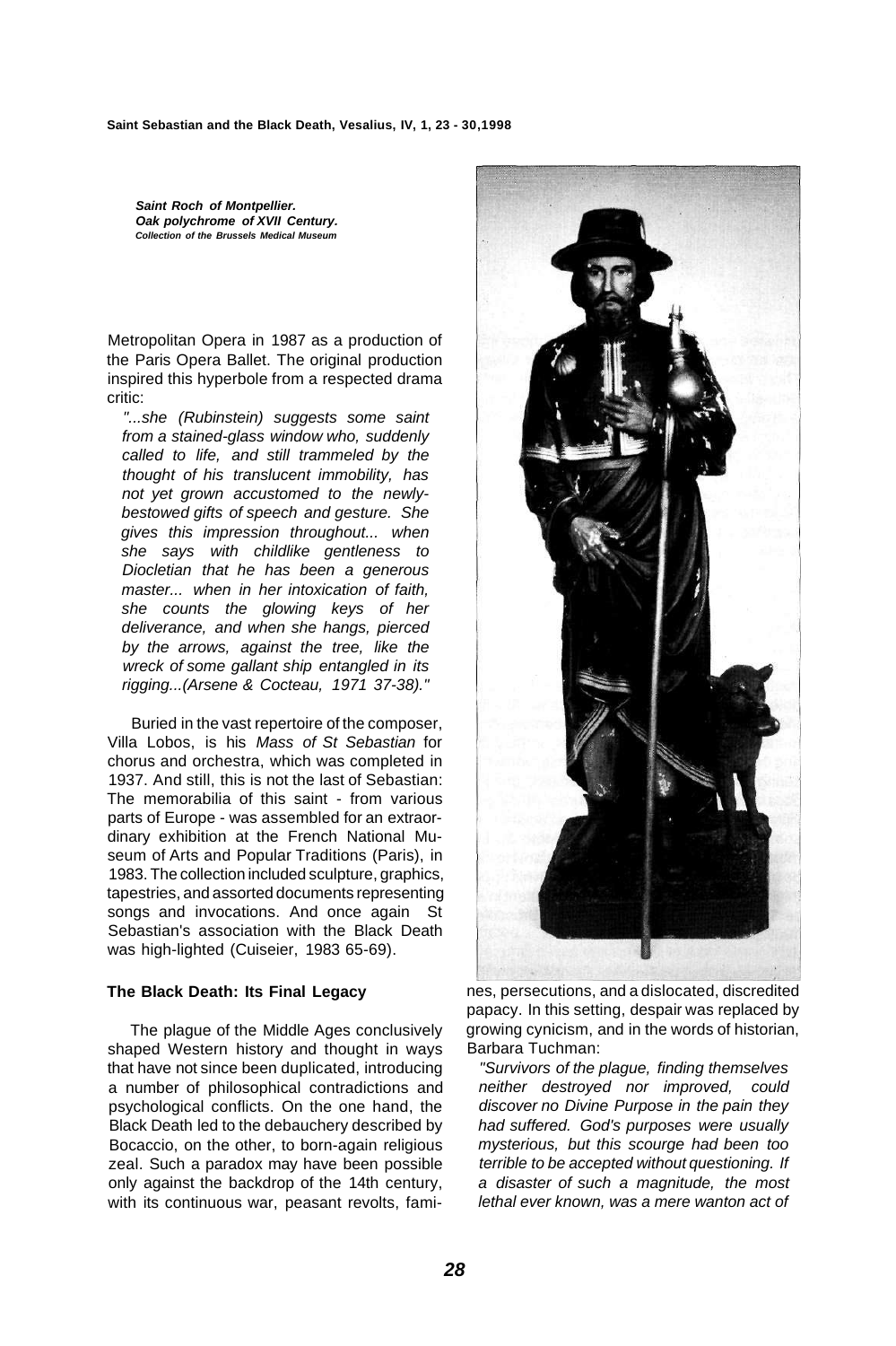***Saint Roch of Montpellier.***
***Oak polychrome of XVII Century.***
***Collection of the Brussels Medical Museum***

Metropolitan Opera in 1987 as a production of the Paris Opera Ballet. The original production inspired this hyperbole from a respected drama critic:

*"...she (Rubinstein) suggests some saint from a stained-glass window who, suddenly called to life, and still trammeled by the thought of his translucent immobility, has not yet grown accustomed to the newly-bestowed gifts of speech and gesture. She gives this impression throughout... when she says with childlike gentleness to Diocletian that he has been a generous master... when in her intoxication of faith, she counts the glowing keys of her deliverance, and when she hangs, pierced by the arrows, against the tree, like the wreck of some gallant ship entangled in its rigging...(Arsene & Cocteau, 1971 37-38)."*

Buried in the vast repertoire of the composer, Villa Lobos, is his *Mass of St Sebastian* for chorus and orchestra, which was completed in 1937. And still, this is not the last of Sebastian: The memorabilia of this saint - from various parts of Europe - was assembled for an extraordinary exhibition at the French National Museum of Arts and Popular Traditions (Paris), in 1983. The collection included sculpture, graphics, tapestries, and assorted documents representing songs and invocations. And once again St Sebastian's association with the Black Death was high-lighted (Cuiseier, 1983 65-69).

### The Black Death: Its Final Legacy

The plague of the Middle Ages conclusively shaped Western history and thought in ways that have not since been duplicated, introducing a number of philosophical contradictions and psychological conflicts. On the one hand, the Black Death led to the debauchery described by Bocaccio, on the other, to born-again religious zeal. Such a paradox may have been possible only against the backdrop of the 14th century, with its continuous war, peasant revolts, famines, persecutions, and a dislocated, discredited papacy. In this setting, despair was replaced by growing cynicism, and in the words of historian, Barbara Tuchman:

*"Survivors of the plague, finding themselves neither destroyed nor improved, could discover no Divine Purpose in the pain they had suffered. God's purposes were usually mysterious, but this scourge had been too terrible to be accepted without questioning. If a disaster of such a magnitude, the most lethal ever known, was a mere wanton act of*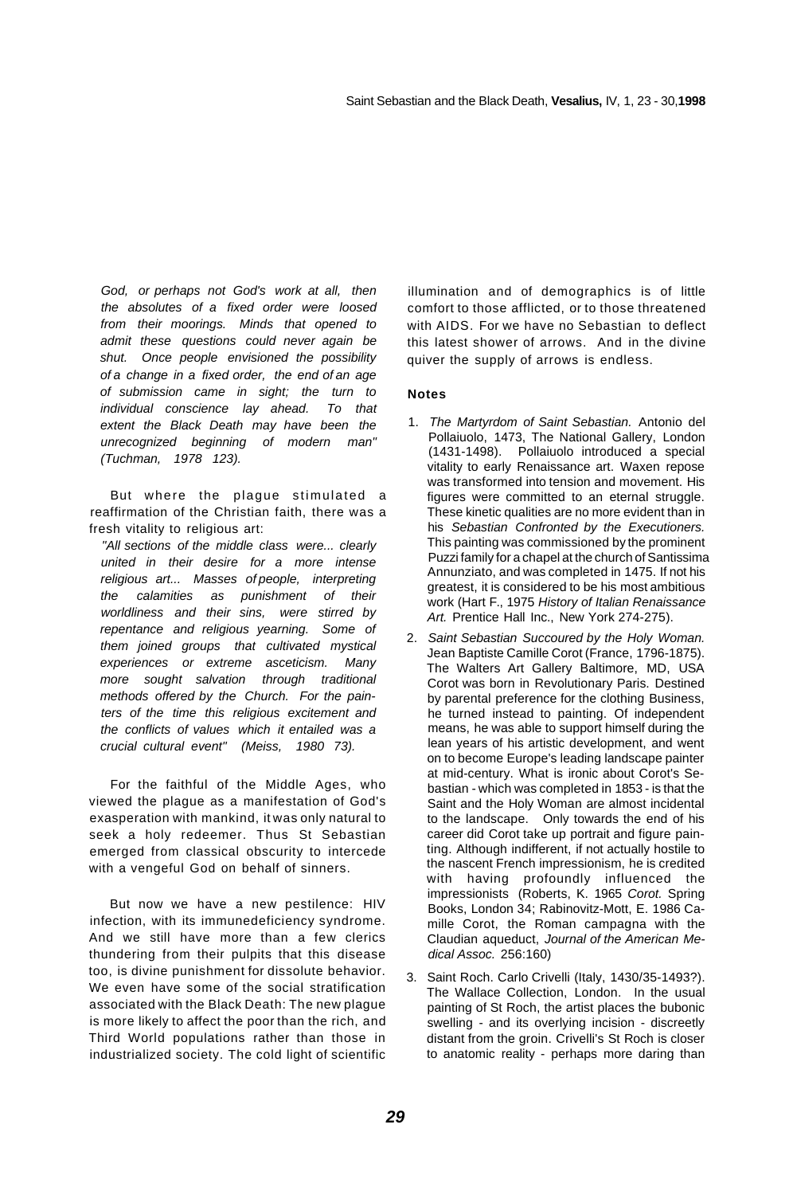*God, or perhaps not God's work at all, then the absolutes of a fixed order were loosed from their moorings. Minds that opened to admit these questions could never again be shut. Once people envisioned the possibility of a change in a fixed order, the end of an age of submission came in sight; the turn to individual conscience lay ahead. To that extent the Black Death may have been the unrecognized beginning of modern man" (Tuchman, 1978 123).*

But where the plague stimulated a reaffirmation of the Christian faith, there was a fresh vitality to religious art:

*"All sections of the middle class were... clearly united in their desire for a more intense religious art... Masses of people, interpreting the calamities as punishment of their worldliness and their sins, were stirred by repentance and religious yearning. Some of them joined groups that cultivated mystical experiences or extreme asceticism. Many more sought salvation through traditional methods offered by the Church. For the painters of the time this religious excitement and the conflicts of values which it entailed was a crucial cultural event" (Meiss, 1980 73).*

For the faithful of the Middle Ages, who viewed the plague as a manifestation of God's exasperation with mankind, it was only natural to seek a holy redeemer. Thus St Sebastian emerged from classical obscurity to intercede with a vengeful God on behalf of sinners.

But now we have a new pestilence: HIV infection, with its immunedeficiency syndrome. And we still have more than a few clerics thundering from their pulpits that this disease too, is divine punishment for dissolute behavior. We even have some of the social stratification associated with the Black Death: The new plague is more likely to affect the poor than the rich, and Third World populations rather than those in industrialized society. The cold light of scientific illumination and of demographics is of little comfort to those afflicted, or to those threatened with AIDS. For we have no Sebastian to deflect this latest shower of arrows. And in the divine quiver the supply of arrows is endless.

## Notes

1. *The Martyrdom of Saint Sebastian.* Antonio del Pollaiuolo, 1473, The National Gallery, London (1431-1498). Pollaiuolo introduced a special vitality to early Renaissance art. Waxen repose was transformed into tension and movement. His figures were committed to an eternal struggle. These kinetic qualities are no more evident than in his *Sebastian Confronted by the Executioners.* This painting was commissioned by the prominent Puzzi family for a chapel at the church of Santissima Annunziato, and was completed in 1475. If not his greatest, it is considered to be his most ambitious work (Hart F., 1975 *History of Italian Renaissance Art.* Prentice Hall Inc., New York 274-275).

2. *Saint Sebastian Succoured by the Holy Woman.* Jean Baptiste Camille Corot (France, 1796-1875). The Walters Art Gallery Baltimore, MD, USA Corot was born in Revolutionary Paris. Destined by parental preference for the clothing Business, he turned instead to painting. Of independent means, he was able to support himself during the lean years of his artistic development, and went on to become Europe's leading landscape painter at mid-century. What is ironic about Corot's Sebastian - which was completed in 1853 - is that the Saint and the Holy Woman are almost incidental to the landscape. Only towards the end of his career did Corot take up portrait and figure painting. Although indifferent, if not actually hostile to the nascent French impressionism, he is credited with having profoundly influenced the impressionists (Roberts, K. 1965 *Corot.* Spring Books, London 34; Rabinovitz-Mott, E. 1986 Camille Corot, the Roman campagna with the Claudian aqueduct, *Journal of the American Medical Assoc.* 256:160)

3. Saint Roch. Carlo Crivelli (Italy, 1430/35-1493?). The Wallace Collection, London. In the usual painting of St Roch, the artist places the bubonic swelling - and its overlying incision - discreetly distant from the groin. Crivelli's St Roch is closer to anatomic reality - perhaps more daring than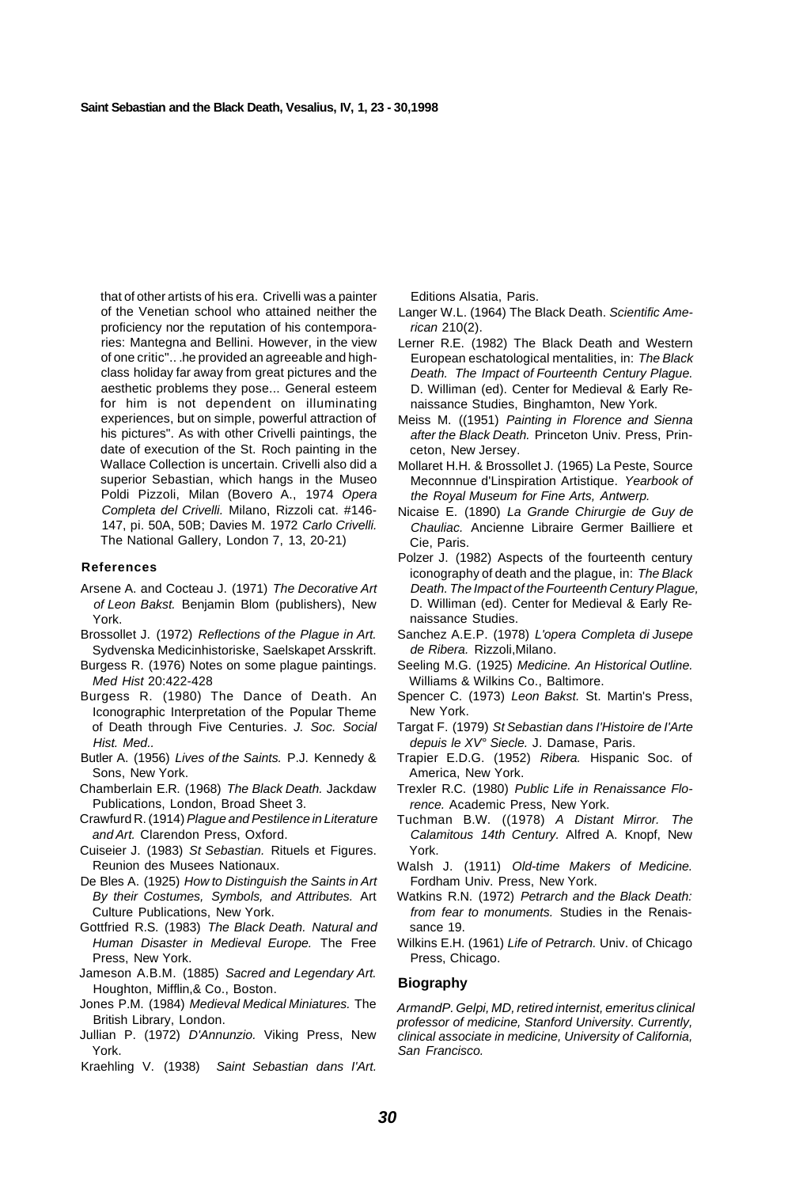that of other artists of his era. Crivelli was a painter of the Venetian school who attained neither the proficiency nor the reputation of his contemporaries: Mantegna and Bellini. However, in the view of one critic".. .he provided an agreeable and high-class holiday far away from great pictures and the aesthetic problems they pose... General esteem for him is not dependent on illuminating experiences, but on simple, powerful attraction of his pictures". As with other Crivelli paintings, the date of execution of the St. Roch painting in the Wallace Collection is uncertain. Crivelli also did a superior Sebastian, which hangs in the Museo Poldi Pizzoli, Milan (Bovero A., 1974 *Opera Completa del Crivelli.* Milano, Rizzoli cat. #146-147, pi. 50A, 50B; Davies M. 1972 *Carlo Crivelli.* The National Gallery, London 7, 13, 20-21)

## References

Arsene A. and Cocteau J. (1971) *The Decorative Art of Leon Bakst.* Benjamin Blom (publishers), New York.

Brossollet J. (1972) *Reflections of the Plague in Art.* Sydvenska Medicinhistoriske, Saelskapet Arsskrift.

Burgess R. (1976) Notes on some plague paintings. *Med Hist* 20:422-428

Burgess R. (1980) The Dance of Death. An Iconographic Interpretation of the Popular Theme of Death through Five Centuries. *J. Soc. Social Hist. Med..*

Butler A. (1956) *Lives of the Saints.* P.J. Kennedy & Sons, New York.

Chamberlain E.R. (1968) *The Black Death.* Jackdaw Publications, London, Broad Sheet 3.

Crawfurd R. (1914) *Plague and Pestilence in Literature and Art.* Clarendon Press, Oxford.

Cuiseier J. (1983) *St Sebastian.* Rituels et Figures. Reunion des Musees Nationaux.

De Bles A. (1925) *How to Distinguish the Saints in Art By their Costumes, Symbols, and Attributes.* Art Culture Publications, New York.

Gottfried R.S. (1983) *The Black Death. Natural and Human Disaster in Medieval Europe.* The Free Press, New York.

Jameson A.B.M. (1885) *Sacred and Legendary Art.* Houghton, Mifflin,& Co., Boston.

Jones P.M. (1984) *Medieval Medical Miniatures.* The British Library, London.

Jullian P. (1972) *D'Annunzio.* Viking Press, New York.

Kraehling V. (1938) *Saint Sebastian dans I'Art.* Editions Alsatia, Paris.

Langer W.L. (1964) The Black Death. *Scientific American* 210(2).

Lerner R.E. (1982) The Black Death and Western European eschatological mentalities, in: *The Black Death. The Impact of Fourteenth Century Plague.* D. Williman (ed). Center for Medieval & Early Renaissance Studies, Binghamton, New York.

Meiss M. ((1951) *Painting in Florence and Sienna after the Black Death.* Princeton Univ. Press, Princeton, New Jersey.

Mollaret H.H. & Brossollet J. (1965) La Peste, Source Meconnnue d'Linspiration Artistique. *Yearbook of the Royal Museum for Fine Arts, Antwerp.*

Nicaise E. (1890) *La Grande Chirurgie de Guy de Chauliac.* Ancienne Libraire Germer Bailliere et Cie, Paris.

Polzer J. (1982) Aspects of the fourteenth century iconography of death and the plague, in: *The Black Death. The Impact of the Fourteenth Century Plague,* D. Williman (ed). Center for Medieval & Early Renaissance Studies.

Sanchez A.E.P. (1978) *L'opera Completa di Jusepe de Ribera.* Rizzoli,Milano.

Seeling M.G. (1925) *Medicine. An Historical Outline.* Williams & Wilkins Co., Baltimore.

Spencer C. (1973) *Leon Bakst.* St. Martin's Press, New York.

Targat F. (1979) *St Sebastian dans I'Histoire de I'Arte depuis le XV° Siecle.* J. Damase, Paris.

Trapier E.D.G. (1952) *Ribera.* Hispanic Soc. of America, New York.

Trexler R.C. (1980) *Public Life in Renaissance Florence.* Academic Press, New York.

Tuchman B.W. ((1978) *A Distant Mirror. The Calamitous 14th Century.* Alfred A. Knopf, New York.

Walsh J. (1911) *Old-time Makers of Medicine.* Fordham Univ. Press, New York.

Watkins R.N. (1972) *Petrarch and the Black Death: from fear to monuments.* Studies in the Renaissance 19.

Wilkins E.H. (1961) *Life of Petrarch.* Univ. of Chicago Press, Chicago.

## Biography

*ArmandP. Gelpi, MD, retired internist, emeritus clinical professor of medicine, Stanford University. Currently, clinical associate in medicine, University of California, San Francisco.*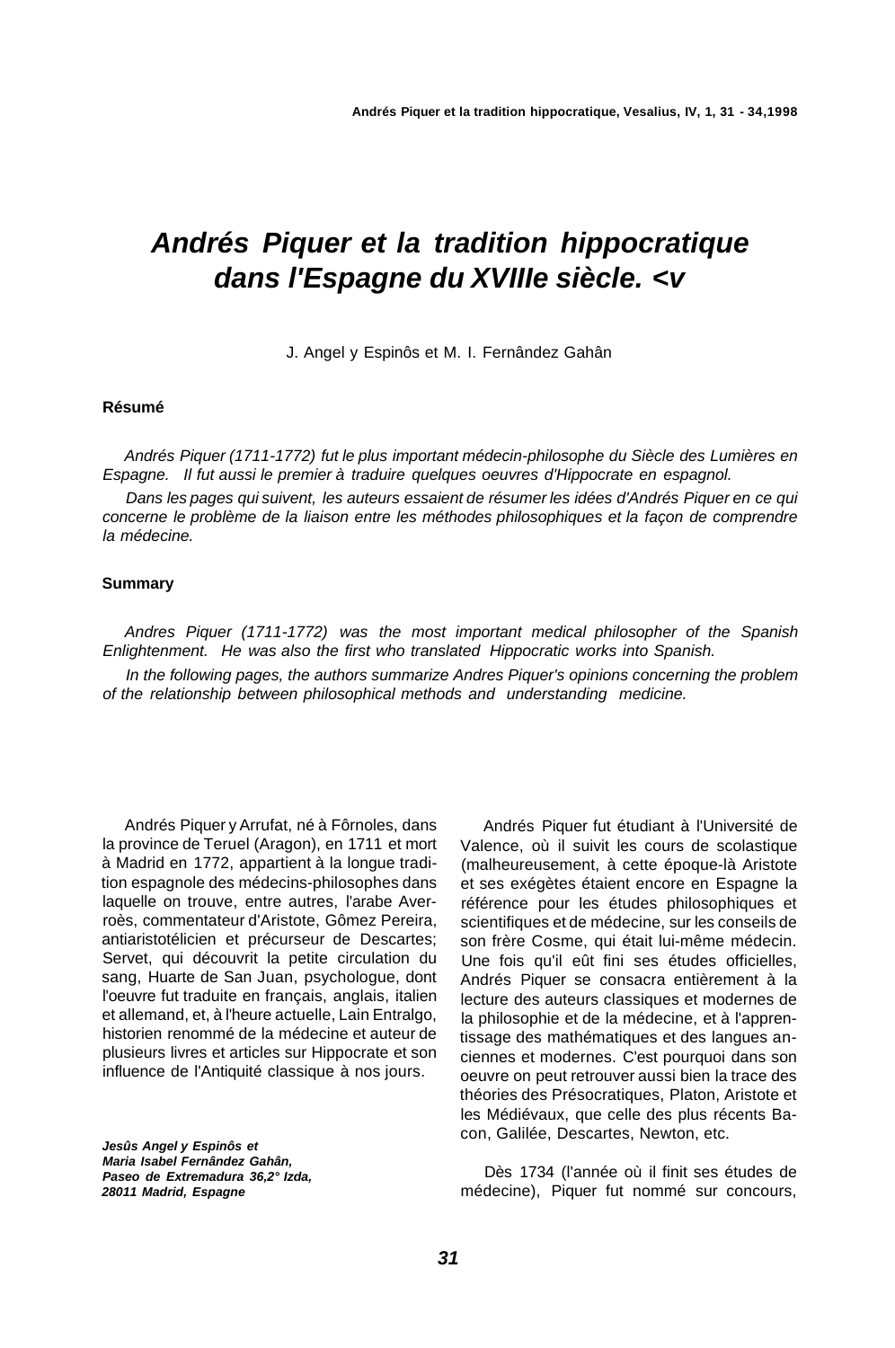# *Andrés Piquer et la tradition hippocratique dans l'Espagne du XVIIIe siècle. <v*

J. Angel y Espinôs et M. I. Fernândez Gahân

**Résumé**

*Andrés Piquer (1711-1772) fut le plus important médecin-philosophe du Siècle des Lumières en Espagne. Il fut aussi le premier à traduire quelques oeuvres d'Hippocrate en espagnol.*

*Dans les pages qui suivent, les auteurs essaient de résumer les idées d'Andrés Piquer en ce qui concerne le problème de la liaison entre les méthodes philosophiques et la façon de comprendre la médecine.*

**Summary**

*Andres Piquer (1711-1772) was the most important medical philosopher of the Spanish Enlightenment. He was also the first who translated Hippocratic works into Spanish.*

*In the following pages, the authors summarize Andres Piquer's opinions concerning the problem of the relationship between philosophical methods and understanding medicine.*

Andrés Piquer y Arrufat, né à Fôrnoles, dans la province de Teruel (Aragon), en 1711 et mort à Madrid en 1772, appartient à la longue tradition espagnole des médecins-philosophes dans laquelle on trouve, entre autres, l'arabe Averroès, commentateur d'Aristote, Gômez Pereira, antiaristotélicien et précurseur de Descartes; Servet, qui découvrit la petite circulation du sang, Huarte de San Juan, psychologue, dont l'oeuvre fut traduite en français, anglais, italien et allemand, et, à l'heure actuelle, Lain Entralgo, historien renommé de la médecine et auteur de plusieurs livres et articles sur Hippocrate et son influence de l'Antiquité classique à nos jours.

***Jesûs Angel y Espinôs et Maria Isabel Fernândez Gahân, Paseo de Extremadura 36,2° Izda, 28011 Madrid, Espagne***

Andrés Piquer fut étudiant à l'Université de Valence, où il suivit les cours de scolastique (malheureusement, à cette époque-là Aristote et ses exégètes étaient encore en Espagne la référence pour les études philosophiques et scientifiques et de médecine, sur les conseils de son frère Cosme, qui était lui-même médecin. Une fois qu'il eût fini ses études officielles, Andrés Piquer se consacra entièrement à la lecture des auteurs classiques et modernes de la philosophie et de la médecine, et à l'apprentissage des mathématiques et des langues anciennes et modernes. C'est pourquoi dans son oeuvre on peut retrouver aussi bien la trace des théories des Présocratiques, Platon, Aristote et les Médiévaux, que celle des plus récents Bacon, Galilée, Descartes, Newton, etc.

Dès 1734 (l'année où il finit ses études de médecine), Piquer fut nommé sur concours,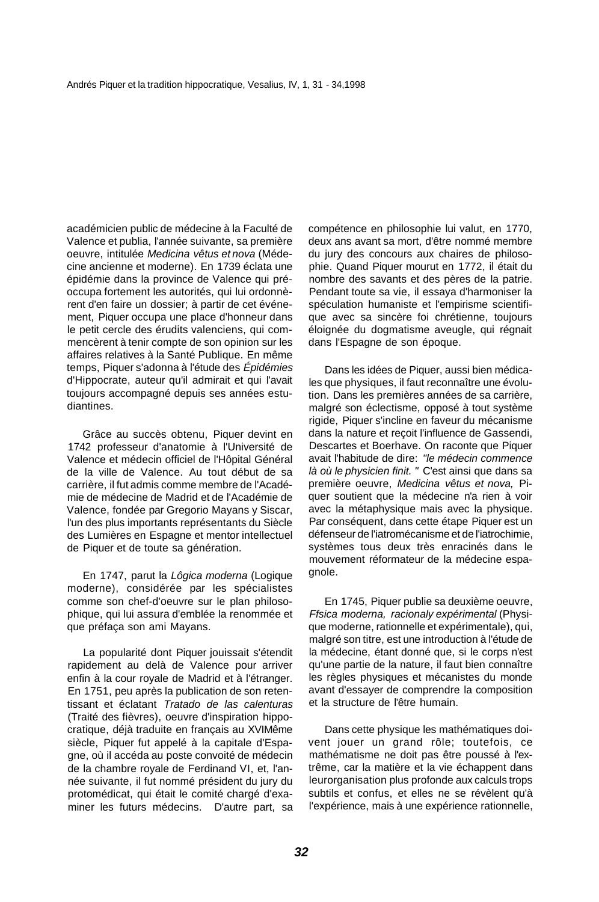académicien public de médecine à la Faculté de Valence et publia, l'année suivante, sa première oeuvre, intitulée *Medicina vêtus et nova* (Médecine ancienne et moderne). En 1739 éclata une épidémie dans la province de Valence qui préoccupa fortement les autorités, qui lui ordonnèrent d'en faire un dossier; à partir de cet événement, Piquer occupa une place d'honneur dans le petit cercle des érudits valenciens, qui commencèrent à tenir compte de son opinion sur les affaires relatives à la Santé Publique. En même temps, Piquer s'adonna à l'étude des *Épidémies* d'Hippocrate, auteur qu'il admirait et qui l'avait toujours accompagné depuis ses années estudiantines.

Grâce au succès obtenu, Piquer devint en 1742 professeur d'anatomie à l'Université de Valence et médecin officiel de l'Hôpital Général de la ville de Valence. Au tout début de sa carrière, il fut admis comme membre de l'Académie de médecine de Madrid et de l'Académie de Valence, fondée par Gregorio Mayans y Siscar, l'un des plus importants représentants du Siècle des Lumières en Espagne et mentor intellectuel de Piquer et de toute sa génération.

En 1747, parut la *Lôgica moderna* (Logique moderne), considérée par les spécialistes comme son chef-d'oeuvre sur le plan philosophique, qui lui assura d'emblée la renommée et que préfaça son ami Mayans.

La popularité dont Piquer jouissait s'étendit rapidement au delà de Valence pour arriver enfin à la cour royale de Madrid et à l'étranger. En 1751, peu après la publication de son retentissant et éclatant *Tratado de las calenturas* (Traité des fièvres), oeuvre d'inspiration hippocratique, déjà traduite en français au XVIMême siècle, Piquer fut appelé à la capitale d'Espagne, où il accéda au poste convoité de médecin de la chambre royale de Ferdinand VI, et, l'année suivante, il fut nommé président du jury du protomédicat, qui était le comité chargé d'examiner les futurs médecins. D'autre part, sa compétence en philosophie lui valut, en 1770, deux ans avant sa mort, d'être nommé membre du jury des concours aux chaires de philosophie. Quand Piquer mourut en 1772, il était du nombre des savants et des pères de la patrie. Pendant toute sa vie, il essaya d'harmoniser la spéculation humaniste et l'empirisme scientifique avec sa sincère foi chrétienne, toujours éloignée du dogmatisme aveugle, qui régnait dans l'Espagne de son époque.

Dans les idées de Piquer, aussi bien médicales que physiques, il faut reconnaître une évolution. Dans les premières années de sa carrière, malgré son éclectisme, opposé à tout système rigide, Piquer s'incline en faveur du mécanisme dans la nature et reçoit l'influence de Gassendi, Descartes et Boerhave. On raconte que Piquer avait l'habitude de dire: *"le médecin commence là où le physicien finit. "* C'est ainsi que dans sa première oeuvre, *Medicina vêtus et nova,* Piquer soutient que la médecine n'a rien à voir avec la métaphysique mais avec la physique. Par conséquent, dans cette étape Piquer est un défenseur de l'iatromécanisme et de l'iatrochimie, systèmes tous deux très enracinés dans le mouvement réformateur de la médecine espagnole.

En 1745, Piquer publie sa deuxième oeuvre, *Ffsica moderna, racionaly expérimental* (Physique moderne, rationnelle et expérimentale), qui, malgré son titre, est une introduction à l'étude de la médecine, étant donné que, si le corps n'est qu'une partie de la nature, il faut bien connaître les règles physiques et mécanistes du monde avant d'essayer de comprendre la composition et la structure de l'être humain.

Dans cette physique les mathématiques doivent jouer un grand rôle; toutefois, ce mathématisme ne doit pas être poussé à l'extrême, car la matière et la vie échappent dans leurorganisation plus profonde aux calculs trops subtils et confus, et elles ne se révèlent qu'à l'expérience, mais à une expérience rationnelle,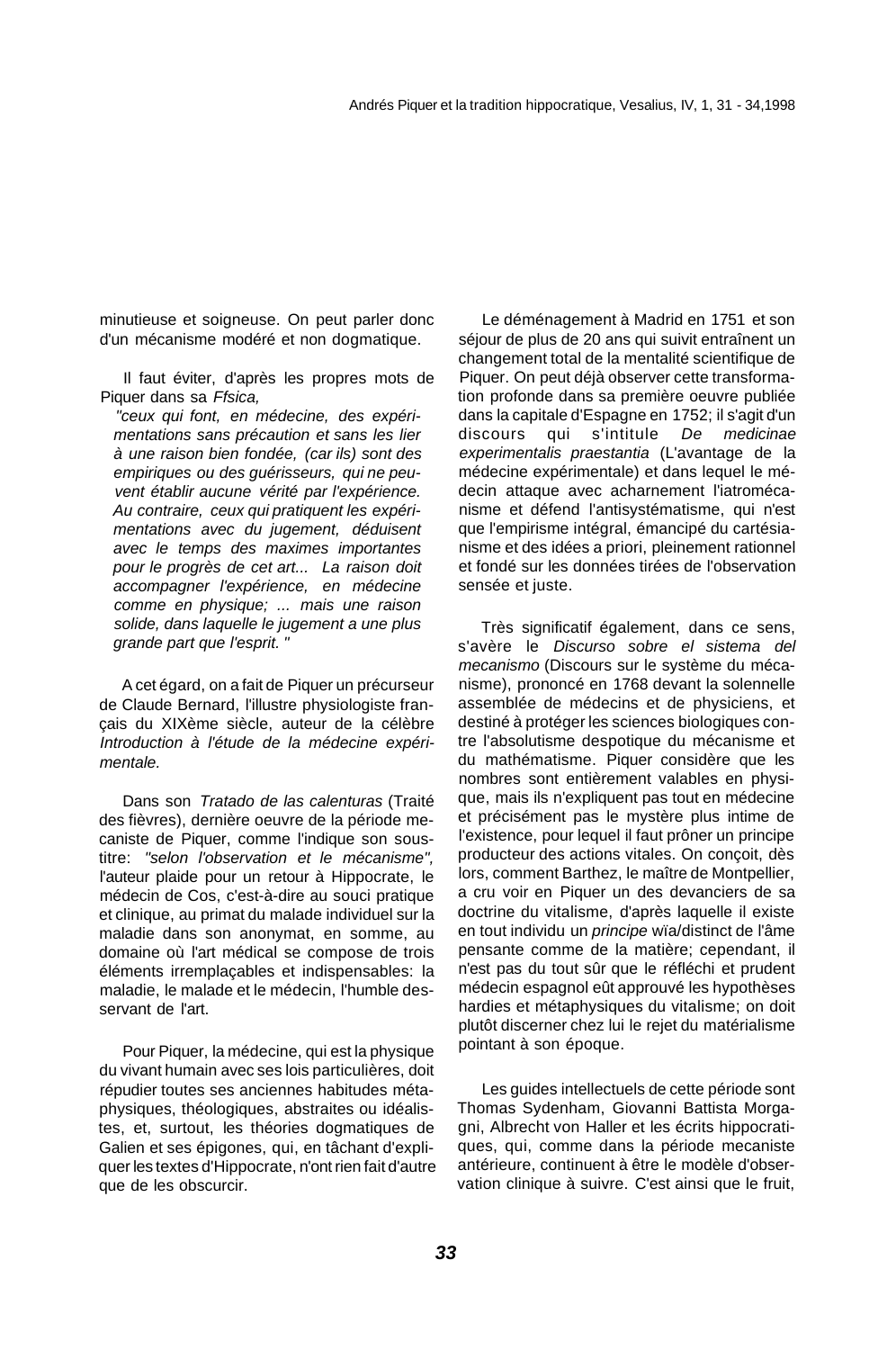minutieuse et soigneuse. On peut parler donc d'un mécanisme modéré et non dogmatique.

Il faut éviter, d'après les propres mots de Piquer dans sa *Ffsica,*

> *"ceux qui font, en médecine, des expérimentations sans précaution et sans les lier à une raison bien fondée, (car ils) sont des empiriques ou des guérisseurs, qui ne peuvent établir aucune vérité par l'expérience. Au contraire, ceux qui pratiquent les expérimentations avec du jugement, déduisent avec le temps des maximes importantes pour le progrès de cet art... La raison doit accompagner l'expérience, en médecine comme en physique; ... mais une raison solide, dans laquelle le jugement a une plus grande part que l'esprit. "*

A cet égard, on a fait de Piquer un précurseur de Claude Bernard, l'illustre physiologiste français du XIXème siècle, auteur de la célèbre *Introduction à l'étude de la médecine expérimentale.*

Dans son *Tratado de las calenturas* (Traité des fièvres), dernière oeuvre de la période mecaniste de Piquer, comme l'indique son sous-titre: *"selon l'observation et le mécanisme",* l'auteur plaide pour un retour à Hippocrate, le médecin de Cos, c'est-à-dire au souci pratique et clinique, au primat du malade individuel sur la maladie dans son anonymat, en somme, au domaine où l'art médical se compose de trois éléments irremplaçables et indispensables: la maladie, le malade et le médecin, l'humble desservant de l'art.

Pour Piquer, la médecine, qui est la physique du vivant humain avec ses lois particulières, doit répudier toutes ses anciennes habitudes métaphysiques, théologiques, abstraites ou idéalistes, et, surtout, les théories dogmatiques de Galien et ses épigones, qui, en tâchant d'expliquer les textes d'Hippocrate, n'ont rien fait d'autre que de les obscurcir.

Le déménagement à Madrid en 1751 et son séjour de plus de 20 ans qui suivit entraînent un changement total de la mentalité scientifique de Piquer. On peut déjà observer cette transformation profonde dans sa première oeuvre publiée dans la capitale d'Espagne en 1752; il s'agit d'un discours qui s'intitule *De medicinae experimentalis praestantia* (L'avantage de la médecine expérimentale) et dans lequel le médecin attaque avec acharnement l'iatromécanisme et défend l'antisystématisme, qui n'est que l'empirisme intégral, émancipé du cartésianisme et des idées a priori, pleinement rationnel et fondé sur les données tirées de l'observation sensée et juste.

Très significatif également, dans ce sens, s'avère le *Discurso sobre el sistema del mecanismo* (Discours sur le système du mécanisme), prononcé en 1768 devant la solennelle assemblée de médecins et de physiciens, et destiné à protéger les sciences biologiques contre l'absolutisme despotique du mécanisme et du mathématisme. Piquer considère que les nombres sont entièrement valables en physique, mais ils n'expliquent pas tout en médecine et précisément pas le mystère plus intime de l'existence, pour lequel il faut prôner un principe producteur des actions vitales. On conçoit, dès lors, comment Barthez, le maître de Montpellier, a cru voir en Piquer un des devanciers de sa doctrine du vitalisme, d'après laquelle il existe en tout individu un *principe* wïa/distinct de l'âme pensante comme de la matière; cependant, il n'est pas du tout sûr que le réfléchi et prudent médecin espagnol eût approuvé les hypothèses hardies et métaphysiques du vitalisme; on doit plutôt discerner chez lui le rejet du matérialisme pointant à son époque.

Les guides intellectuels de cette période sont Thomas Sydenham, Giovanni Battista Morgagni, Albrecht von Haller et les écrits hippocratiques, qui, comme dans la période mecaniste antérieure, continuent à être le modèle d'observation clinique à suivre. C'est ainsi que le fruit,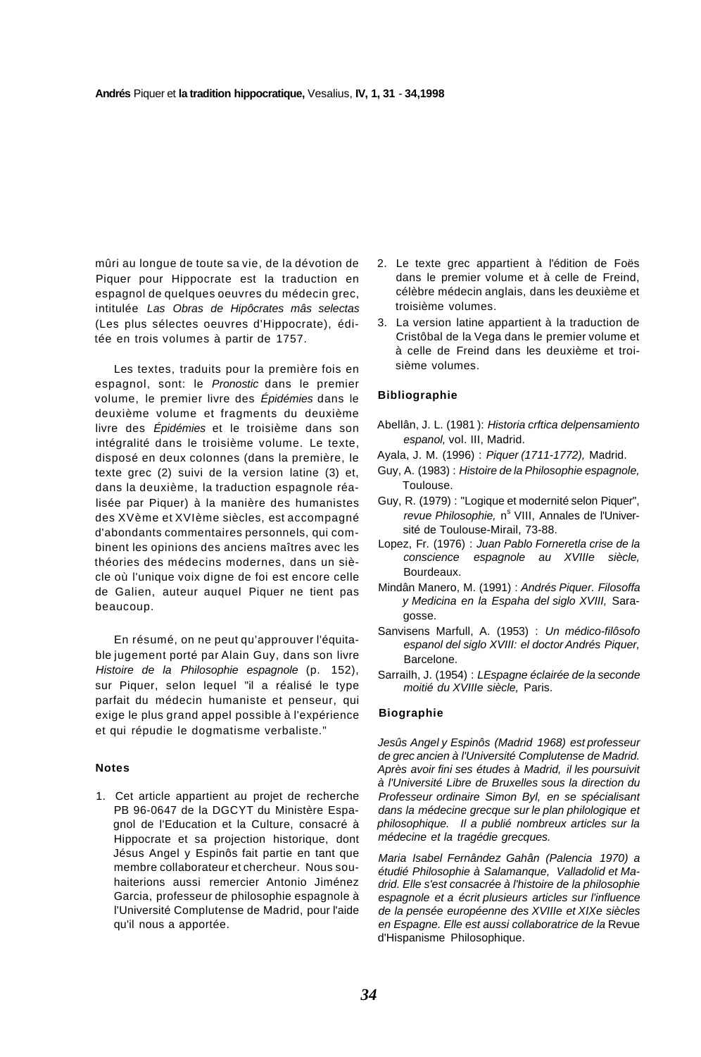mûri au longue de toute sa vie, de la dévotion de Piquer pour Hippocrate est la traduction en espagnol de quelques oeuvres du médecin grec, intitulée *Las Obras de Hipôcrates mâs selectas* (Les plus sélectes oeuvres d'Hippocrate), éditée en trois volumes à partir de 1757.

Les textes, traduits pour la première fois en espagnol, sont: le *Pronostic* dans le premier volume, le premier livre des *Épidémies* dans le deuxième volume et fragments du deuxième livre des *Épidémies* et le troisième dans son intégralité dans le troisième volume. Le texte, disposé en deux colonnes (dans la première, le texte grec (2) suivi de la version latine (3) et, dans la deuxième, la traduction espagnole réalisée par Piquer) à la manière des humanistes des XVème et XVIème siècles, est accompagné d'abondants commentaires personnels, qui combinent les opinions des anciens maîtres avec les théories des médecins modernes, dans un siècle où l'unique voix digne de foi est encore celle de Galien, auteur auquel Piquer ne tient pas beaucoup.

En résumé, on ne peut qu'approuver l'équitable jugement porté par Alain Guy, dans son livre *Histoire de la Philosophie espagnole* (p. 152), sur Piquer, selon lequel "il a réalisé le type parfait du médecin humaniste et penseur, qui exige le plus grand appel possible à l'expérience et qui répudie le dogmatisme verbaliste."

## Notes

1. Cet article appartient au projet de recherche PB 96-0647 de la DGCYT du Ministère Espagnol de l'Education et la Culture, consacré à Hippocrate et sa projection historique, dont Jésus Angel y Espinôs fait partie en tant que membre collaborateur et chercheur. Nous souhaiterions aussi remercier Antonio Jiménez Garcia, professeur de philosophie espagnole à l'Université Complutense de Madrid, pour l'aide qu'il nous a apportée.
2. Le texte grec appartient à l'édition de Foës dans le premier volume et à celle de Freind, célèbre médecin anglais, dans les deuxième et troisième volumes.
3. La version latine appartient à la traduction de Cristôbal de la Vega dans le premier volume et à celle de Freind dans les deuxième et troisième volumes.

## Bibliographie

Abellân, J. L. (1981): *Historia crftica delpensamiento espanol,* vol. III, Madrid.

Ayala, J. M. (1996) : *Piquer (1711-1772),* Madrid.

Guy, A. (1983) : *Histoire de la Philosophie espagnole,* Toulouse.

Guy, R. (1979) : "Logique et modernité selon Piquer", *revue Philosophie,* n° VIII, Annales de l'Université de Toulouse-Mirail, 73-88.

Lopez, Fr. (1976) : *Juan Pablo Forneretla crise de la conscience espagnole au XVIIIe siècle,* Bourdeaux.

Mindân Manero, M. (1991) : *Andrés Piquer. Filosoffa y Medicina en la Espaha del siglo XVIII,* Saragosse.

Sanvisens Marfull, A. (1953) : *Un médico-filôsofo espanol del siglo XVIII: el doctor Andrés Piquer,* Barcelone.

Sarrailh, J. (1954) : *LEspagne éclairée de la seconde moitié du XVIIIe siècle,* Paris.

## Biographie

*Jesûs Angel y Espinôs (Madrid 1968) est professeur de grec ancien à l'Université Complutense de Madrid. Après avoir fini ses études à Madrid, il les poursuivit à l'Université Libre de Bruxelles sous la direction du Professeur ordinaire Simon Byl, en se spécialisant dans la médecine grecque sur le plan philologique et philosophique. Il a publié nombreux articles sur la médecine et la tragédie grecques.*

*Maria Isabel Fernândez Gahân (Palencia 1970) a étudié Philosophie à Salamanque, Valladolid et Madrid. Elle s'est consacrée à l'histoire de la philosophie espagnole et a écrit plusieurs articles sur l'influence de la pensée européenne des XVIIIe et XIXe siècles en Espagne. Elle est aussi collaboratrice de la* Revue d'Hispanisme Philosophique.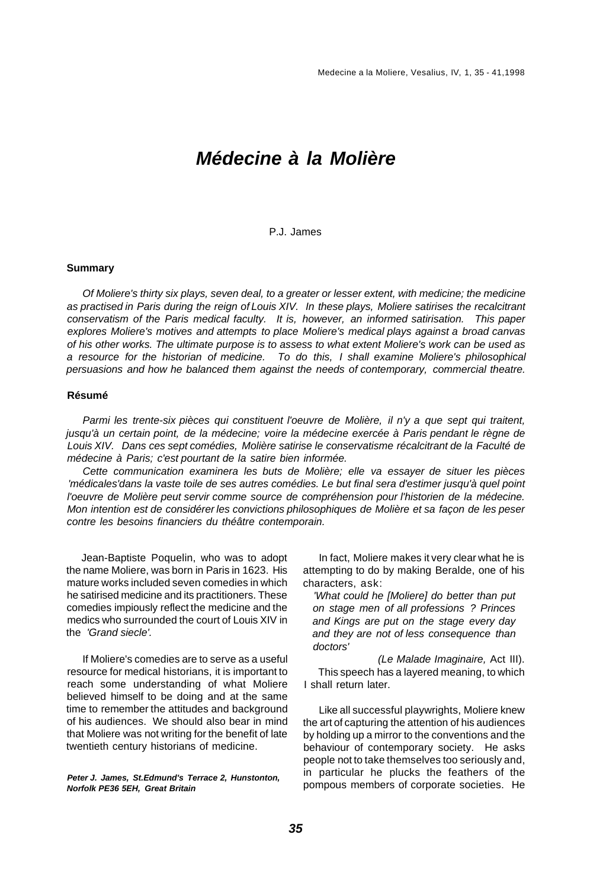# *Médecine à la Molière*

P.J. James

### Summary

*Of Moliere's thirty six plays, seven deal, to a greater or lesser extent, with medicine; the medicine as practised in Paris during the reign of Louis XIV. In these plays, Moliere satirises the recalcitrant conservatism of the Paris medical faculty. It is, however, an informed satirisation. This paper explores Moliere's motives and attempts to place Moliere's medical plays against a broad canvas of his other works. The ultimate purpose is to assess to what extent Moliere's work can be used as a resource for the historian of medicine. To do this, I shall examine Moliere's philosophical persuasions and how he balanced them against the needs of contemporary, commercial theatre.*

### Résumé

*Parmi les trente-six pièces qui constituent l'oeuvre de Molière, il n'y a que sept qui traitent, jusqu'à un certain point, de la médecine; voire la médecine exercée à Paris pendant le règne de Louis XIV. Dans ces sept comédies, Molière satirise le conservatisme récalcitrant de la Faculté de médecine à Paris; c'est pourtant de la satire bien informée.*

*Cette communication examinera les buts de Molière; elle va essayer de situer les pièces 'médicales'dans la vaste toile de ses autres comédies. Le but final sera d'estimer jusqu'à quel point l'oeuvre de Molière peut servir comme source de compréhension pour l'historien de la médecine. Mon intention est de considérer les convictions philosophiques de Molière et sa façon de les peser contre les besoins financiers du théâtre contemporain.*

Jean-Baptiste Poquelin, who was to adopt the name Moliere, was born in Paris in 1623. His mature works included seven comedies in which he satirised medicine and its practitioners. These comedies impiously reflect the medicine and the medics who surrounded the court of Louis XIV in the *'Grand siecle'.*

If Moliere's comedies are to serve as a useful resource for medical historians, it is important to reach some understanding of what Moliere believed himself to be doing and at the same time to remember the attitudes and background of his audiences. We should also bear in mind that Moliere was not writing for the benefit of late twentieth century historians of medicine.

***Peter J. James, St.Edmund's Terrace 2, Hunstonton, Norfolk PE36 5EH, Great Britain***

In fact, Moliere makes it very clear what he is attempting to do by making Beralde, one of his characters, ask:

> *'What could he [Moliere] do better than put on stage men of all professions ? Princes and Kings are put on the stage every day and they are not of less consequence than doctors'*
>
> (*Le Malade Imaginaire,* Act III).

This speech has a layered meaning, to which I shall return later.

Like all successful playwrights, Moliere knew the art of capturing the attention of his audiences by holding up a mirror to the conventions and the behaviour of contemporary society. He asks people not to take themselves too seriously and, in particular he plucks the feathers of the pompous members of corporate societies. He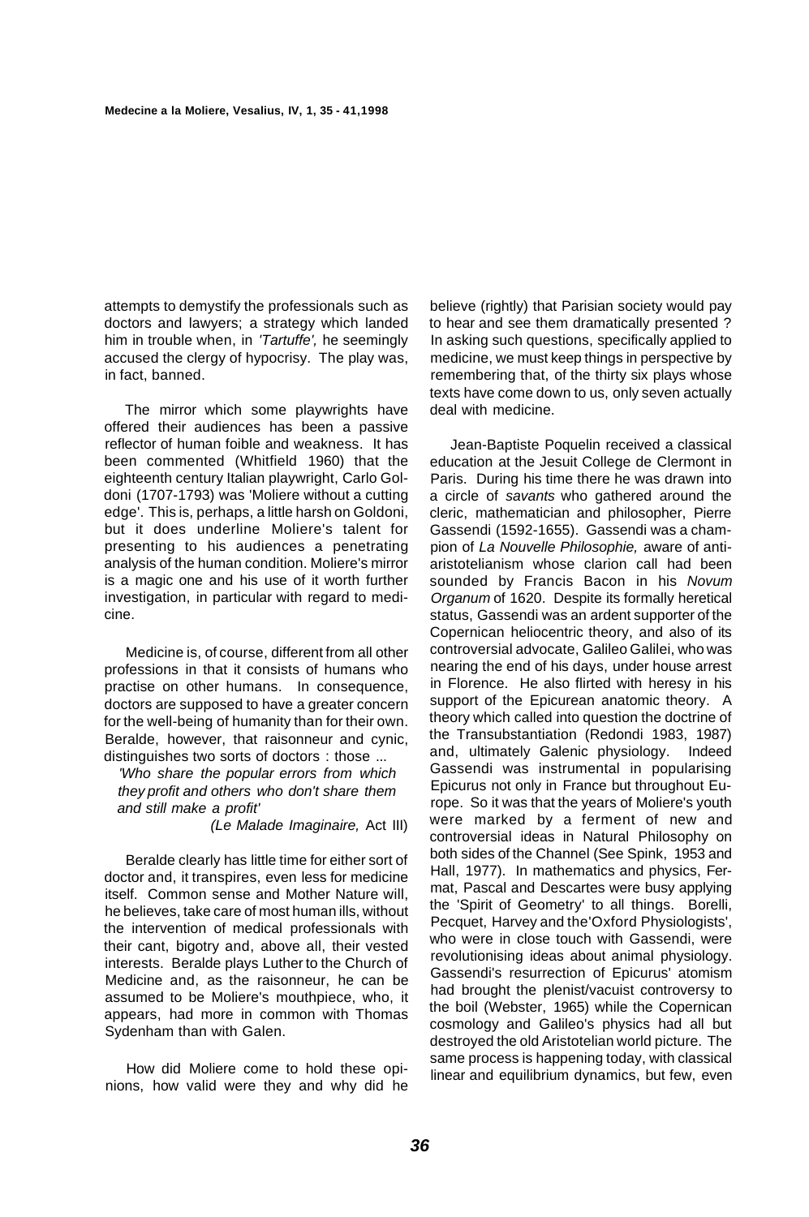attempts to demystify the professionals such as doctors and lawyers; a strategy which landed him in trouble when, in *'Tartuffe',* he seemingly accused the clergy of hypocrisy. The play was, in fact, banned.

The mirror which some playwrights have offered their audiences has been a passive reflector of human foible and weakness. It has been commented (Whitfield 1960) that the eighteenth century Italian playwright, Carlo Goldoni (1707-1793) was 'Moliere without a cutting edge'. This is, perhaps, a little harsh on Goldoni, but it does underline Moliere's talent for presenting to his audiences a penetrating analysis of the human condition. Moliere's mirror is a magic one and his use of it worth further investigation, in particular with regard to medicine.

Medicine is, of course, different from all other professions in that it consists of humans who practise on other humans. In consequence, doctors are supposed to have a greater concern for the well-being of humanity than for their own. Beralde, however, that raisonneur and cynic, distinguishes two sorts of doctors : those ...

*'Who share the popular errors from which they profit and others who don't share them and still make a profit'*

*(Le Malade Imaginaire,* Act III)

Beralde clearly has little time for either sort of doctor and, it transpires, even less for medicine itself. Common sense and Mother Nature will, he believes, take care of most human ills, without the intervention of medical professionals with their cant, bigotry and, above all, their vested interests. Beralde plays Luther to the Church of Medicine and, as the raisonneur, he can be assumed to be Moliere's mouthpiece, who, it appears, had more in common with Thomas Sydenham than with Galen.

How did Moliere come to hold these opinions, how valid were they and why did he believe (rightly) that Parisian society would pay to hear and see them dramatically presented ? In asking such questions, specifically applied to medicine, we must keep things in perspective by remembering that, of the thirty six plays whose texts have come down to us, only seven actually deal with medicine.

Jean-Baptiste Poquelin received a classical education at the Jesuit College de Clermont in Paris. During his time there he was drawn into a circle of *savants* who gathered around the cleric, mathematician and philosopher, Pierre Gassendi (1592-1655). Gassendi was a champion of *La Nouvelle Philosophie,* aware of anti-aristotelianism whose clarion call had been sounded by Francis Bacon in his *Novum Organum* of 1620. Despite its formally heretical status, Gassendi was an ardent supporter of the Copernican heliocentric theory, and also of its controversial advocate, Galileo Galilei, who was nearing the end of his days, under house arrest in Florence. He also flirted with heresy in his support of the Epicurean anatomic theory. A theory which called into question the doctrine of the Transubstantiation (Redondi 1983, 1987) and, ultimately Galenic physiology. Indeed Gassendi was instrumental in popularising Epicurus not only in France but throughout Europe. So it was that the years of Moliere's youth were marked by a ferment of new and controversial ideas in Natural Philosophy on both sides of the Channel (See Spink, 1953 and Hall, 1977). In mathematics and physics, Fermat, Pascal and Descartes were busy applying the 'Spirit of Geometry' to all things. Borelli, Pecquet, Harvey and the'Oxford Physiologists', who were in close touch with Gassendi, were revolutionising ideas about animal physiology. Gassendi's resurrection of Epicurus' atomism had brought the plenist/vacuist controversy to the boil (Webster, 1965) while the Copernican cosmology and Galileo's physics had all but destroyed the old Aristotelian world picture. The same process is happening today, with classical linear and equilibrium dynamics, but few, even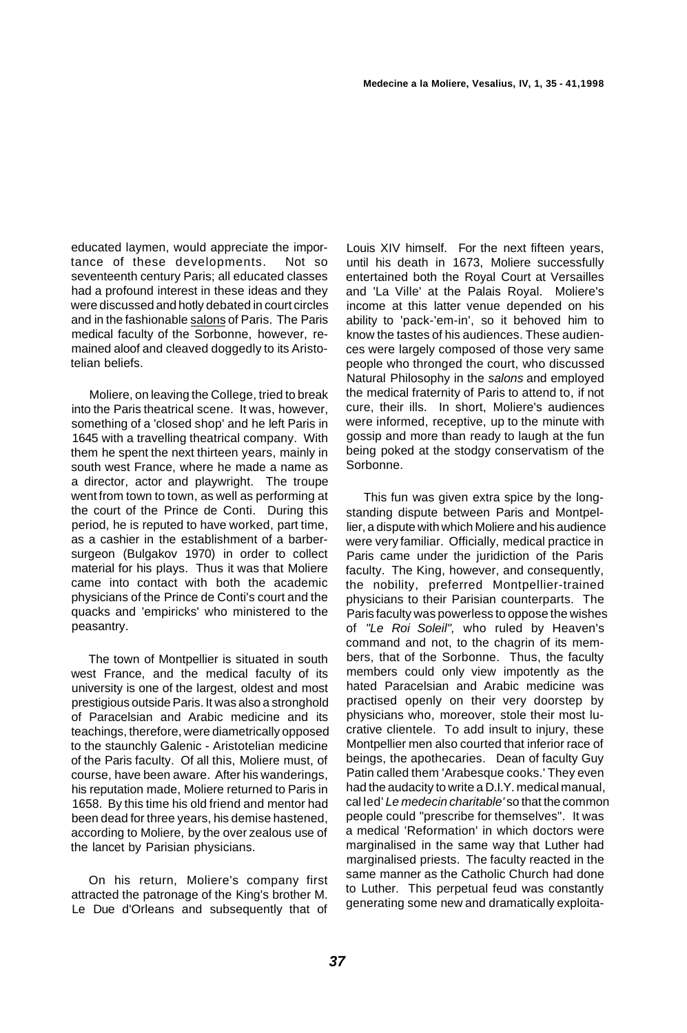educated laymen, would appreciate the importance of these developments. Not so seventeenth century Paris; all educated classes had a profound interest in these ideas and they were discussed and hotly debated in court circles and in the fashionable salons of Paris. The Paris medical faculty of the Sorbonne, however, remained aloof and cleaved doggedly to its Aristotelian beliefs.

Moliere, on leaving the College, tried to break into the Paris theatrical scene. It was, however, something of a 'closed shop' and he left Paris in 1645 with a travelling theatrical company. With them he spent the next thirteen years, mainly in south west France, where he made a name as a director, actor and playwright. The troupe went from town to town, as well as performing at the court of the Prince de Conti. During this period, he is reputed to have worked, part time, as a cashier in the establishment of a barber-surgeon (Bulgakov 1970) in order to collect material for his plays. Thus it was that Moliere came into contact with both the academic physicians of the Prince de Conti's court and the quacks and 'empiricks' who ministered to the peasantry.

The town of Montpellier is situated in south west France, and the medical faculty of its university is one of the largest, oldest and most prestigious outside Paris. It was also a stronghold of Paracelsian and Arabic medicine and its teachings, therefore, were diametrically opposed to the staunchly Galenic - Aristotelian medicine of the Paris faculty. Of all this, Moliere must, of course, have been aware. After his wanderings, his reputation made, Moliere returned to Paris in 1658. By this time his old friend and mentor had been dead for three years, his demise hastened, according to Moliere, by the over zealous use of the lancet by Parisian physicians.

On his return, Moliere's company first attracted the patronage of the King's brother M. Le Due d'Orleans and subsequently that of Louis XIV himself. For the next fifteen years, until his death in 1673, Moliere successfully entertained both the Royal Court at Versailles and 'La Ville' at the Palais Royal. Moliere's income at this latter venue depended on his ability to 'pack-'em-in', so it behoved him to know the tastes of his audiences. These audiences were largely composed of those very same people who thronged the court, who discussed Natural Philosophy in the *salons* and employed the medical fraternity of Paris to attend to, if not cure, their ills. In short, Moliere's audiences were informed, receptive, up to the minute with gossip and more than ready to laugh at the fun being poked at the stodgy conservatism of the Sorbonne.

This fun was given extra spice by the long-standing dispute between Paris and Montpellier, a dispute with which Moliere and his audience were very familiar. Officially, medical practice in Paris came under the juridiction of the Paris faculty. The King, however, and consequently, the nobility, preferred Montpellier-trained physicians to their Parisian counterparts. The Paris faculty was powerless to oppose the wishes of *"Le Roi Soleil",* who ruled by Heaven's command and not, to the chagrin of its members, that of the Sorbonne. Thus, the faculty members could only view impotently as the hated Paracelsian and Arabic medicine was practised openly on their very doorstep by physicians who, moreover, stole their most lucrative clientele. To add insult to injury, these Montpellier men also courted that inferior race of beings, the apothecaries. Dean of faculty Guy Patin called them 'Arabesque cooks.' They even had the audacity to write a D.I.Y. medical manual, called '*Le medecin charitable'* so that the common people could "prescribe for themselves". It was a medical 'Reformation' in which doctors were marginalised in the same way that Luther had marginalised priests. The faculty reacted in the same manner as the Catholic Church had done to Luther. This perpetual feud was constantly generating some new and dramatically exploita-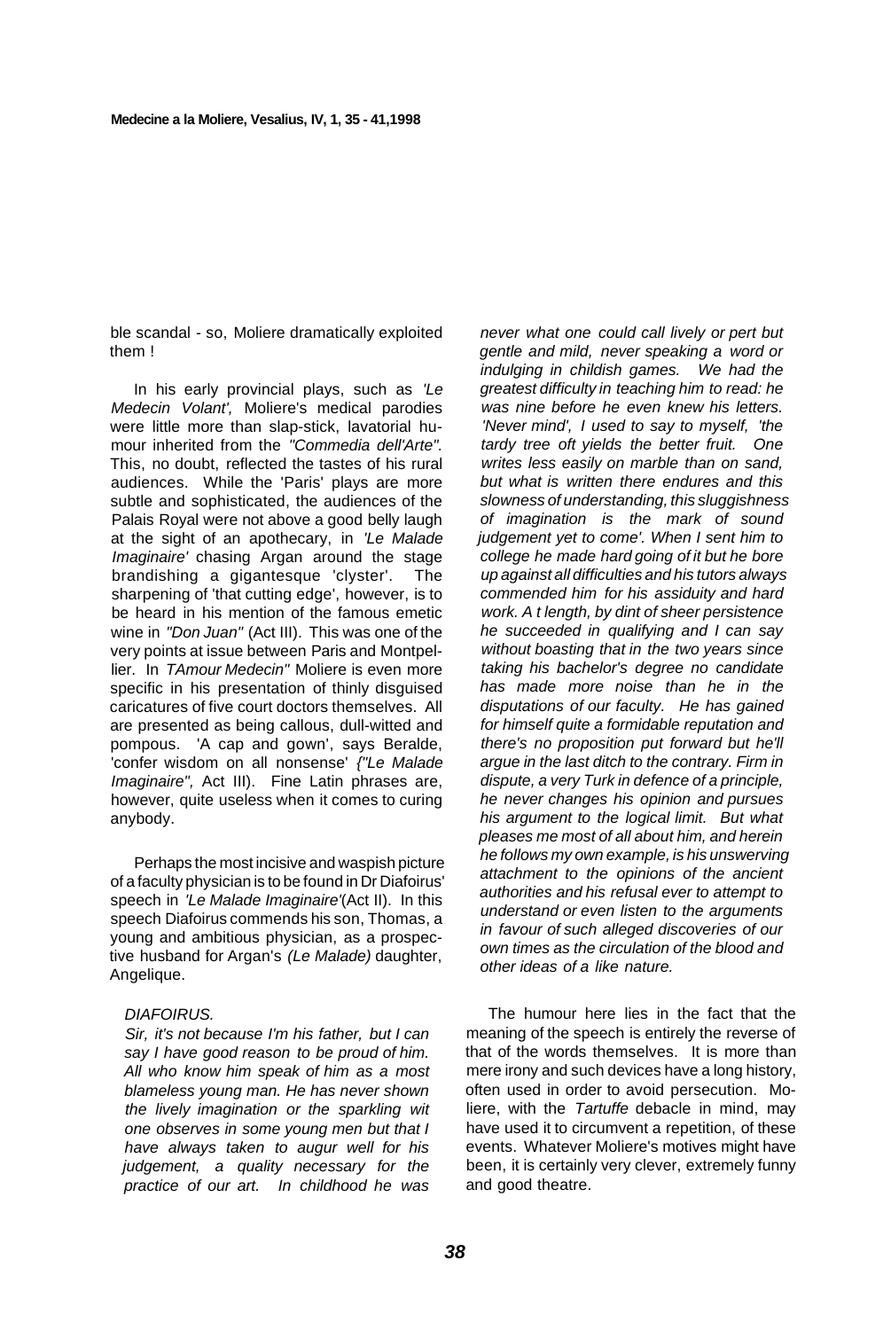ble scandal - so, Moliere dramatically exploited them !

In his early provincial plays, such as *'Le Medecin Volant',* Moliere's medical parodies were little more than slap-stick, lavatorial humour inherited from the *"Commedia dell'Arte".* This, no doubt, reflected the tastes of his rural audiences. While the 'Paris' plays are more subtle and sophisticated, the audiences of the Palais Royal were not above a good belly laugh at the sight of an apothecary, in *'Le Malade Imaginaire'* chasing Argan around the stage brandishing a gigantesque 'clyster'. The sharpening of 'that cutting edge', however, is to be heard in his mention of the famous emetic wine in *"Don Juan"* (Act III). This was one of the very points at issue between Paris and Montpellier. In *TAmour Medecin"* Moliere is even more specific in his presentation of thinly disguised caricatures of five court doctors themselves. All are presented as being callous, dull-witted and pompous. 'A cap and gown', says Beralde, 'confer wisdom on all nonsense' *{"Le Malade Imaginaire",* Act III). Fine Latin phrases are, however, quite useless when it comes to curing anybody.

Perhaps the most incisive and waspish picture of a faculty physician is to be found in Dr Diafoirus' speech in *'Le Malade Imaginaire'*(Act II). In this speech Diafoirus commends his son, Thomas, a young and ambitious physician, as a prospective husband for Argan's *(Le Malade)* daughter, Angelique.

*DIAFOIRUS.*

*Sir, it's not because I'm his father, but I can say I have good reason to be proud of him. All who know him speak of him as a most blameless young man. He has never shown the lively imagination or the sparkling wit one observes in some young men but that I have always taken to augur well for his judgement, a quality necessary for the practice of our art. In childhood he was never what one could call lively or pert but gentle and mild, never speaking a word or indulging in childish games. We had the greatest difficulty in teaching him to read: he was nine before he even knew his letters. 'Never mind', I used to say to myself, 'the tardy tree oft yields the better fruit. One writes less easily on marble than on sand, but what is written there endures and this slowness of understanding, this sluggishness of imagination is the mark of sound judgement yet to come'. When I sent him to college he made hard going of it but he bore up against all difficulties and his tutors always commended him for his assiduity and hard work. A t length, by dint of sheer persistence he succeeded in qualifying and I can say without boasting that in the two years since taking his bachelor's degree no candidate has made more noise than he in the disputations of our faculty. He has gained for himself quite a formidable reputation and there's no proposition put forward but he'll argue in the last ditch to the contrary. Firm in dispute, a very Turk in defence of a principle, he never changes his opinion and pursues his argument to the logical limit. But what pleases me most of all about him, and herein he follows my own example, is his unswerving attachment to the opinions of the ancient authorities and his refusal ever to attempt to understand or even listen to the arguments in favour of such alleged discoveries of our own times as the circulation of the blood and other ideas of a like nature.*

The humour here lies in the fact that the meaning of the speech is entirely the reverse of that of the words themselves. It is more than mere irony and such devices have a long history, often used in order to avoid persecution. Moliere, with the *Tartuffe* debacle in mind, may have used it to circumvent a repetition, of these events. Whatever Moliere's motives might have been, it is certainly very clever, extremely funny and good theatre.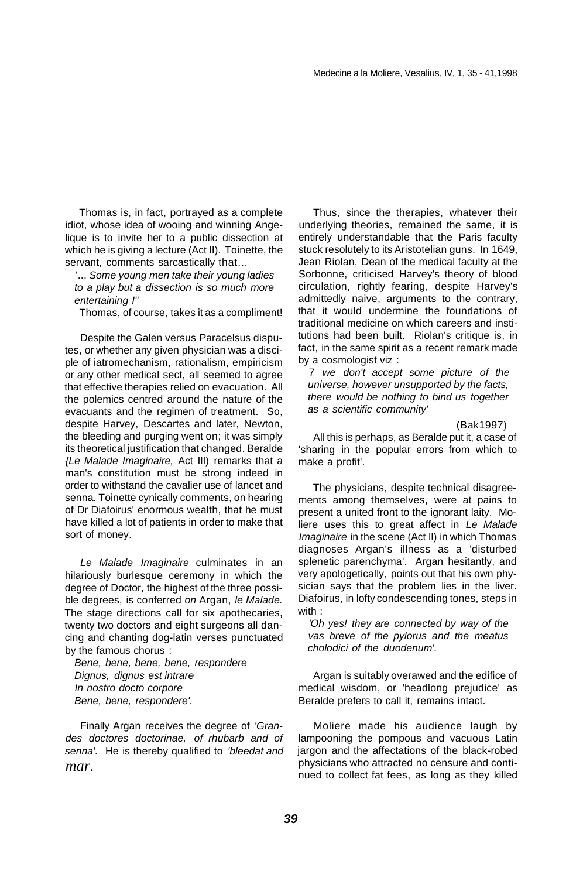Thomas is, in fact, portrayed as a complete idiot, whose idea of wooing and winning Angelique is to invite her to a public dissection at which he is giving a lecture (Act II). Toinette, the servant, comments sarcastically that…

'... *Some young men take their young ladies to a play but a dissection is so much more entertaining I"*

Thomas, of course, takes it as a compliment!

Despite the Galen versus Paracelsus disputes, or whether any given physician was a disciple of iatromechanism, rationalism, empiricism or any other medical sect, all seemed to agree that effective therapies relied on evacuation. All the polemics centred around the nature of the evacuants and the regimen of treatment. So, despite Harvey, Descartes and later, Newton, the bleeding and purging went on; it was simply its theoretical justification that changed. Beralde {*Le Malade Imaginaire,* Act III) remarks that a man's constitution must be strong indeed in order to withstand the cavalier use of lancet and senna. Toinette cynically comments, on hearing of Dr Diafoirus' enormous wealth, that he must have killed a lot of patients in order to make that sort of money.

*Le Malade Imaginaire* culminates in an hilariously burlesque ceremony in which the degree of Doctor, the highest of the three possible degrees, is conferred *on* Argan, *le Malade.* The stage directions call for six apothecaries, twenty two doctors and eight surgeons all dancing and chanting dog-latin verses punctuated by the famous chorus :

*Bene, bene, bene, bene, respondere*
*Dignus, dignus est intrare*
*In nostro docto corpore*
*Bene, bene, respondere'.*

Finally Argan receives the degree of *'Grandes doctores doctorinae, of rhubarb and of senna'.* He is thereby qualified to *'bleedat and mar.*

Thus, since the therapies, whatever their underlying theories, remained the same, it is entirely understandable that the Paris faculty stuck resolutely to its Aristotelian guns. In 1649, Jean Riolan, Dean of the medical faculty at the Sorbonne, criticised Harvey's theory of blood circulation, rightly fearing, despite Harvey's admittedly naive, arguments to the contrary, that it would undermine the foundations of traditional medicine on which careers and institutions had been built. Riolan's critique is, in fact, in the same spirit as a recent remark made by a cosmologist viz :

7 *we don't accept some picture of the universe, however unsupported by the facts, there would be nothing to bind us together as a scientific community'*

(Bak1997)

All this is perhaps, as Beralde put it, a case of 'sharing in the popular errors from which to make a profit'.

The physicians, despite technical disagreements among themselves, were at pains to present a united front to the ignorant laity. Moliere uses this to great affect in *Le Malade Imaginaire* in the scene (Act II) in which Thomas diagnoses Argan's illness as a 'disturbed splenetic parenchyma'. Argan hesitantly, and very apologetically, points out that his own physician says that the problem lies in the liver. Diafoirus, in lofty condescending tones, steps in with :

*'Oh yes! they are connected by way of the vas breve of the pylorus and the meatus cholodici of the duodenum'.*

Argan is suitably overawed and the edifice of medical wisdom, or 'headlong prejudice' as Beralde prefers to call it, remains intact.

Moliere made his audience laugh by lampooning the pompous and vacuous Latin jargon and the affectations of the black-robed physicians who attracted no censure and continued to collect fat fees, as long as they killed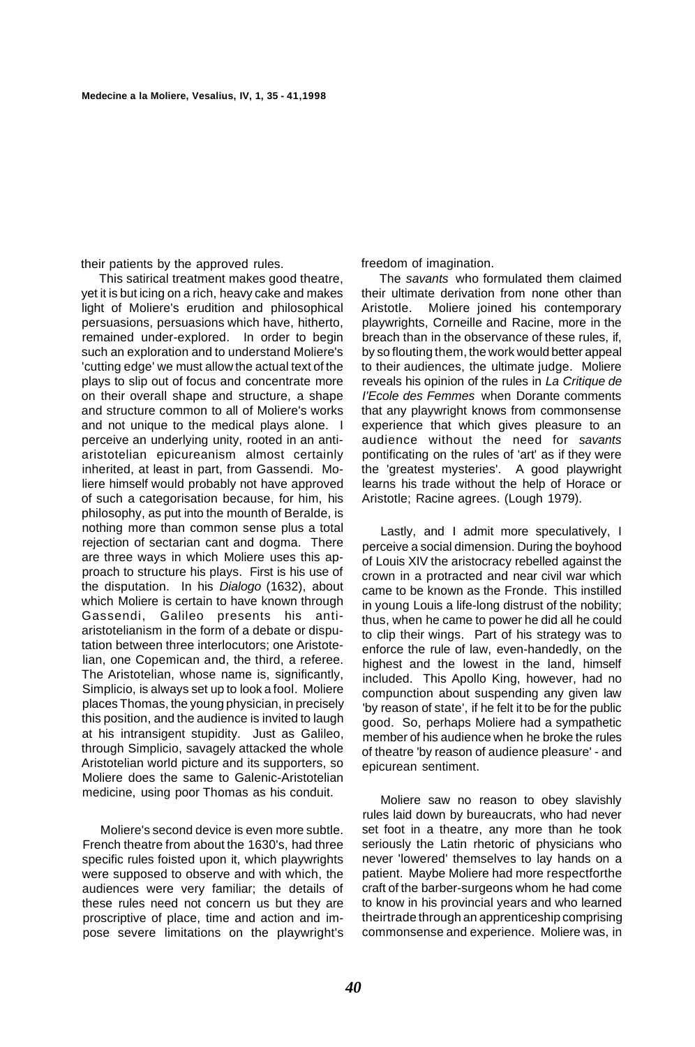their patients by the approved rules.

This satirical treatment makes good theatre, yet it is but icing on a rich, heavy cake and makes light of Moliere's erudition and philosophical persuasions, persuasions which have, hitherto, remained under-explored. In order to begin such an exploration and to understand Moliere's 'cutting edge' we must allow the actual text of the plays to slip out of focus and concentrate more on their overall shape and structure, a shape and structure common to all of Moliere's works and not unique to the medical plays alone. I perceive an underlying unity, rooted in an anti-aristotelian epicureanism almost certainly inherited, at least in part, from Gassendi. Moliere himself would probably not have approved of such a categorisation because, for him, his philosophy, as put into the mounth of Beralde, is nothing more than common sense plus a total rejection of sectarian cant and dogma. There are three ways in which Moliere uses this approach to structure his plays. First is his use of the disputation. In his *Dialogo* (1632), about which Moliere is certain to have known through Gassendi, Galileo presents his anti-aristotelianism in the form of a debate or disputation between three interlocutors; one Aristotelian, one Copemican and, the third, a referee. The Aristotelian, whose name is, significantly, Simplicio, is always set up to look a fool. Moliere places Thomas, the young physician, in precisely this position, and the audience is invited to laugh at his intransigent stupidity. Just as Galileo, through Simplicio, savagely attacked the whole Aristotelian world picture and its supporters, so Moliere does the same to Galenic-Aristotelian medicine, using poor Thomas as his conduit.

Moliere's second device is even more subtle. French theatre from about the 1630's, had three specific rules foisted upon it, which playwrights were supposed to observe and with which, the audiences were very familiar; the details of these rules need not concern us but they are proscriptive of place, time and action and impose severe limitations on the playwright's freedom of imagination.

The *savants* who formulated them claimed their ultimate derivation from none other than Aristotle. Moliere joined his contemporary playwrights, Corneille and Racine, more in the breach than in the observance of these rules, if, by so flouting them, the work would better appeal to their audiences, the ultimate judge. Moliere reveals his opinion of the rules in *La Critique de l'Ecole des Femmes* when Dorante comments that any playwright knows from commonsense experience that which gives pleasure to an audience without the need for *savants* pontificating on the rules of 'art' as if they were the 'greatest mysteries'. A good playwright learns his trade without the help of Horace or Aristotle; Racine agrees. (Lough 1979).

Lastly, and I admit more speculatively, I perceive a social dimension. During the boyhood of Louis XIV the aristocracy rebelled against the crown in a protracted and near civil war which came to be known as the Fronde. This instilled in young Louis a life-long distrust of the nobility; thus, when he came to power he did all he could to clip their wings. Part of his strategy was to enforce the rule of law, even-handedly, on the highest and the lowest in the land, himself included. This Apollo King, however, had no compunction about suspending any given law 'by reason of state', if he felt it to be for the public good. So, perhaps Moliere had a sympathetic member of his audience when he broke the rules of theatre 'by reason of audience pleasure' - and epicurean sentiment.

Moliere saw no reason to obey slavishly rules laid down by bureaucrats, who had never set foot in a theatre, any more than he took seriously the Latin rhetoric of physicians who never 'lowered' themselves to lay hands on a patient. Maybe Moliere had more respectforthe craft of the barber-surgeons whom he had come to know in his provincial years and who learned theirtrade through an apprenticeship comprising commonsense and experience. Moliere was, in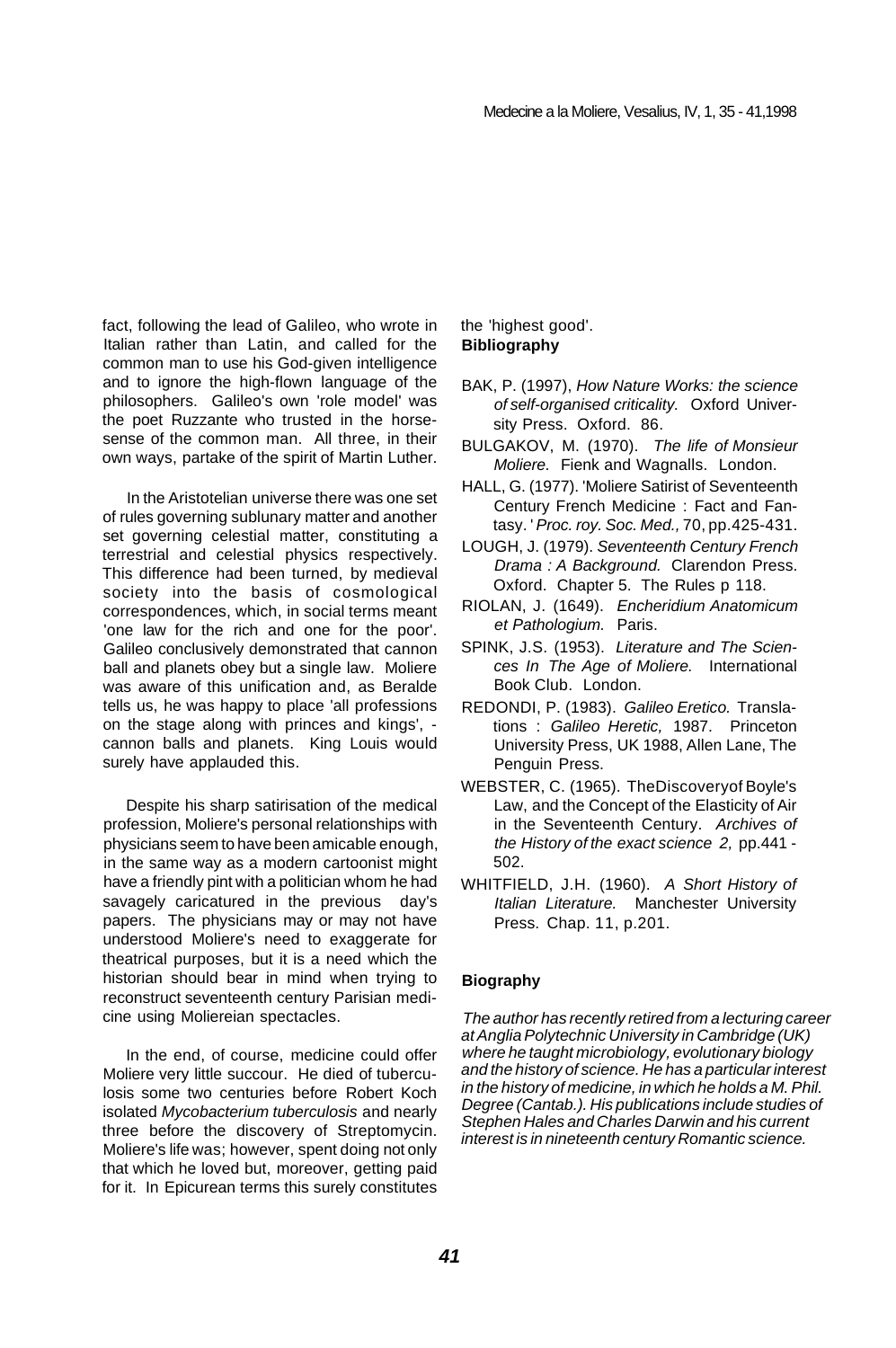fact, following the lead of Galileo, who wrote in Italian rather than Latin, and called for the common man to use his God-given intelligence and to ignore the high-flown language of the philosophers. Galileo's own 'role model' was the poet Ruzzante who trusted in the horse-sense of the common man. All three, in their own ways, partake of the spirit of Martin Luther.

In the Aristotelian universe there was one set of rules governing sublunary matter and another set governing celestial matter, constituting a terrestrial and celestial physics respectively. This difference had been turned, by medieval society into the basis of cosmological correspondences, which, in social terms meant 'one law for the rich and one for the poor'. Galileo conclusively demonstrated that cannon ball and planets obey but a single law. Moliere was aware of this unification and, as Beralde tells us, he was happy to place 'all professions on the stage along with princes and kings', - cannon balls and planets. King Louis would surely have applauded this.

Despite his sharp satirisation of the medical profession, Moliere's personal relationships with physicians seem to have been amicable enough, in the same way as a modern cartoonist might have a friendly pint with a politician whom he had savagely caricatured in the previous day's papers. The physicians may or may not have understood Moliere's need to exaggerate for theatrical purposes, but it is a need which the historian should bear in mind when trying to reconstruct seventeenth century Parisian medicine using Moliereian spectacles.

In the end, of course, medicine could offer Moliere very little succour. He died of tuberculosis some two centuries before Robert Koch isolated *Mycobacterium tuberculosis* and nearly three before the discovery of Streptomycin. Moliere's life was; however, spent doing not only that which he loved but, moreover, getting paid for it. In Epicurean terms this surely constitutes the 'highest good'.

**Bibliography**

BAK, P. (1997), *How Nature Works: the science of self-organised criticality.* Oxford University Press. Oxford. 86.

BULGAKOV, M. (1970). *The life of Monsieur Moliere.* Fienk and Wagnalls. London.

HALL, G. (1977). 'Moliere Satirist of Seventeenth Century French Medicine : Fact and Fantasy.' *Proc. roy. Soc. Med.,* 70, pp.425-431.

LOUGH, J. (1979). *Seventeenth Century French Drama : A Background.* Clarendon Press. Oxford. Chapter 5. The Rules p 118.

RIOLAN, J. (1649). *Encheridium Anatomicum et Pathologium.* Paris.

SPINK, J.S. (1953). *Literature and The Sciences In The Age of Moliere.* International Book Club. London.

REDONDI, P. (1983). *Galileo Eretico.* Translations : *Galileo Heretic,* 1987. Princeton University Press, UK 1988, Allen Lane, The Penguin Press.

WEBSTER, C. (1965). TheDiscoveryof Boyle's Law, and the Concept of the Elasticity of Air in the Seventeenth Century. *Archives of the History of the exact science 2,* pp.441 - 502.

WHITFIELD, J.H. (1960). *A Short History of Italian Literature.* Manchester University Press. Chap. 11, p.201.

**Biography**

*The author has recently retired from a lecturing career at Anglia Polytechnic University in Cambridge (UK) where he taught microbiology, evolutionary biology and the history of science. He has a particular interest in the history of medicine, in which he holds a M. Phil. Degree (Cantab.). His publications include studies of Stephen Hales and Charles Darwin and his current interest is in nineteenth century Romantic science.*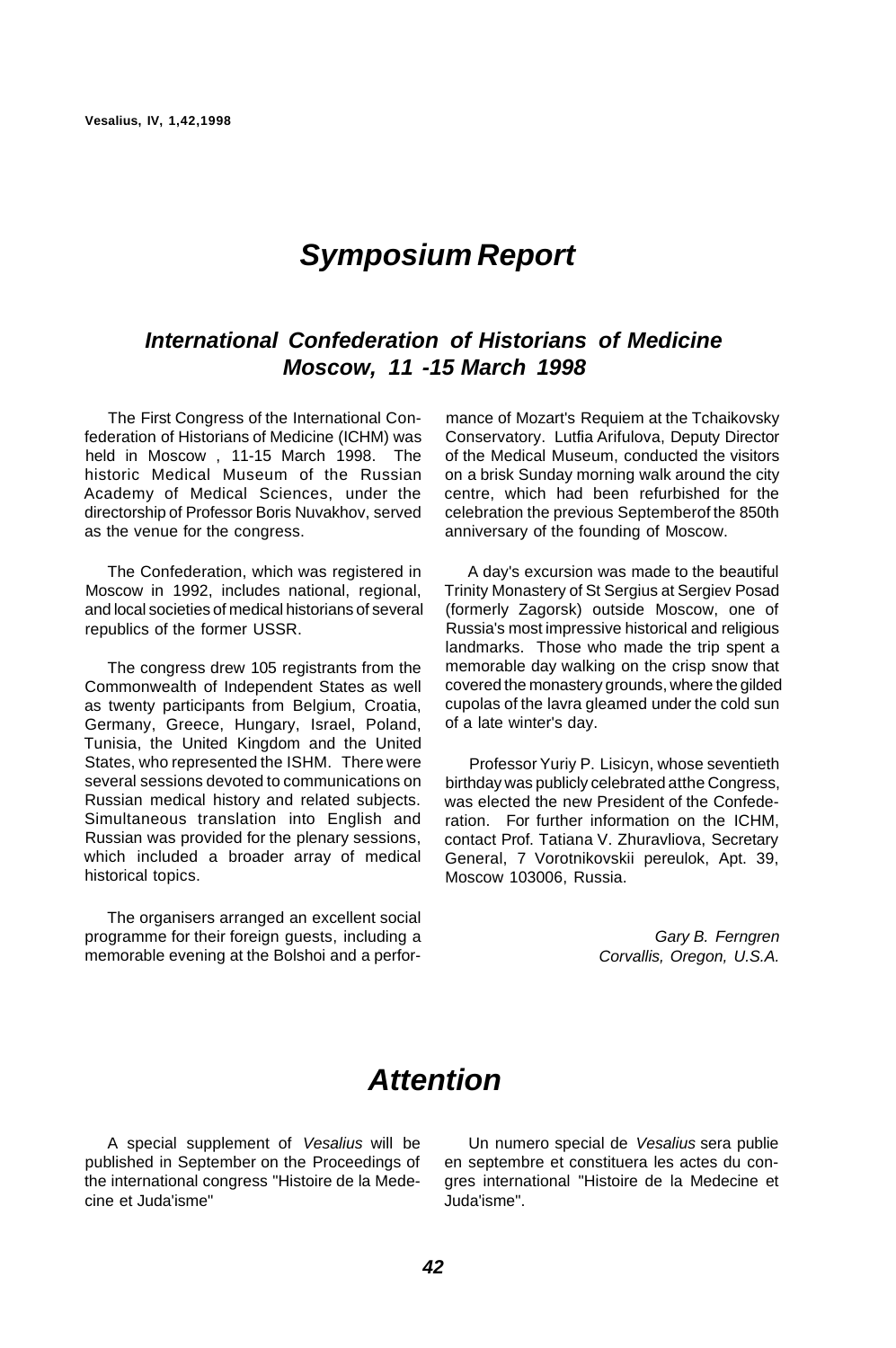# *Symposium Report*

## *International Confederation of Historians of Medicine Moscow, 11 -15 March 1998*

The First Congress of the International Confederation of Historians of Medicine (ICHM) was held in Moscow , 11-15 March 1998. The historic Medical Museum of the Russian Academy of Medical Sciences, under the directorship of Professor Boris Nuvakhov, served as the venue for the congress.

The Confederation, which was registered in Moscow in 1992, includes national, regional, and local societies of medical historians of several republics of the former USSR.

The congress drew 105 registrants from the Commonwealth of Independent States as well as twenty participants from Belgium, Croatia, Germany, Greece, Hungary, Israel, Poland, Tunisia, the United Kingdom and the United States, who represented the ISHM. There were several sessions devoted to communications on Russian medical history and related subjects. Simultaneous translation into English and Russian was provided for the plenary sessions, which included a broader array of medical historical topics.

The organisers arranged an excellent social programme for their foreign guests, including a memorable evening at the Bolshoi and a performance of Mozart's Requiem at the Tchaikovsky Conservatory. Lutfia Arifulova, Deputy Director of the Medical Museum, conducted the visitors on a brisk Sunday morning walk around the city centre, which had been refurbished for the celebration the previous Septemberof the 850th anniversary of the founding of Moscow.

A day's excursion was made to the beautiful Trinity Monastery of St Sergius at Sergiev Posad (formerly Zagorsk) outside Moscow, one of Russia's most impressive historical and religious landmarks. Those who made the trip spent a memorable day walking on the crisp snow that covered the monastery grounds, where the gilded cupolas of the lavra gleamed under the cold sun of a late winter's day.

Professor Yuriy P. Lisicyn, whose seventieth birthday was publicly celebrated atthe Congress, was elected the new President of the Confederation. For further information on the ICHM, contact Prof. Tatiana V. Zhuravliova, Secretary General, 7 Vorotnikovskii pereulok, Apt. 39, Moscow 103006, Russia.

*Gary B. Ferngren*
*Corvallis, Oregon, U.S.A.*

# *Attention*

A special supplement of *Vesalius* will be published in September on the Proceedings of the international congress "Histoire de la Medecine et Juda'isme"

Un numero special de *Vesalius* sera publie en septembre et constituera les actes du congres international "Histoire de la Medecine et Juda'isme".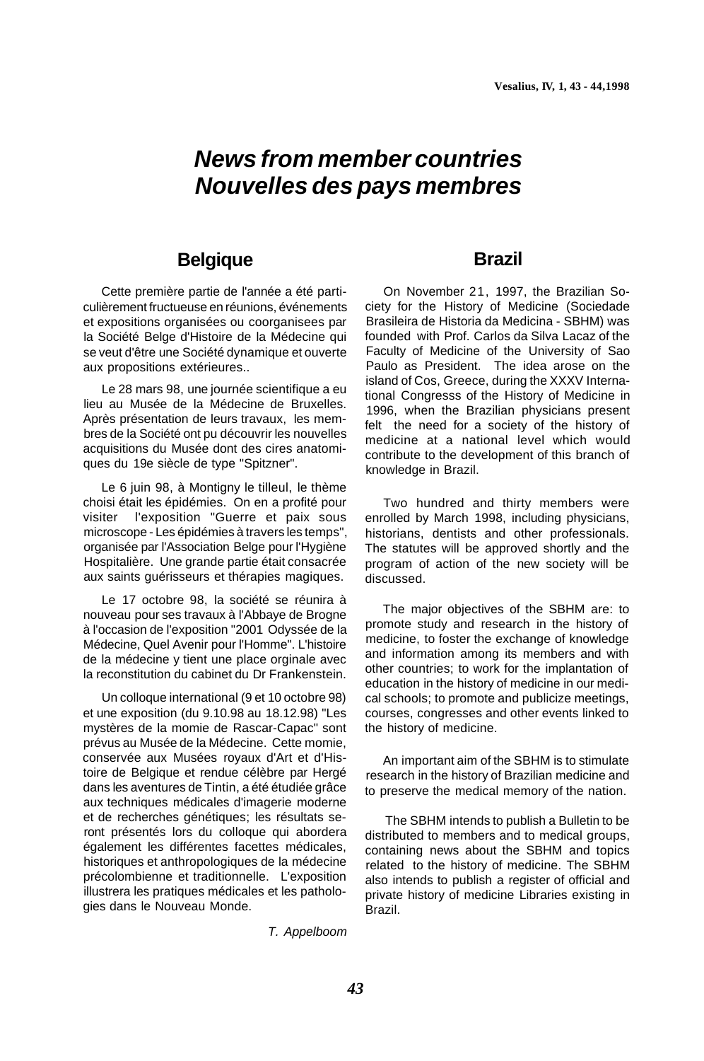# *News from member countries*
# *Nouvelles des pays membres*

## Belgique

Cette première partie de l'année a été particulièrement fructueuse en réunions, événements et expositions organisées ou coorganisees par la Société Belge d'Histoire de la Médecine qui se veut d'être une Société dynamique et ouverte aux propositions extérieures..

Le 28 mars 98, une journée scientifique a eu lieu au Musée de la Médecine de Bruxelles. Après présentation de leurs travaux, les membres de la Société ont pu découvrir les nouvelles acquisitions du Musée dont des cires anatomiques du 19e siècle de type "Spitzner".

Le 6 juin 98, à Montigny le tilleul, le thème choisi était les épidémies. On en a profité pour visiter l'exposition "Guerre et paix sous microscope - Les épidémies à travers les temps", organisée par l'Association Belge pour l'Hygiène Hospitalière. Une grande partie était consacrée aux saints guérisseurs et thérapies magiques.

Le 17 octobre 98, la société se réunira à nouveau pour ses travaux à l'Abbaye de Brogne à l'occasion de l'exposition "2001 Odyssée de la Médecine, Quel Avenir pour l'Homme". L'histoire de la médecine y tient une place orginale avec la reconstitution du cabinet du Dr Frankenstein.

Un colloque international (9 et 10 octobre 98) et une exposition (du 9.10.98 au 18.12.98) "Les mystères de la momie de Rascar-Capac" sont prévus au Musée de la Médecine. Cette momie, conservée aux Musées royaux d'Art et d'Histoire de Belgique et rendue célèbre par Hergé dans les aventures de Tintin, a été étudiée grâce aux techniques médicales d'imagerie moderne et de recherches génétiques; les résultats seront présentés lors du colloque qui abordera également les différentes facettes médicales, historiques et anthropologiques de la médecine précolombienne et traditionnelle. L'exposition illustrera les pratiques médicales et les pathologies dans le Nouveau Monde.

*T. Appelboom*

## Brazil

On November 21, 1997, the Brazilian Society for the History of Medicine (Sociedade Brasileira de Historia da Medicina - SBHM) was founded with Prof. Carlos da Silva Lacaz of the Faculty of Medicine of the University of Sao Paulo as President. The idea arose on the island of Cos, Greece, during the XXXV International Congresss of the History of Medicine in 1996, when the Brazilian physicians present felt the need for a society of the history of medicine at a national level which would contribute to the development of this branch of knowledge in Brazil.

Two hundred and thirty members were enrolled by March 1998, including physicians, historians, dentists and other professionals. The statutes will be approved shortly and the program of action of the new society will be discussed.

The major objectives of the SBHM are: to promote study and research in the history of medicine, to foster the exchange of knowledge and information among its members and with other countries; to work for the implantation of education in the history of medicine in our medical schools; to promote and publicize meetings, courses, congresses and other events linked to the history of medicine.

An important aim of the SBHM is to stimulate research in the history of Brazilian medicine and to preserve the medical memory of the nation.

The SBHM intends to publish a Bulletin to be distributed to members and to medical groups, containing news about the SBHM and topics related to the history of medicine. The SBHM also intends to publish a register of official and private history of medicine Libraries existing in Brazil.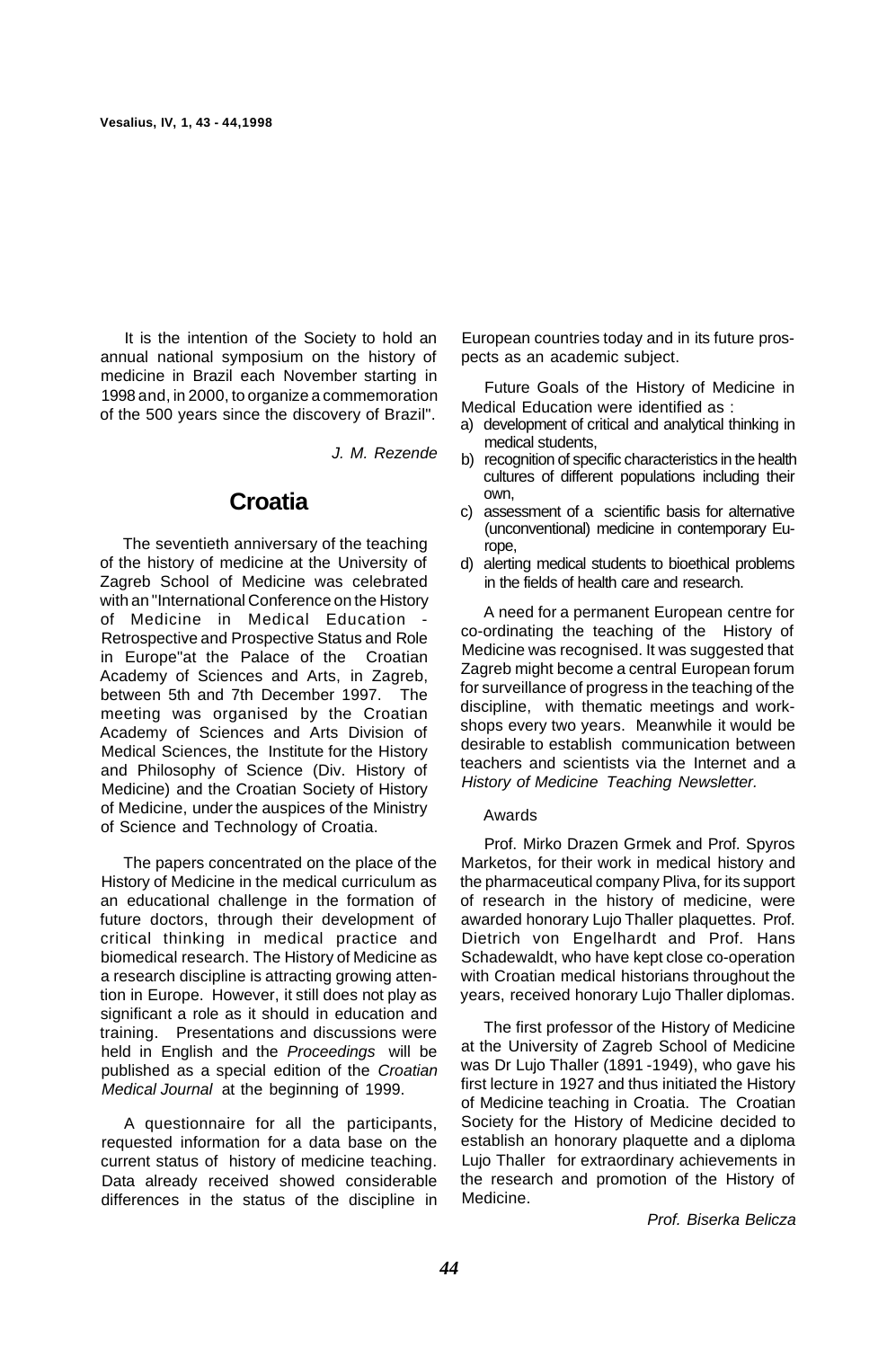It is the intention of the Society to hold an annual national symposium on the history of medicine in Brazil each November starting in 1998 and, in 2000, to organize a commemoration of the 500 years since the discovery of Brazil".

*J. M. Rezende*

## Croatia

The seventieth anniversary of the teaching of the history of medicine at the University of Zagreb School of Medicine was celebrated with an "International Conference on the History of Medicine in Medical Education - Retrospective and Prospective Status and Role in Europe"at the Palace of the Croatian Academy of Sciences and Arts, in Zagreb, between 5th and 7th December 1997. The meeting was organised by the Croatian Academy of Sciences and Arts Division of Medical Sciences, the Institute for the History and Philosophy of Science (Div. History of Medicine) and the Croatian Society of History of Medicine, under the auspices of the Ministry of Science and Technology of Croatia.

The papers concentrated on the place of the History of Medicine in the medical curriculum as an educational challenge in the formation of future doctors, through their development of critical thinking in medical practice and biomedical research. The History of Medicine as a research discipline is attracting growing attention in Europe. However, it still does not play as significant a role as it should in education and training. Presentations and discussions were held in English and the *Proceedings* will be published as a special edition of the *Croatian Medical Journal* at the beginning of 1999.

A questionnaire for all the participants, requested information for a data base on the current status of history of medicine teaching. Data already received showed considerable differences in the status of the discipline in European countries today and in its future prospects as an academic subject.

Future Goals of the History of Medicine in Medical Education were identified as :

a) development of critical and analytical thinking in medical students,
b) recognition of specific characteristics in the health cultures of different populations including their own,
c) assessment of a scientific basis for alternative (unconventional) medicine in contemporary Europe,
d) alerting medical students to bioethical problems in the fields of health care and research.

A need for a permanent European centre for co-ordinating the teaching of the History of Medicine was recognised. It was suggested that Zagreb might become a central European forum for surveillance of progress in the teaching of the discipline, with thematic meetings and workshops every two years. Meanwhile it would be desirable to establish communication between teachers and scientists via the Internet and a *History of Medicine Teaching Newsletter.*

Awards

Prof. Mirko Drazen Grmek and Prof. Spyros Marketos, for their work in medical history and the pharmaceutical company Pliva, for its support of research in the history of medicine, were awarded honorary Lujo Thaller plaquettes. Prof. Dietrich von Engelhardt and Prof. Hans Schadewaldt, who have kept close co-operation with Croatian medical historians throughout the years, received honorary Lujo Thaller diplomas.

The first professor of the History of Medicine at the University of Zagreb School of Medicine was Dr Lujo Thaller (1891 -1949), who gave his first lecture in 1927 and thus initiated the History of Medicine teaching in Croatia. The Croatian Society for the History of Medicine decided to establish an honorary plaquette and a diploma Lujo Thaller for extraordinary achievements in the research and promotion of the History of Medicine.

*Prof. Biserka Belicza*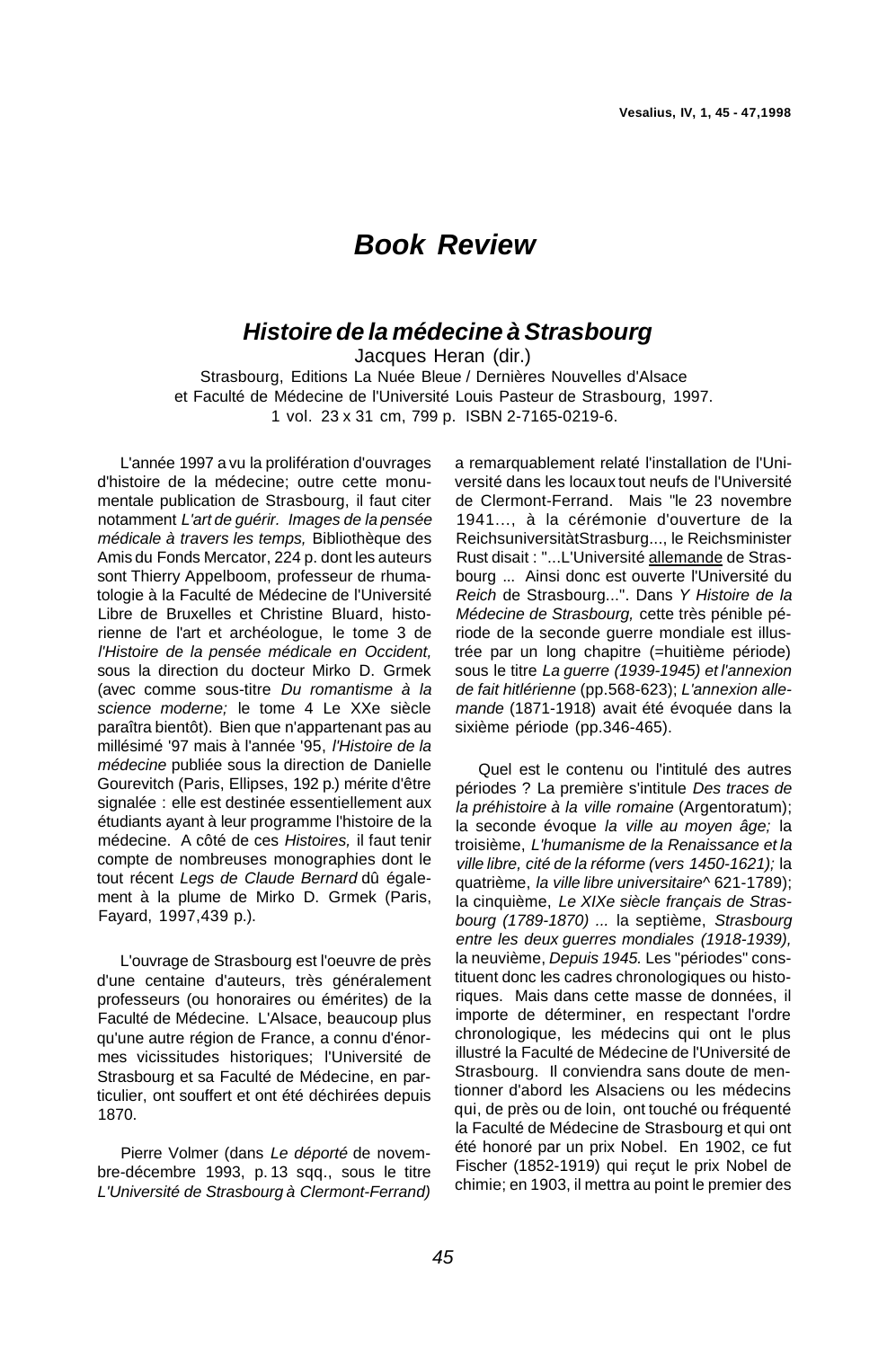# Book Review

## *Histoire de la médecine à Strasbourg*

Jacques Heran (dir.)

Strasbourg, Editions La Nuée Bleue / Dernières Nouvelles d'Alsace
et Faculté de Médecine de l'Université Louis Pasteur de Strasbourg, 1997.
1 vol. 23 x 31 cm, 799 p. ISBN 2-7165-0219-6.

L'année 1997 a vu la prolifération d'ouvrages d'histoire de la médecine; outre cette monumentale publication de Strasbourg, il faut citer notamment *L'art de guérir. Images de la pensée médicale à travers les temps,* Bibliothèque des Amis du Fonds Mercator, 224 p. dont les auteurs sont Thierry Appelboom, professeur de rhumatologie à la Faculté de Médecine de l'Université Libre de Bruxelles et Christine Bluard, historienne de l'art et archéologue, le tome 3 de *l'Histoire de la pensée médicale en Occident,* sous la direction du docteur Mirko D. Grmek (avec comme sous-titre *Du romantisme à la science moderne;* le tome 4 Le XXe siècle paraîtra bientôt). Bien que n'appartenant pas au millésimé '97 mais à l'année '95, *l'Histoire de la médecine* publiée sous la direction de Danielle Gourevitch (Paris, Ellipses, 192 p.) mérite d'être signalée : elle est destinée essentiellement aux étudiants ayant à leur programme l'histoire de la médecine. A côté de ces *Histoires,* il faut tenir compte de nombreuses monographies dont le tout récent *Legs de Claude Bernard* dû également à la plume de Mirko D. Grmek (Paris, Fayard, 1997,439 p.).

L'ouvrage de Strasbourg est l'oeuvre de près d'une centaine d'auteurs, très généralement professeurs (ou honoraires ou émérites) de la Faculté de Médecine. L'Alsace, beaucoup plus qu'une autre région de France, a connu d'énormes vicissitudes historiques; l'Université de Strasbourg et sa Faculté de Médecine, en particulier, ont souffert et ont été déchirées depuis 1870.

Pierre Volmer (dans *Le déporté* de novembre-décembre 1993, p. 13 sqq., sous le titre *L'Université de Strasbourg à Clermont-Ferrand)* a remarquablement relaté l'installation de l'Université dans les locaux tout neufs de l'Université de Clermont-Ferrand. Mais "le 23 novembre 1941..., à la cérémonie d'ouverture de la ReichsuniversitàtStrasburg..., le Reichsminister Rust disait : "...L'Université allemande de Strasbourg ... Ainsi donc est ouverte l'Université du *Reich* de Strasbourg...". Dans *Y Histoire de la Médecine de Strasbourg,* cette très pénible période de la seconde guerre mondiale est illustrée par un long chapitre (=huitième période) sous le titre *La guerre (1939-1945) et l'annexion de fait hitlérienne* (pp.568-623); *L'annexion allemande* (1871-1918) avait été évoquée dans la sixième période (pp.346-465).

Quel est le contenu ou l'intitulé des autres périodes ? La première s'intitule *Des traces de la préhistoire à la ville romaine* (Argentoratum); la seconde évoque *la ville au moyen âge;* la troisième, *L'humanisme de la Renaissance et la ville libre, cité de la réforme (vers 1450-1621);* la quatrième, *la ville libre universitaire*^ 621-1789); la cinquième, *Le XIXe siècle français de Strasbourg (1789-1870) ...* la septième, *Strasbourg entre les deux guerres mondiales (1918-1939),* la neuvième, *Depuis 1945.* Les "périodes" constituent donc les cadres chronologiques ou historiques. Mais dans cette masse de données, il importe de déterminer, en respectant l'ordre chronologique, les médecins qui ont le plus illustré la Faculté de Médecine de l'Université de Strasbourg. Il conviendra sans doute de mentionner d'abord les Alsaciens ou les médecins qui, de près ou de loin, ont touché ou fréquenté la Faculté de Médecine de Strasbourg et qui ont été honoré par un prix Nobel. En 1902, ce fut Fischer (1852-1919) qui reçut le prix Nobel de chimie; en 1903, il mettra au point le premier des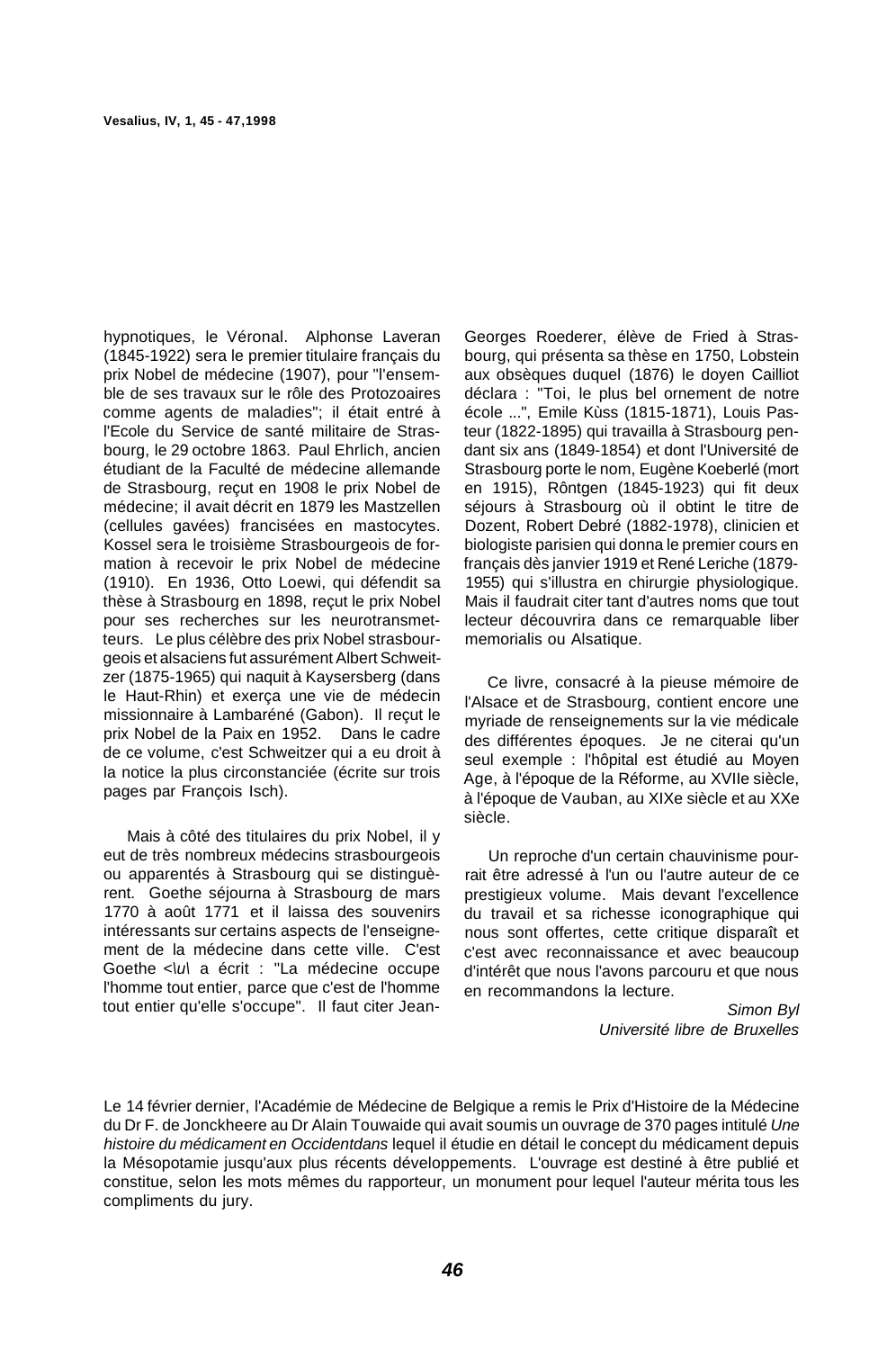hypnotiques, le Véronal. Alphonse Laveran (1845-1922) sera le premier titulaire français du prix Nobel de médecine (1907), pour "l'ensemble de ses travaux sur le rôle des Protozoaires comme agents de maladies"; il était entré à l'Ecole du Service de santé militaire de Strasbourg, le 29 octobre 1863. Paul Ehrlich, ancien étudiant de la Faculté de médecine allemande de Strasbourg, reçut en 1908 le prix Nobel de médecine; il avait décrit en 1879 les Mastzellen (cellules gavées) francisées en mastocytes. Kossel sera le troisième Strasbourgeois de formation à recevoir le prix Nobel de médecine (1910). En 1936, Otto Loewi, qui défendit sa thèse à Strasbourg en 1898, reçut le prix Nobel pour ses recherches sur les neurotransmetteurs. Le plus célèbre des prix Nobel strasbourgeois et alsaciens fut assurément Albert Schweitzer (1875-1965) qui naquit à Kaysersberg (dans le Haut-Rhin) et exerça une vie de médecin missionnaire à Lambaréné (Gabon). Il reçut le prix Nobel de la Paix en 1952. Dans le cadre de ce volume, c'est Schweitzer qui a eu droit à la notice la plus circonstanciée (écrite sur trois pages par François Isch).

Mais à côté des titulaires du prix Nobel, il y eut de très nombreux médecins strasbourgeois ou apparentés à Strasbourg qui se distinguèrent. Goethe séjourna à Strasbourg de mars 1770 à août 1771 et il laissa des souvenirs intéressants sur certains aspects de l'enseignement de la médecine dans cette ville. C'est Goethe <\u\ a écrit : "La médecine occupe l'homme tout entier, parce que c'est de l'homme tout entier qu'elle s'occupe". Il faut citer Jean-Georges Roederer, élève de Fried à Strasbourg, qui présenta sa thèse en 1750, Lobstein aux obsèques duquel (1876) le doyen Cailliot déclara : "Toi, le plus bel ornement de notre école ...", Emile Kùss (1815-1871), Louis Pasteur (1822-1895) qui travailla à Strasbourg pendant six ans (1849-1854) et dont l'Université de Strasbourg porte le nom, Eugène Koeberlé (mort en 1915), Rôntgen (1845-1923) qui fit deux séjours à Strasbourg où il obtint le titre de Dozent, Robert Debré (1882-1978), clinicien et biologiste parisien qui donna le premier cours en français dès janvier 1919 et René Leriche (1879-1955) qui s'illustra en chirurgie physiologique. Mais il faudrait citer tant d'autres noms que tout lecteur découvrira dans ce remarquable liber memorialis ou Alsatique.

Ce livre, consacré à la pieuse mémoire de l'Alsace et de Strasbourg, contient encore une myriade de renseignements sur la vie médicale des différentes époques. Je ne citerai qu'un seul exemple : l'hôpital est étudié au Moyen Age, à l'époque de la Réforme, au XVIIe siècle, à l'époque de Vauban, au XIXe siècle et au XXe siècle.

Un reproche d'un certain chauvinisme pourrait être adressé à l'un ou l'autre auteur de ce prestigieux volume. Mais devant l'excellence du travail et sa richesse iconographique qui nous sont offertes, cette critique disparaît et c'est avec reconnaissance et avec beaucoup d'intérêt que nous l'avons parcouru et que nous en recommandons la lecture.

*Simon Byl*
*Université libre de Bruxelles*

Le 14 février dernier, l'Académie de Médecine de Belgique a remis le Prix d'Histoire de la Médecine du Dr F. de Jonckheere au Dr Alain Touwaide qui avait soumis un ouvrage de 370 pages intitulé *Une histoire du médicament en Occidentdans* lequel il étudie en détail le concept du médicament depuis la Mésopotamie jusqu'aux plus récents développements. L'ouvrage est destiné à être publié et constitue, selon les mots mêmes du rapporteur, un monument pour lequel l'auteur mérita tous les compliments du jury.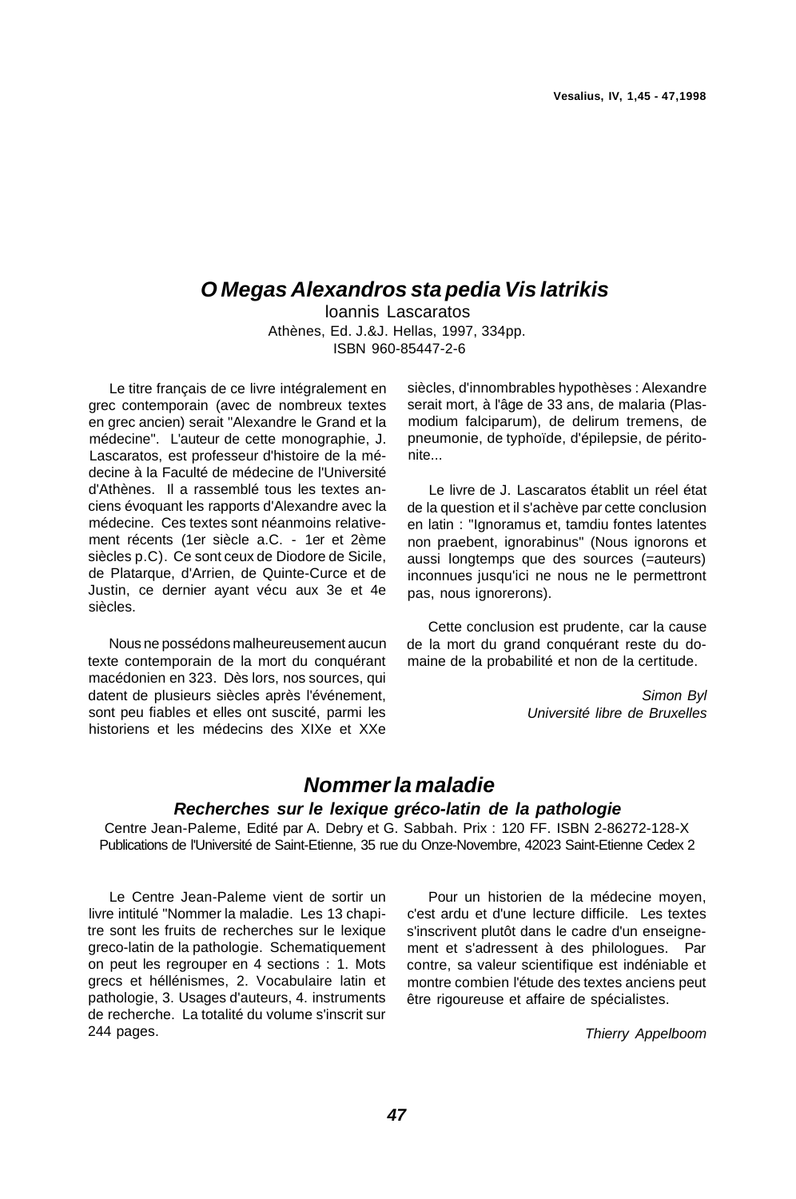## *O Megas Alexandros sta pedia Vis latrikis*

loannis Lascaratos

Athènes, Ed. J.&J. Hellas, 1997, 334pp.

ISBN 960-85447-2-6

Le titre français de ce livre intégralement en grec contemporain (avec de nombreux textes en grec ancien) serait "Alexandre le Grand et la médecine". L'auteur de cette monographie, J. Lascaratos, est professeur d'histoire de la médecine à la Faculté de médecine de l'Université d'Athènes. Il a rassemblé tous les textes anciens évoquant les rapports d'Alexandre avec la médecine. Ces textes sont néanmoins relativement récents (1er siècle a.C. - 1er et 2ème siècles p.C). Ce sont ceux de Diodore de Sicile, de Platarque, d'Arrien, de Quinte-Curce et de Justin, ce dernier ayant vécu aux 3e et 4e siècles.

Nous ne possédons malheureusement aucun texte contemporain de la mort du conquérant macédonien en 323. Dès lors, nos sources, qui datent de plusieurs siècles après l'événement, sont peu fiables et elles ont suscité, parmi les historiens et les médecins des XIXe et XXe siècles, d'innombrables hypothèses : Alexandre serait mort, à l'âge de 33 ans, de malaria (Plasmodium falciparum), de delirum tremens, de pneumonie, de typhoïde, d'épilepsie, de péritonite...

Le livre de J. Lascaratos établit un réel état de la question et il s'achève par cette conclusion en latin : "Ignoramus et, tamdiu fontes latentes non praebent, ignorabinus" (Nous ignorons et aussi longtemps que des sources (=auteurs) inconnues jusqu'ici ne nous ne le permettront pas, nous ignorerons).

Cette conclusion est prudente, car la cause de la mort du grand conquérant reste du domaine de la probabilité et non de la certitude.

*Simon Byl*
*Université libre de Bruxelles*

## *Nommer la maladie*

### *Recherches sur le lexique gréco-latin de la pathologie*

Centre Jean-Paleme, Edité par A. Debry et G. Sabbah. Prix : 120 FF. ISBN 2-86272-128-X
Publications de l'Université de Saint-Etienne, 35 rue du Onze-Novembre, 42023 Saint-Etienne Cedex 2

Le Centre Jean-Paleme vient de sortir un livre intitulé "Nommer la maladie. Les 13 chapitre sont les fruits de recherches sur le lexique greco-latin de la pathologie. Schematiquement on peut les regrouper en 4 sections : 1. Mots grecs et héllénismes, 2. Vocabulaire latin et pathologie, 3. Usages d'auteurs, 4. instruments de recherche. La totalité du volume s'inscrit sur 244 pages.

Pour un historien de la médecine moyen, c'est ardu et d'une lecture difficile. Les textes s'inscrivent plutôt dans le cadre d'un enseignement et s'adressent à des philologues. Par contre, sa valeur scientifique est indéniable et montre combien l'étude des textes anciens peut être rigoureuse et affaire de spécialistes.

*Thierry Appelboom*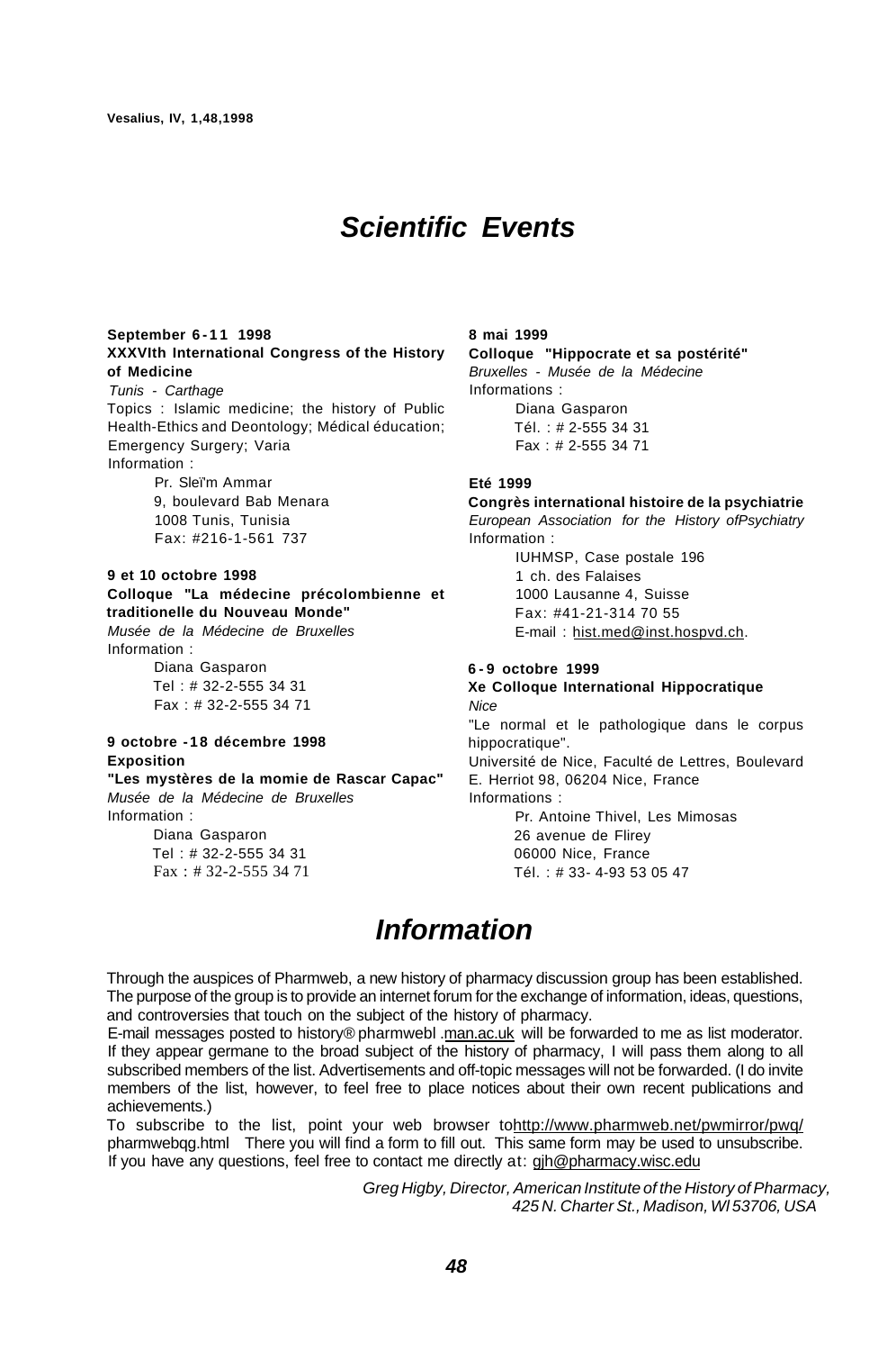# Scientific Events

**September 6-11 1998**
**XXXVIth International Congress of the History of Medicine**
*Tunis - Carthage*
Topics : Islamic medicine; the history of Public Health-Ethics and Deontology; Médical éducation; Emergency Surgery; Varia
Information :
Pr. Sleïm Ammar
9, boulevard Bab Menara
1008 Tunis, Tunisia
Fax: #216-1-561 737

**9 et 10 octobre 1998**
**Colloque "La médecine précolombienne et traditionelle du Nouveau Monde"**
*Musée de la Médecine de Bruxelles*
Information :
Diana Gasparon
Tel : # 32-2-555 34 31
Fax : # 32-2-555 34 71

**9 octobre -18 décembre 1998**
**Exposition**
**"Les mystères de la momie de Rascar Capac"**
*Musée de la Médecine de Bruxelles*
Information :
Diana Gasparon
Tel : # 32-2-555 34 31
Fax : # 32-2-555 34 71

**8 mai 1999**
**Colloque "Hippocrate et sa postérité"**
*Bruxelles - Musée de la Médecine*
Informations :
Diana Gasparon
Tél. : # 2-555 34 31
Fax : # 2-555 34 71

**Eté 1999**
**Congrès international histoire de la psychiatrie**
*European Association for the History ofPsychiatry*
Information :
IUHMSP, Case postale 196
1 ch. des Falaises
1000 Lausanne 4, Suisse
Fax: #41-21-314 70 55
E-mail : hist.med@inst.hospvd.ch.

**6-9 octobre 1999**
**Xe Colloque International Hippocratique**
*Nice*
"Le normal et le pathologique dans le corpus hippocratique".
Université de Nice, Faculté de Lettres, Boulevard E. Herriot 98, 06204 Nice, France
Informations :
Pr. Antoine Thivel, Les Mimosas
26 avenue de Flirey
06000 Nice, France
Tél. : # 33- 4-93 53 05 47

# Information

Through the auspices of Pharmweb, a new history of pharmacy discussion group has been established. The purpose of the group is to provide an internet forum for the exchange of information, ideas, questions, and controversies that touch on the subject of the history of pharmacy.

E-mail messages posted to history® pharmwebl .man.ac.uk will be forwarded to me as list moderator. If they appear germane to the broad subject of the history of pharmacy, I will pass them along to all subscribed members of the list. Advertisements and off-topic messages will not be forwarded. (I do invite members of the list, however, to feel free to place notices about their own recent publications and achievements.)

To subscribe to the list, point your web browser tohttp://www.pharmweb.net/pwmirror/pwq/pharmwebqg.html There you will find a form to fill out. This same form may be used to unsubscribe. If you have any questions, feel free to contact me directly at: gjh@pharmacy.wisc.edu

*Greg Higby, Director, American Institute of the History of Pharmacy, 425 N. Charter St., Madison, Wl 53706, USA*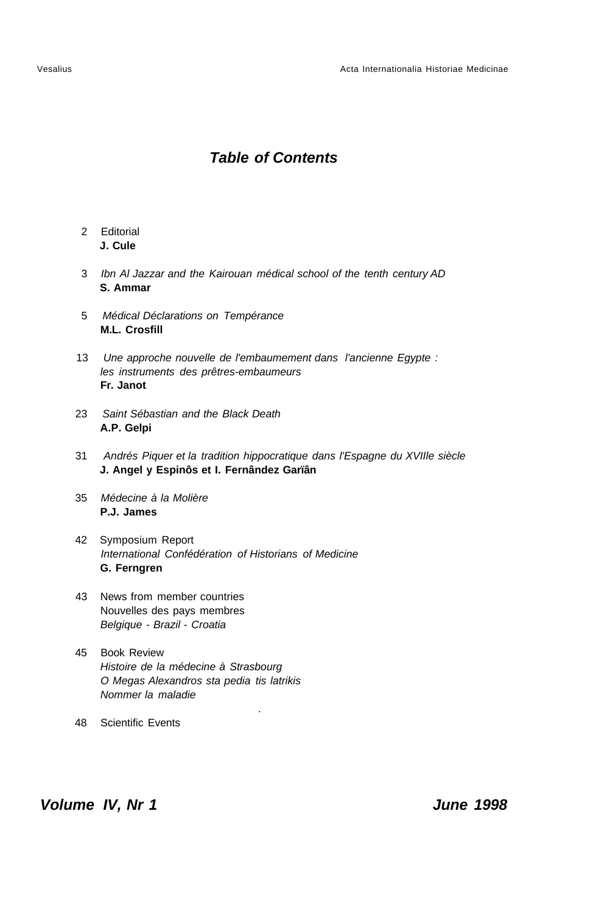## *Table of Contents*

2 Editorial
**J. Cule**

3 *Ibn Al Jazzar and the Kairouan médical school of the tenth century AD*
**S. Ammar**

5 *Médical Déclarations on Tempérance*
**M.L. Crosfill**

13 *Une approche nouvelle de l'embaumement dans l'ancienne Egypte : les instruments des prêtres-embaumeurs*
**Fr. Janot**

23 *Saint Sébastian and the Black Death*
**A.P. Gelpi**

31 *Andrés Piquer et la tradition hippocratique dans l'Espagne du XVIIIe siècle*
**J. Angel y Espinôs et I. Fernândez Garïân**

35 *Médecine à la Molière*
**P.J. James**

42 Symposium Report
*International Confédération of Historians of Medicine*
**G. Ferngren**

43 News from member countries
Nouvelles des pays membres
*Belgique - Brazil - Croatia*

45 Book Review
*Histoire de la médecine à Strasbourg*
*O Megas Alexandros sta pedia tis latrikis*
*Nommer la maladie*

48 Scientific Events

***Volume IV, Nr 1*** ***June 1998***